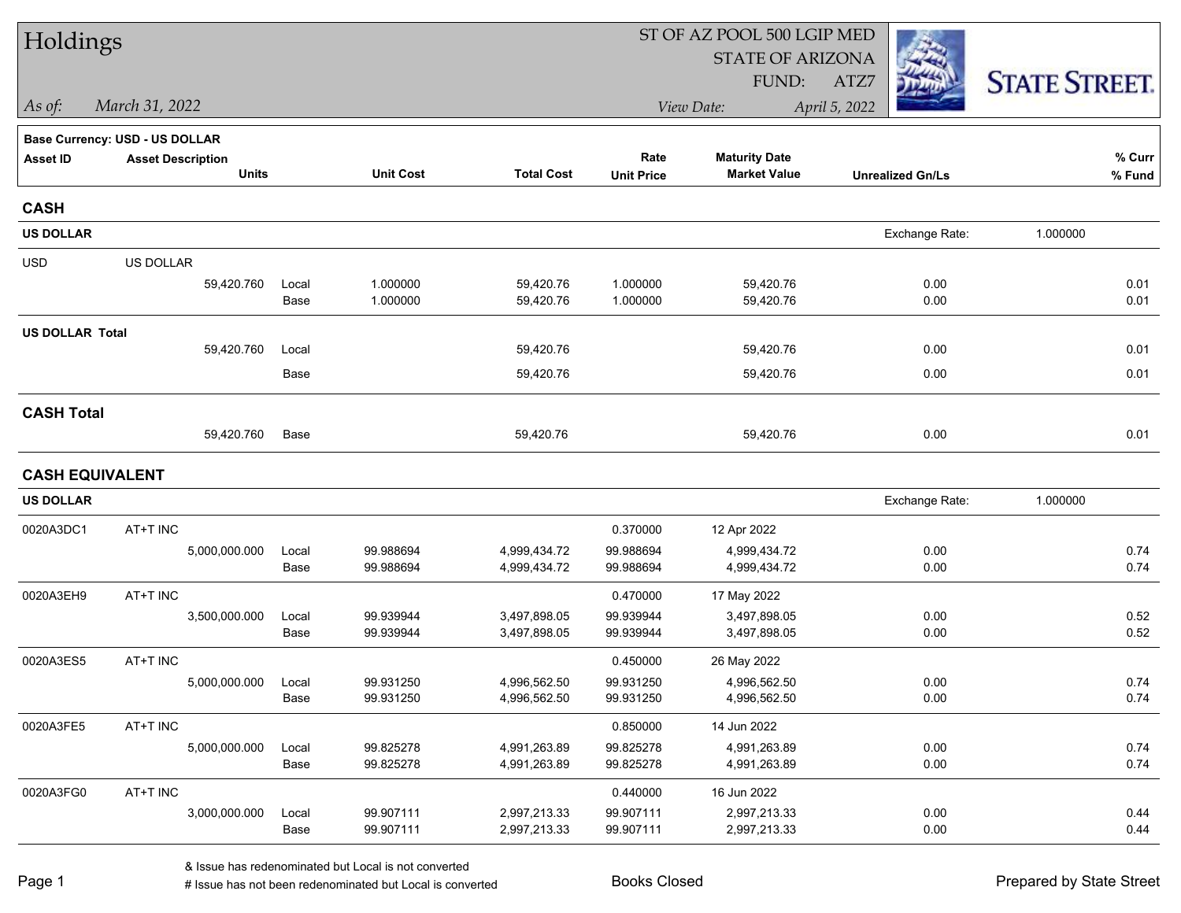# Holdings

ST OF AZ POOL 500 LGIP MED
STATE OF ARIZONA
FUND: ATZ7

*As of:* *March 31, 2022*

*View Date:* *April 5, 2022*

STATE STREET.

**Base Currency: USD - US DOLLAR**

| Asset ID | Asset Description / Units | | Unit Cost | Total Cost | Rate / Unit Price | Maturity Date / Market Value | Unrealized Gn/Ls | % Curr / % Fund |
|---|---|---|---|---|---|---|---|---|
| **CASH** | | | | | | | | |
| **US DOLLAR** | | | | | | | Exchange Rate: 1.000000 | |
| USD | US DOLLAR | | | | | | | |
| | 59,420.760 | Local | 1.000000 | 59,420.76 | 1.000000 | 59,420.76 | 0.00 | 0.01 |
| | | Base | 1.000000 | 59,420.76 | 1.000000 | 59,420.76 | 0.00 | 0.01 |
| **US DOLLAR Total** | | | | | | | | |
| | 59,420.760 | Local | | 59,420.76 | | 59,420.76 | 0.00 | 0.01 |
| | | Base | | 59,420.76 | | 59,420.76 | 0.00 | 0.01 |
| **CASH Total** | | | | | | | | |
| | 59,420.760 | Base | | 59,420.76 | | 59,420.76 | 0.00 | 0.01 |
| **CASH EQUIVALENT** | | | | | | | | |
| **US DOLLAR** | | | | | | | Exchange Rate: 1.000000 | |
| 0020A3DC1 | AT+T INC | | | | 0.370000 | 12 Apr 2022 | | |
| | 5,000,000.000 | Local | 99.988694 | 4,999,434.72 | 99.988694 | 4,999,434.72 | 0.00 | 0.74 |
| | | Base | 99.988694 | 4,999,434.72 | 99.988694 | 4,999,434.72 | 0.00 | 0.74 |
| 0020A3EH9 | AT+T INC | | | | 0.470000 | 17 May 2022 | | |
| | 3,500,000.000 | Local | 99.939944 | 3,497,898.05 | 99.939944 | 3,497,898.05 | 0.00 | 0.52 |
| | | Base | 99.939944 | 3,497,898.05 | 99.939944 | 3,497,898.05 | 0.00 | 0.52 |
| 0020A3ES5 | AT+T INC | | | | 0.450000 | 26 May 2022 | | |
| | 5,000,000.000 | Local | 99.931250 | 4,996,562.50 | 99.931250 | 4,996,562.50 | 0.00 | 0.74 |
| | | Base | 99.931250 | 4,996,562.50 | 99.931250 | 4,996,562.50 | 0.00 | 0.74 |
| 0020A3FE5 | AT+T INC | | | | 0.850000 | 14 Jun 2022 | | |
| | 5,000,000.000 | Local | 99.825278 | 4,991,263.89 | 99.825278 | 4,991,263.89 | 0.00 | 0.74 |
| | | Base | 99.825278 | 4,991,263.89 | 99.825278 | 4,991,263.89 | 0.00 | 0.74 |
| 0020A3FG0 | AT+T INC | | | | 0.440000 | 16 Jun 2022 | | |
| | 3,000,000.000 | Local | 99.907111 | 2,997,213.33 | 99.907111 | 2,997,213.33 | 0.00 | 0.44 |
| | | Base | 99.907111 | 2,997,213.33 | 99.907111 | 2,997,213.33 | 0.00 | 0.44 |

& Issue has redenominated but Local is not converted
# Issue has not been redenominated but Local is converted

Books Closed

Prepared by State Street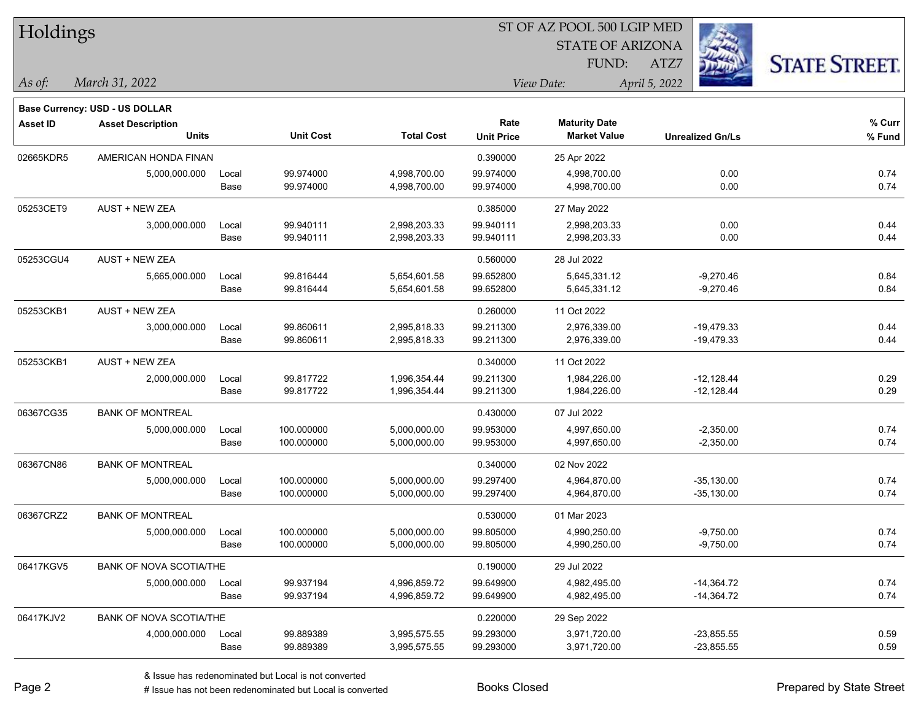# Holdings

ST OF AZ POOL 500 LGIP MED
STATE OF ARIZONA
FUND: ATZ7

*As of:* *March 31, 2022*

*View Date:* *April 5, 2022*

**Base Currency: USD - US DOLLAR**

| Asset ID | Asset Description / Units | | Unit Cost | Total Cost | Rate / Unit Price | Maturity Date / Market Value | Unrealized Gn/Ls | % Curr / % Fund |
|---|---|---|---|---|---|---|---|---|
| 02665KDR5 | AMERICAN HONDA FINAN | | | | 0.390000 | 25 Apr 2022 | | |
| | 5,000,000.000 | Local | 99.974000 | 4,998,700.00 | 99.974000 | 4,998,700.00 | 0.00 | 0.74 |
| | | Base | 99.974000 | 4,998,700.00 | 99.974000 | 4,998,700.00 | 0.00 | 0.74 |
| 05253CET9 | AUST + NEW ZEA | | | | 0.385000 | 27 May 2022 | | |
| | 3,000,000.000 | Local | 99.940111 | 2,998,203.33 | 99.940111 | 2,998,203.33 | 0.00 | 0.44 |
| | | Base | 99.940111 | 2,998,203.33 | 99.940111 | 2,998,203.33 | 0.00 | 0.44 |
| 05253CGU4 | AUST + NEW ZEA | | | | 0.560000 | 28 Jul 2022 | | |
| | 5,665,000.000 | Local | 99.816444 | 5,654,601.58 | 99.652800 | 5,645,331.12 | -9,270.46 | 0.84 |
| | | Base | 99.816444 | 5,654,601.58 | 99.652800 | 5,645,331.12 | -9,270.46 | 0.84 |
| 05253CKB1 | AUST + NEW ZEA | | | | 0.260000 | 11 Oct 2022 | | |
| | 3,000,000.000 | Local | 99.860611 | 2,995,818.33 | 99.211300 | 2,976,339.00 | -19,479.33 | 0.44 |
| | | Base | 99.860611 | 2,995,818.33 | 99.211300 | 2,976,339.00 | -19,479.33 | 0.44 |
| 05253CKB1 | AUST + NEW ZEA | | | | 0.340000 | 11 Oct 2022 | | |
| | 2,000,000.000 | Local | 99.817722 | 1,996,354.44 | 99.211300 | 1,984,226.00 | -12,128.44 | 0.29 |
| | | Base | 99.817722 | 1,996,354.44 | 99.211300 | 1,984,226.00 | -12,128.44 | 0.29 |
| 06367CG35 | BANK OF MONTREAL | | | | 0.430000 | 07 Jul 2022 | | |
| | 5,000,000.000 | Local | 100.000000 | 5,000,000.00 | 99.953000 | 4,997,650.00 | -2,350.00 | 0.74 |
| | | Base | 100.000000 | 5,000,000.00 | 99.953000 | 4,997,650.00 | -2,350.00 | 0.74 |
| 06367CN86 | BANK OF MONTREAL | | | | 0.340000 | 02 Nov 2022 | | |
| | 5,000,000.000 | Local | 100.000000 | 5,000,000.00 | 99.297400 | 4,964,870.00 | -35,130.00 | 0.74 |
| | | Base | 100.000000 | 5,000,000.00 | 99.297400 | 4,964,870.00 | -35,130.00 | 0.74 |
| 06367CRZ2 | BANK OF MONTREAL | | | | 0.530000 | 01 Mar 2023 | | |
| | 5,000,000.000 | Local | 100.000000 | 5,000,000.00 | 99.805000 | 4,990,250.00 | -9,750.00 | 0.74 |
| | | Base | 100.000000 | 5,000,000.00 | 99.805000 | 4,990,250.00 | -9,750.00 | 0.74 |
| 06417KGV5 | BANK OF NOVA SCOTIA/THE | | | | 0.190000 | 29 Jul 2022 | | |
| | 5,000,000.000 | Local | 99.937194 | 4,996,859.72 | 99.649900 | 4,982,495.00 | -14,364.72 | 0.74 |
| | | Base | 99.937194 | 4,996,859.72 | 99.649900 | 4,982,495.00 | -14,364.72 | 0.74 |
| 06417KJV2 | BANK OF NOVA SCOTIA/THE | | | | 0.220000 | 29 Sep 2022 | | |
| | 4,000,000.000 | Local | 99.889389 | 3,995,575.55 | 99.293000 | 3,971,720.00 | -23,855.55 | 0.59 |
| | | Base | 99.889389 | 3,995,575.55 | 99.293000 | 3,971,720.00 | -23,855.55 | 0.59 |

& Issue has redenominated but Local is not converted

# Issue has not been redenominated but Local is converted

Books Closed

Prepared by State Street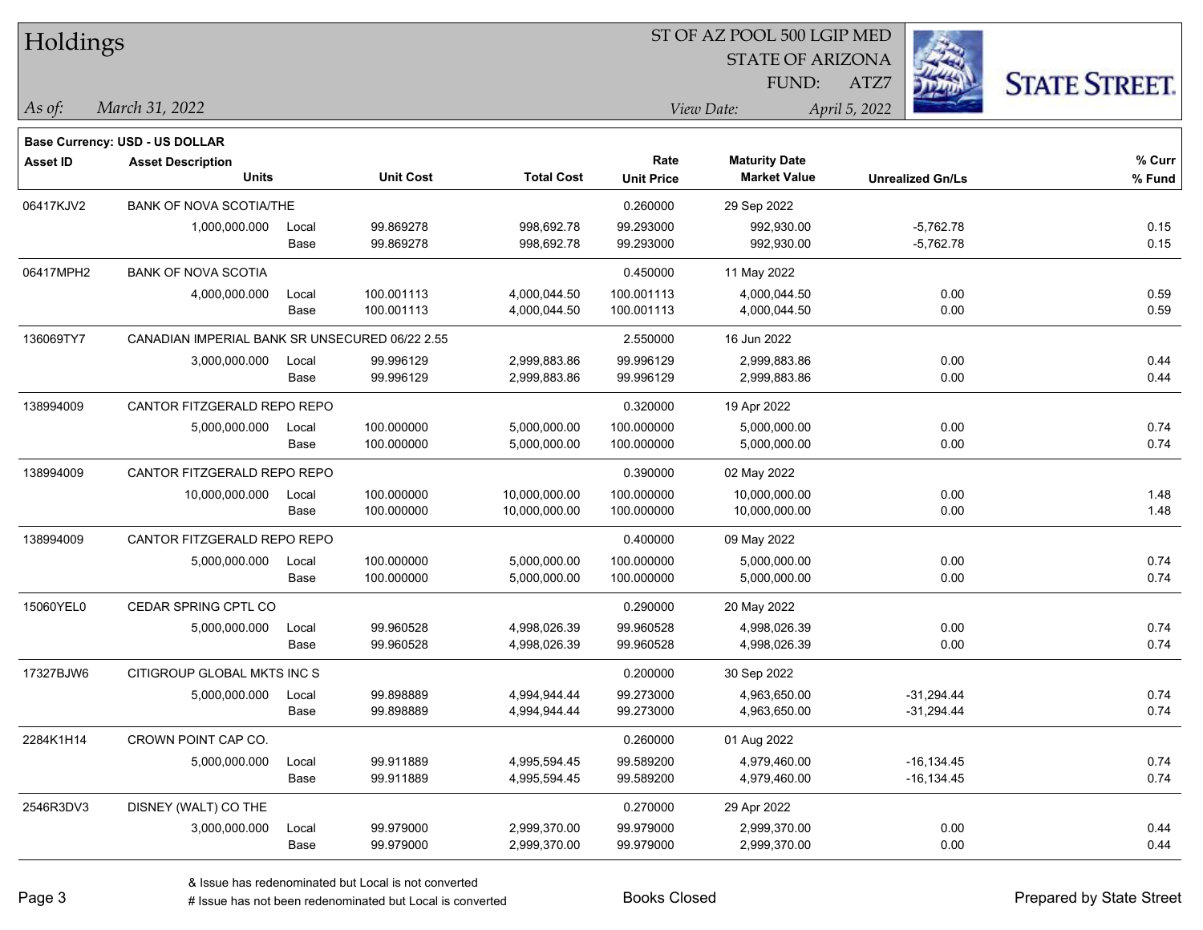# Holdings

ST OF AZ POOL 500 LGIP MED
STATE OF ARIZONA
FUND: ATZ7

*As of:* *March 31, 2022*

*View Date:* *April 5, 2022*

**Base Currency: USD - US DOLLAR**

| Asset ID | Asset Description / Units | | Unit Cost | Total Cost | Rate / Unit Price | Maturity Date / Market Value | Unrealized Gn/Ls | % Curr / % Fund |
|---|---|---|---|---|---|---|---|---|
| 06417KJV2 | BANK OF NOVA SCOTIA/THE | | | | 0.260000 | 29 Sep 2022 | | |
| | 1,000,000.000 | Local | 99.869278 | 998,692.78 | 99.293000 | 992,930.00 | -5,762.78 | 0.15 |
| | | Base | 99.869278 | 998,692.78 | 99.293000 | 992,930.00 | -5,762.78 | 0.15 |
| 06417MPH2 | BANK OF NOVA SCOTIA | | | | 0.450000 | 11 May 2022 | | |
| | 4,000,000.000 | Local | 100.001113 | 4,000,044.50 | 100.001113 | 4,000,044.50 | 0.00 | 0.59 |
| | | Base | 100.001113 | 4,000,044.50 | 100.001113 | 4,000,044.50 | 0.00 | 0.59 |
| 136069TY7 | CANADIAN IMPERIAL BANK SR UNSECURED 06/22 2.55 | | | | 2.550000 | 16 Jun 2022 | | |
| | 3,000,000.000 | Local | 99.996129 | 2,999,883.86 | 99.996129 | 2,999,883.86 | 0.00 | 0.44 |
| | | Base | 99.996129 | 2,999,883.86 | 99.996129 | 2,999,883.86 | 0.00 | 0.44 |
| 138994009 | CANTOR FITZGERALD REPO REPO | | | | 0.320000 | 19 Apr 2022 | | |
| | 5,000,000.000 | Local | 100.000000 | 5,000,000.00 | 100.000000 | 5,000,000.00 | 0.00 | 0.74 |
| | | Base | 100.000000 | 5,000,000.00 | 100.000000 | 5,000,000.00 | 0.00 | 0.74 |
| 138994009 | CANTOR FITZGERALD REPO REPO | | | | 0.390000 | 02 May 2022 | | |
| | 10,000,000.000 | Local | 100.000000 | 10,000,000.00 | 100.000000 | 10,000,000.00 | 0.00 | 1.48 |
| | | Base | 100.000000 | 10,000,000.00 | 100.000000 | 10,000,000.00 | 0.00 | 1.48 |
| 138994009 | CANTOR FITZGERALD REPO REPO | | | | 0.400000 | 09 May 2022 | | |
| | 5,000,000.000 | Local | 100.000000 | 5,000,000.00 | 100.000000 | 5,000,000.00 | 0.00 | 0.74 |
| | | Base | 100.000000 | 5,000,000.00 | 100.000000 | 5,000,000.00 | 0.00 | 0.74 |
| 15060YEL0 | CEDAR SPRING CPTL CO | | | | 0.290000 | 20 May 2022 | | |
| | 5,000,000.000 | Local | 99.960528 | 4,998,026.39 | 99.960528 | 4,998,026.39 | 0.00 | 0.74 |
| | | Base | 99.960528 | 4,998,026.39 | 99.960528 | 4,998,026.39 | 0.00 | 0.74 |
| 17327BJW6 | CITIGROUP GLOBAL MKTS INC S | | | | 0.200000 | 30 Sep 2022 | | |
| | 5,000,000.000 | Local | 99.898889 | 4,994,944.44 | 99.273000 | 4,963,650.00 | -31,294.44 | 0.74 |
| | | Base | 99.898889 | 4,994,944.44 | 99.273000 | 4,963,650.00 | -31,294.44 | 0.74 |
| 2284K1H14 | CROWN POINT CAP CO. | | | | 0.260000 | 01 Aug 2022 | | |
| | 5,000,000.000 | Local | 99.911889 | 4,995,594.45 | 99.589200 | 4,979,460.00 | -16,134.45 | 0.74 |
| | | Base | 99.911889 | 4,995,594.45 | 99.589200 | 4,979,460.00 | -16,134.45 | 0.74 |
| 2546R3DV3 | DISNEY (WALT) CO THE | | | | 0.270000 | 29 Apr 2022 | | |
| | 3,000,000.000 | Local | 99.979000 | 2,999,370.00 | 99.979000 | 2,999,370.00 | 0.00 | 0.44 |
| | | Base | 99.979000 | 2,999,370.00 | 99.979000 | 2,999,370.00 | 0.00 | 0.44 |

& Issue has redenominated but Local is not converted
# Issue has not been redenominated but Local is converted

Books Closed

Prepared by State Street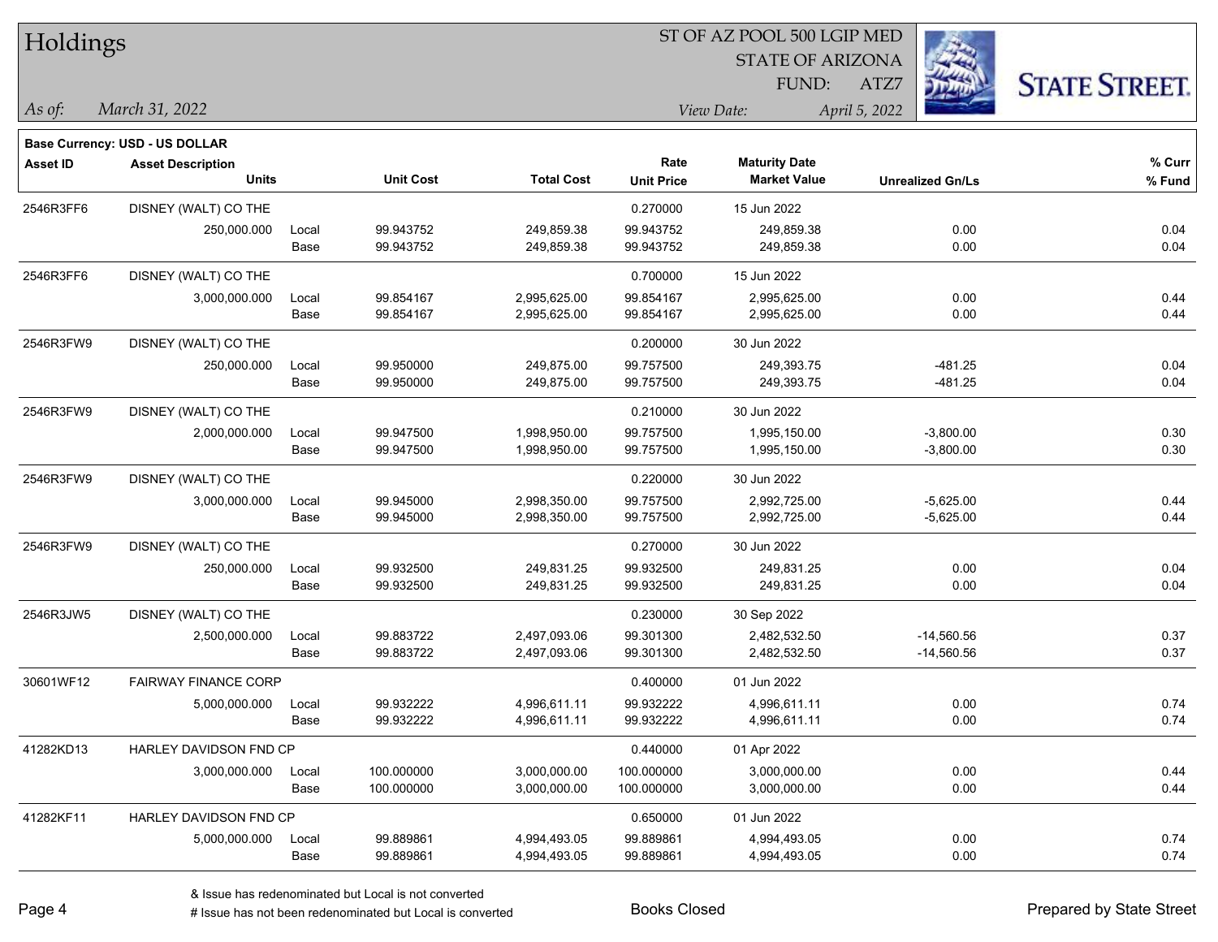# Holdings

ST OF AZ POOL 500 LGIP MED
STATE OF ARIZONA
FUND: ATZ7

*As of:* *March 31, 2022*

*View Date:* *April 5, 2022*

**Base Currency: USD - US DOLLAR**

| Asset ID | Asset Description / Units | | Unit Cost | Total Cost | Rate / Unit Price | Maturity Date / Market Value | Unrealized Gn/Ls | % Curr / % Fund |
|---|---|---|---|---|---|---|---|---|
| 2546R3FF6 | DISNEY (WALT) CO THE | | | | 0.270000 | 15 Jun 2022 | | |
| | 250,000.000 | Local | 99.943752 | 249,859.38 | 99.943752 | 249,859.38 | 0.00 | 0.04 |
| | | Base | 99.943752 | 249,859.38 | 99.943752 | 249,859.38 | 0.00 | 0.04 |
| 2546R3FF6 | DISNEY (WALT) CO THE | | | | 0.700000 | 15 Jun 2022 | | |
| | 3,000,000.000 | Local | 99.854167 | 2,995,625.00 | 99.854167 | 2,995,625.00 | 0.00 | 0.44 |
| | | Base | 99.854167 | 2,995,625.00 | 99.854167 | 2,995,625.00 | 0.00 | 0.44 |
| 2546R3FW9 | DISNEY (WALT) CO THE | | | | 0.200000 | 30 Jun 2022 | | |
| | 250,000.000 | Local | 99.950000 | 249,875.00 | 99.757500 | 249,393.75 | -481.25 | 0.04 |
| | | Base | 99.950000 | 249,875.00 | 99.757500 | 249,393.75 | -481.25 | 0.04 |
| 2546R3FW9 | DISNEY (WALT) CO THE | | | | 0.210000 | 30 Jun 2022 | | |
| | 2,000,000.000 | Local | 99.947500 | 1,998,950.00 | 99.757500 | 1,995,150.00 | -3,800.00 | 0.30 |
| | | Base | 99.947500 | 1,998,950.00 | 99.757500 | 1,995,150.00 | -3,800.00 | 0.30 |
| 2546R3FW9 | DISNEY (WALT) CO THE | | | | 0.220000 | 30 Jun 2022 | | |
| | 3,000,000.000 | Local | 99.945000 | 2,998,350.00 | 99.757500 | 2,992,725.00 | -5,625.00 | 0.44 |
| | | Base | 99.945000 | 2,998,350.00 | 99.757500 | 2,992,725.00 | -5,625.00 | 0.44 |
| 2546R3FW9 | DISNEY (WALT) CO THE | | | | 0.270000 | 30 Jun 2022 | | |
| | 250,000.000 | Local | 99.932500 | 249,831.25 | 99.932500 | 249,831.25 | 0.00 | 0.04 |
| | | Base | 99.932500 | 249,831.25 | 99.932500 | 249,831.25 | 0.00 | 0.04 |
| 2546R3JW5 | DISNEY (WALT) CO THE | | | | 0.230000 | 30 Sep 2022 | | |
| | 2,500,000.000 | Local | 99.883722 | 2,497,093.06 | 99.301300 | 2,482,532.50 | -14,560.56 | 0.37 |
| | | Base | 99.883722 | 2,497,093.06 | 99.301300 | 2,482,532.50 | -14,560.56 | 0.37 |
| 30601WF12 | FAIRWAY FINANCE CORP | | | | 0.400000 | 01 Jun 2022 | | |
| | 5,000,000.000 | Local | 99.932222 | 4,996,611.11 | 99.932222 | 4,996,611.11 | 0.00 | 0.74 |
| | | Base | 99.932222 | 4,996,611.11 | 99.932222 | 4,996,611.11 | 0.00 | 0.74 |
| 41282KD13 | HARLEY DAVIDSON FND CP | | | | 0.440000 | 01 Apr 2022 | | |
| | 3,000,000.000 | Local | 100.000000 | 3,000,000.00 | 100.000000 | 3,000,000.00 | 0.00 | 0.44 |
| | | Base | 100.000000 | 3,000,000.00 | 100.000000 | 3,000,000.00 | 0.00 | 0.44 |
| 41282KF11 | HARLEY DAVIDSON FND CP | | | | 0.650000 | 01 Jun 2022 | | |
| | 5,000,000.000 | Local | 99.889861 | 4,994,493.05 | 99.889861 | 4,994,493.05 | 0.00 | 0.74 |
| | | Base | 99.889861 | 4,994,493.05 | 99.889861 | 4,994,493.05 | 0.00 | 0.74 |

& Issue has redenominated but Local is not converted
# Issue has not been redenominated but Local is converted

Books Closed

Prepared by State Street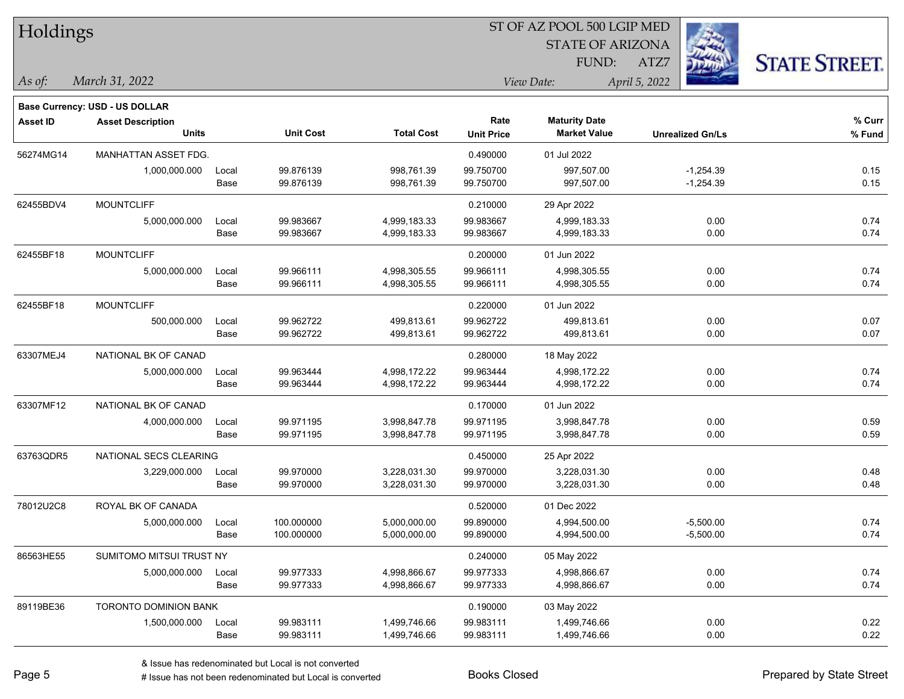# Holdings

ST OF AZ POOL 500 LGIP MED
STATE OF ARIZONA
FUND: ATZ7

*As of:* *March 31, 2022*
*View Date:* *April 5, 2022*

**Base Currency: USD - US DOLLAR**

| Asset ID | Asset Description / Units | | Unit Cost | Total Cost | Rate / Unit Price | Maturity Date / Market Value | Unrealized Gn/Ls | % Curr / % Fund |
|---|---|---|---|---|---|---|---|---|
| 56274MG14 | MANHATTAN ASSET FDG. | | | | 0.490000 | 01 Jul 2022 | | |
| | 1,000,000.000 | Local | 99.876139 | 998,761.39 | 99.750700 | 997,507.00 | -1,254.39 | 0.15 |
| | | Base | 99.876139 | 998,761.39 | 99.750700 | 997,507.00 | -1,254.39 | 0.15 |
| 62455BDV4 | MOUNTCLIFF | | | | 0.210000 | 29 Apr 2022 | | |
| | 5,000,000.000 | Local | 99.983667 | 4,999,183.33 | 99.983667 | 4,999,183.33 | 0.00 | 0.74 |
| | | Base | 99.983667 | 4,999,183.33 | 99.983667 | 4,999,183.33 | 0.00 | 0.74 |
| 62455BF18 | MOUNTCLIFF | | | | 0.200000 | 01 Jun 2022 | | |
| | 5,000,000.000 | Local | 99.966111 | 4,998,305.55 | 99.966111 | 4,998,305.55 | 0.00 | 0.74 |
| | | Base | 99.966111 | 4,998,305.55 | 99.966111 | 4,998,305.55 | 0.00 | 0.74 |
| 62455BF18 | MOUNTCLIFF | | | | 0.220000 | 01 Jun 2022 | | |
| | 500,000.000 | Local | 99.962722 | 499,813.61 | 99.962722 | 499,813.61 | 0.00 | 0.07 |
| | | Base | 99.962722 | 499,813.61 | 99.962722 | 499,813.61 | 0.00 | 0.07 |
| 63307MEJ4 | NATIONAL BK OF CANAD | | | | 0.280000 | 18 May 2022 | | |
| | 5,000,000.000 | Local | 99.963444 | 4,998,172.22 | 99.963444 | 4,998,172.22 | 0.00 | 0.74 |
| | | Base | 99.963444 | 4,998,172.22 | 99.963444 | 4,998,172.22 | 0.00 | 0.74 |
| 63307MF12 | NATIONAL BK OF CANAD | | | | 0.170000 | 01 Jun 2022 | | |
| | 4,000,000.000 | Local | 99.971195 | 3,998,847.78 | 99.971195 | 3,998,847.78 | 0.00 | 0.59 |
| | | Base | 99.971195 | 3,998,847.78 | 99.971195 | 3,998,847.78 | 0.00 | 0.59 |
| 63763QDR5 | NATIONAL SECS CLEARING | | | | 0.450000 | 25 Apr 2022 | | |
| | 3,229,000.000 | Local | 99.970000 | 3,228,031.30 | 99.970000 | 3,228,031.30 | 0.00 | 0.48 |
| | | Base | 99.970000 | 3,228,031.30 | 99.970000 | 3,228,031.30 | 0.00 | 0.48 |
| 78012U2C8 | ROYAL BK OF CANADA | | | | 0.520000 | 01 Dec 2022 | | |
| | 5,000,000.000 | Local | 100.000000 | 5,000,000.00 | 99.890000 | 4,994,500.00 | -5,500.00 | 0.74 |
| | | Base | 100.000000 | 5,000,000.00 | 99.890000 | 4,994,500.00 | -5,500.00 | 0.74 |
| 86563HE55 | SUMITOMO MITSUI TRUST NY | | | | 0.240000 | 05 May 2022 | | |
| | 5,000,000.000 | Local | 99.977333 | 4,998,866.67 | 99.977333 | 4,998,866.67 | 0.00 | 0.74 |
| | | Base | 99.977333 | 4,998,866.67 | 99.977333 | 4,998,866.67 | 0.00 | 0.74 |
| 89119BE36 | TORONTO DOMINION BANK | | | | 0.190000 | 03 May 2022 | | |
| | 1,500,000.000 | Local | 99.983111 | 1,499,746.66 | 99.983111 | 1,499,746.66 | 0.00 | 0.22 |
| | | Base | 99.983111 | 1,499,746.66 | 99.983111 | 1,499,746.66 | 0.00 | 0.22 |

& Issue has redenominated but Local is not converted
# Issue has not been redenominated but Local is converted

Books Closed

Prepared by State Street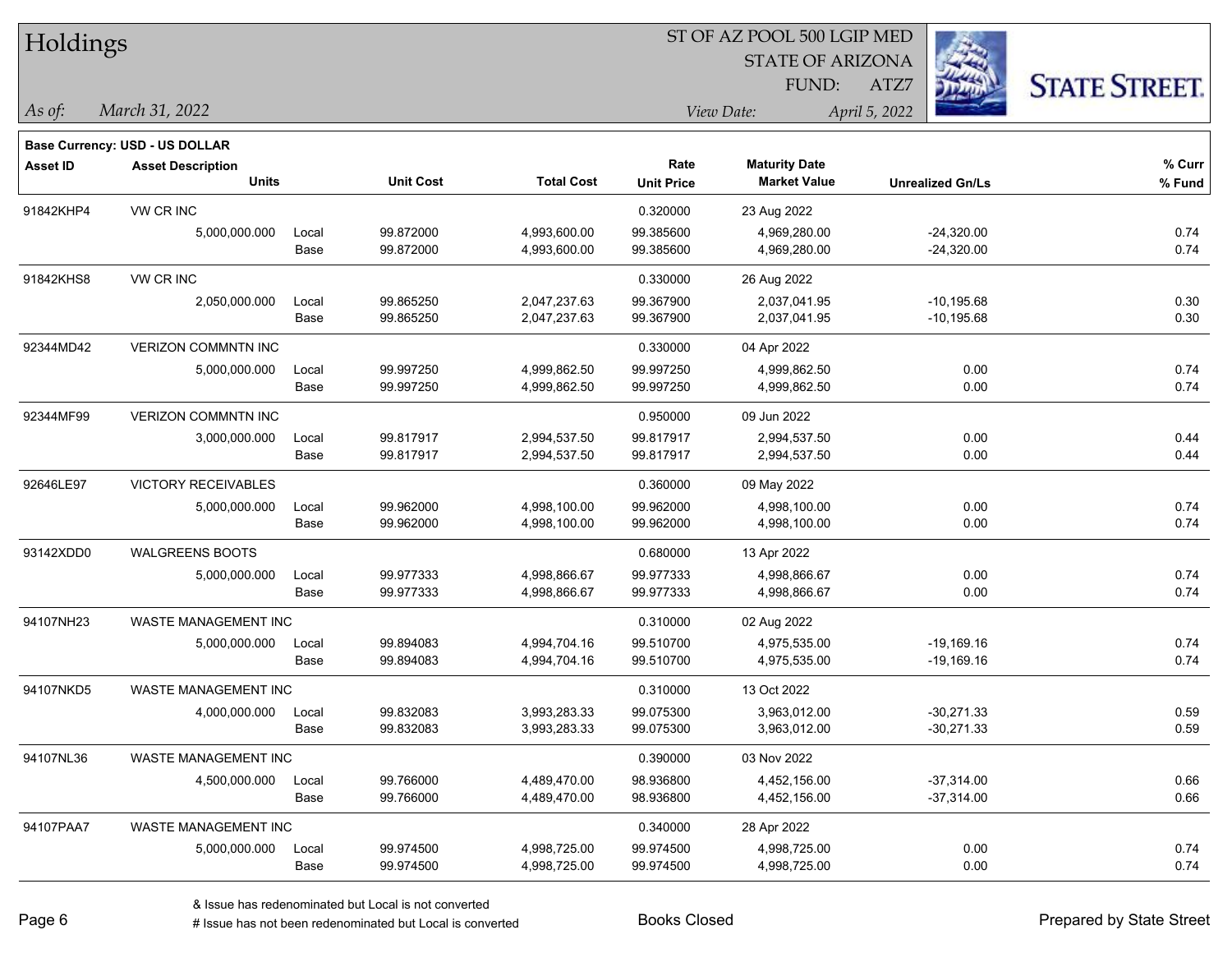# Holdings

ST OF AZ POOL 500 LGIP MED
STATE OF ARIZONA
FUND: ATZ7

*As of:* *March 31, 2022*

*View Date:* *April 5, 2022*

**Base Currency: USD - US DOLLAR**

| Asset ID | Asset Description / Units | | Unit Cost | Total Cost | Rate / Unit Price | Maturity Date / Market Value | Unrealized Gn/Ls | % Curr / % Fund |
|---|---|---|---|---|---|---|---|---|
| 91842KHP4 | VW CR INC | | | | 0.320000 | 23 Aug 2022 | | |
| | 5,000,000.000 | Local | 99.872000 | 4,993,600.00 | 99.385600 | 4,969,280.00 | -24,320.00 | 0.74 |
| | | Base | 99.872000 | 4,993,600.00 | 99.385600 | 4,969,280.00 | -24,320.00 | 0.74 |
| 91842KHS8 | VW CR INC | | | | 0.330000 | 26 Aug 2022 | | |
| | 2,050,000.000 | Local | 99.865250 | 2,047,237.63 | 99.367900 | 2,037,041.95 | -10,195.68 | 0.30 |
| | | Base | 99.865250 | 2,047,237.63 | 99.367900 | 2,037,041.95 | -10,195.68 | 0.30 |
| 92344MD42 | VERIZON COMMNTN INC | | | | 0.330000 | 04 Apr 2022 | | |
| | 5,000,000.000 | Local | 99.997250 | 4,999,862.50 | 99.997250 | 4,999,862.50 | 0.00 | 0.74 |
| | | Base | 99.997250 | 4,999,862.50 | 99.997250 | 4,999,862.50 | 0.00 | 0.74 |
| 92344MF99 | VERIZON COMMNTN INC | | | | 0.950000 | 09 Jun 2022 | | |
| | 3,000,000.000 | Local | 99.817917 | 2,994,537.50 | 99.817917 | 2,994,537.50 | 0.00 | 0.44 |
| | | Base | 99.817917 | 2,994,537.50 | 99.817917 | 2,994,537.50 | 0.00 | 0.44 |
| 92646LE97 | VICTORY RECEIVABLES | | | | 0.360000 | 09 May 2022 | | |
| | 5,000,000.000 | Local | 99.962000 | 4,998,100.00 | 99.962000 | 4,998,100.00 | 0.00 | 0.74 |
| | | Base | 99.962000 | 4,998,100.00 | 99.962000 | 4,998,100.00 | 0.00 | 0.74 |
| 93142XDD0 | WALGREENS BOOTS | | | | 0.680000 | 13 Apr 2022 | | |
| | 5,000,000.000 | Local | 99.977333 | 4,998,866.67 | 99.977333 | 4,998,866.67 | 0.00 | 0.74 |
| | | Base | 99.977333 | 4,998,866.67 | 99.977333 | 4,998,866.67 | 0.00 | 0.74 |
| 94107NH23 | WASTE MANAGEMENT INC | | | | 0.310000 | 02 Aug 2022 | | |
| | 5,000,000.000 | Local | 99.894083 | 4,994,704.16 | 99.510700 | 4,975,535.00 | -19,169.16 | 0.74 |
| | | Base | 99.894083 | 4,994,704.16 | 99.510700 | 4,975,535.00 | -19,169.16 | 0.74 |
| 94107NKD5 | WASTE MANAGEMENT INC | | | | 0.310000 | 13 Oct 2022 | | |
| | 4,000,000.000 | Local | 99.832083 | 3,993,283.33 | 99.075300 | 3,963,012.00 | -30,271.33 | 0.59 |
| | | Base | 99.832083 | 3,993,283.33 | 99.075300 | 3,963,012.00 | -30,271.33 | 0.59 |
| 94107NL36 | WASTE MANAGEMENT INC | | | | 0.390000 | 03 Nov 2022 | | |
| | 4,500,000.000 | Local | 99.766000 | 4,489,470.00 | 98.936800 | 4,452,156.00 | -37,314.00 | 0.66 |
| | | Base | 99.766000 | 4,489,470.00 | 98.936800 | 4,452,156.00 | -37,314.00 | 0.66 |
| 94107PAA7 | WASTE MANAGEMENT INC | | | | 0.340000 | 28 Apr 2022 | | |
| | 5,000,000.000 | Local | 99.974500 | 4,998,725.00 | 99.974500 | 4,998,725.00 | 0.00 | 0.74 |
| | | Base | 99.974500 | 4,998,725.00 | 99.974500 | 4,998,725.00 | 0.00 | 0.74 |

& Issue has redenominated but Local is not converted
# Issue has not been redenominated but Local is converted

Books Closed

Prepared by State Street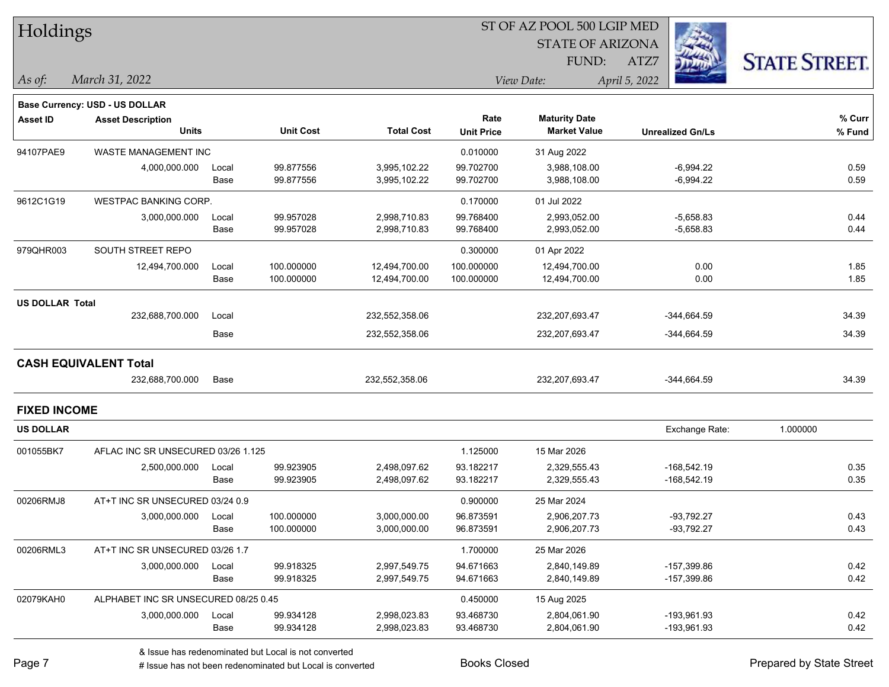# Holdings

ST OF AZ POOL 500 LGIP MED
STATE OF ARIZONA
FUND: ATZ7

*As of:* *March 31, 2022* *View Date:* *April 5, 2022*

**Base Currency: USD - US DOLLAR**

| Asset ID | Asset Description / Units | | Unit Cost | Total Cost | Rate / Unit Price | Maturity Date / Market Value | Unrealized Gn/Ls | % Curr / % Fund |
|---|---|---|---|---|---|---|---|---|
| 94107PAE9 | WASTE MANAGEMENT INC | | | | 0.010000 | 31 Aug 2022 | | |
| | 4,000,000.000 | Local | 99.877556 | 3,995,102.22 | 99.702700 | 3,988,108.00 | -6,994.22 | 0.59 |
| | | Base | 99.877556 | 3,995,102.22 | 99.702700 | 3,988,108.00 | -6,994.22 | 0.59 |
| 9612C1G19 | WESTPAC BANKING CORP. | | | | 0.170000 | 01 Jul 2022 | | |
| | 3,000,000.000 | Local | 99.957028 | 2,998,710.83 | 99.768400 | 2,993,052.00 | -5,658.83 | 0.44 |
| | | Base | 99.957028 | 2,998,710.83 | 99.768400 | 2,993,052.00 | -5,658.83 | 0.44 |
| 979QHR003 | SOUTH STREET REPO | | | | 0.300000 | 01 Apr 2022 | | |
| | 12,494,700.000 | Local | 100.000000 | 12,494,700.00 | 100.000000 | 12,494,700.00 | 0.00 | 1.85 |
| | | Base | 100.000000 | 12,494,700.00 | 100.000000 | 12,494,700.00 | 0.00 | 1.85 |
| **US DOLLAR Total** | | | | | | | | |
| | 232,688,700.000 | Local | | 232,552,358.06 | | 232,207,693.47 | -344,664.59 | 34.39 |
| | | Base | | 232,552,358.06 | | 232,207,693.47 | -344,664.59 | 34.39 |

## CASH EQUIVALENT Total

| | Units | | Total Cost | Market Value | Unrealized Gn/Ls | % Fund |
|---|---|---|---|---|---|---|
| | 232,688,700.000 | Base | 232,552,358.06 | 232,207,693.47 | -344,664.59 | 34.39 |

## FIXED INCOME

**US DOLLAR** Exchange Rate: 1.000000

| Asset ID | Asset Description / Units | | Unit Cost | Total Cost | Rate / Unit Price | Maturity Date / Market Value | Unrealized Gn/Ls | % Curr / % Fund |
|---|---|---|---|---|---|---|---|---|
| 001055BK7 | AFLAC INC SR UNSECURED 03/26 1.125 | | | | 1.125000 | 15 Mar 2026 | | |
| | 2,500,000.000 | Local | 99.923905 | 2,498,097.62 | 93.182217 | 2,329,555.43 | -168,542.19 | 0.35 |
| | | Base | 99.923905 | 2,498,097.62 | 93.182217 | 2,329,555.43 | -168,542.19 | 0.35 |
| 00206RMJ8 | AT+T INC SR UNSECURED 03/24 0.9 | | | | 0.900000 | 25 Mar 2024 | | |
| | 3,000,000.000 | Local | 100.000000 | 3,000,000.00 | 96.873591 | 2,906,207.73 | -93,792.27 | 0.43 |
| | | Base | 100.000000 | 3,000,000.00 | 96.873591 | 2,906,207.73 | -93,792.27 | 0.43 |
| 00206RML3 | AT+T INC SR UNSECURED 03/26 1.7 | | | | 1.700000 | 25 Mar 2026 | | |
| | 3,000,000.000 | Local | 99.918325 | 2,997,549.75 | 94.671663 | 2,840,149.89 | -157,399.86 | 0.42 |
| | | Base | 99.918325 | 2,997,549.75 | 94.671663 | 2,840,149.89 | -157,399.86 | 0.42 |
| 02079KAH0 | ALPHABET INC SR UNSECURED 08/25 0.45 | | | | 0.450000 | 15 Aug 2025 | | |
| | 3,000,000.000 | Local | 99.934128 | 2,998,023.83 | 93.468730 | 2,804,061.90 | -193,961.93 | 0.42 |
| | | Base | 99.934128 | 2,998,023.83 | 93.468730 | 2,804,061.90 | -193,961.93 | 0.42 |

& Issue has redenominated but Local is not converted
# Issue has not been redenominated but Local is converted

Books Closed

Prepared by State Street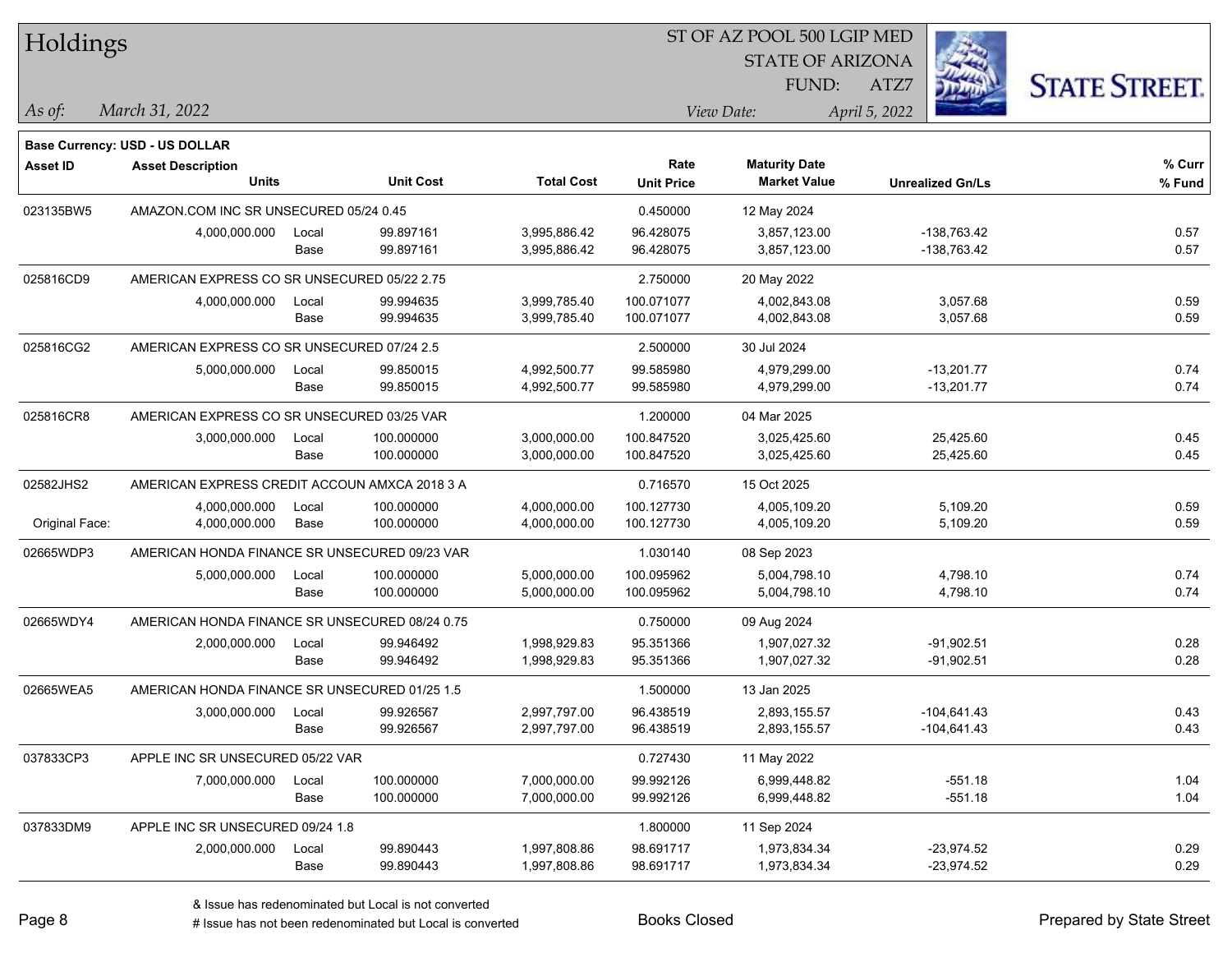**Base Currency: USD - US DOLLAR**

| Asset ID | Asset Description / Units | | Unit Cost | Total Cost | Rate / Unit Price | Maturity Date / Market Value | Unrealized Gn/Ls | % Curr / % Fund |
|---|---|---|---|---|---|---|---|---|
| 023135BW5 | AMAZON.COM INC SR UNSECURED 05/24 0.45 | | | | 0.450000 | 12 May 2024 | | |
| | 4,000,000.000 | Local | 99.897161 | 3,995,886.42 | 96.428075 | 3,857,123.00 | -138,763.42 | 0.57 |
| | | Base | 99.897161 | 3,995,886.42 | 96.428075 | 3,857,123.00 | -138,763.42 | 0.57 |
| 025816CD9 | AMERICAN EXPRESS CO SR UNSECURED 05/22 2.75 | | | | 2.750000 | 20 May 2022 | | |
| | 4,000,000.000 | Local | 99.994635 | 3,999,785.40 | 100.071077 | 4,002,843.08 | 3,057.68 | 0.59 |
| | | Base | 99.994635 | 3,999,785.40 | 100.071077 | 4,002,843.08 | 3,057.68 | 0.59 |
| 025816CG2 | AMERICAN EXPRESS CO SR UNSECURED 07/24 2.5 | | | | 2.500000 | 30 Jul 2024 | | |
| | 5,000,000.000 | Local | 99.850015 | 4,992,500.77 | 99.585980 | 4,979,299.00 | -13,201.77 | 0.74 |
| | | Base | 99.850015 | 4,992,500.77 | 99.585980 | 4,979,299.00 | -13,201.77 | 0.74 |
| 025816CR8 | AMERICAN EXPRESS CO SR UNSECURED 03/25 VAR | | | | 1.200000 | 04 Mar 2025 | | |
| | 3,000,000.000 | Local | 100.000000 | 3,000,000.00 | 100.847520 | 3,025,425.60 | 25,425.60 | 0.45 |
| | | Base | 100.000000 | 3,000,000.00 | 100.847520 | 3,025,425.60 | 25,425.60 | 0.45 |
| 02582JHS2 | AMERICAN EXPRESS CREDIT ACCOUN AMXCA 2018 3 A | | | | 0.716570 | 15 Oct 2025 | | |
| | 4,000,000.000 | Local | 100.000000 | 4,000,000.00 | 100.127730 | 4,005,109.20 | 5,109.20 | 0.59 |
| Original Face: | 4,000,000.000 | Base | 100.000000 | 4,000,000.00 | 100.127730 | 4,005,109.20 | 5,109.20 | 0.59 |
| 02665WDP3 | AMERICAN HONDA FINANCE SR UNSECURED 09/23 VAR | | | | 1.030140 | 08 Sep 2023 | | |
| | 5,000,000.000 | Local | 100.000000 | 5,000,000.00 | 100.095962 | 5,004,798.10 | 4,798.10 | 0.74 |
| | | Base | 100.000000 | 5,000,000.00 | 100.095962 | 5,004,798.10 | 4,798.10 | 0.74 |
| 02665WDY4 | AMERICAN HONDA FINANCE SR UNSECURED 08/24 0.75 | | | | 0.750000 | 09 Aug 2024 | | |
| | 2,000,000.000 | Local | 99.946492 | 1,998,929.83 | 95.351366 | 1,907,027.32 | -91,902.51 | 0.28 |
| | | Base | 99.946492 | 1,998,929.83 | 95.351366 | 1,907,027.32 | -91,902.51 | 0.28 |
| 02665WEA5 | AMERICAN HONDA FINANCE SR UNSECURED 01/25 1.5 | | | | 1.500000 | 13 Jan 2025 | | |
| | 3,000,000.000 | Local | 99.926567 | 2,997,797.00 | 96.438519 | 2,893,155.57 | -104,641.43 | 0.43 |
| | | Base | 99.926567 | 2,997,797.00 | 96.438519 | 2,893,155.57 | -104,641.43 | 0.43 |
| 037833CP3 | APPLE INC SR UNSECURED 05/22 VAR | | | | 0.727430 | 11 May 2022 | | |
| | 7,000,000.000 | Local | 100.000000 | 7,000,000.00 | 99.992126 | 6,999,448.82 | -551.18 | 1.04 |
| | | Base | 100.000000 | 7,000,000.00 | 99.992126 | 6,999,448.82 | -551.18 | 1.04 |
| 037833DM9 | APPLE INC SR UNSECURED 09/24 1.8 | | | | 1.800000 | 11 Sep 2024 | | |
| | 2,000,000.000 | Local | 99.890443 | 1,997,808.86 | 98.691717 | 1,973,834.34 | -23,974.52 | 0.29 |
| | | Base | 99.890443 | 1,997,808.86 | 98.691717 | 1,973,834.34 | -23,974.52 | 0.29 |

& Issue has redenominated but Local is not converted

# Issue has not been redenominated but Local is converted

Books Closed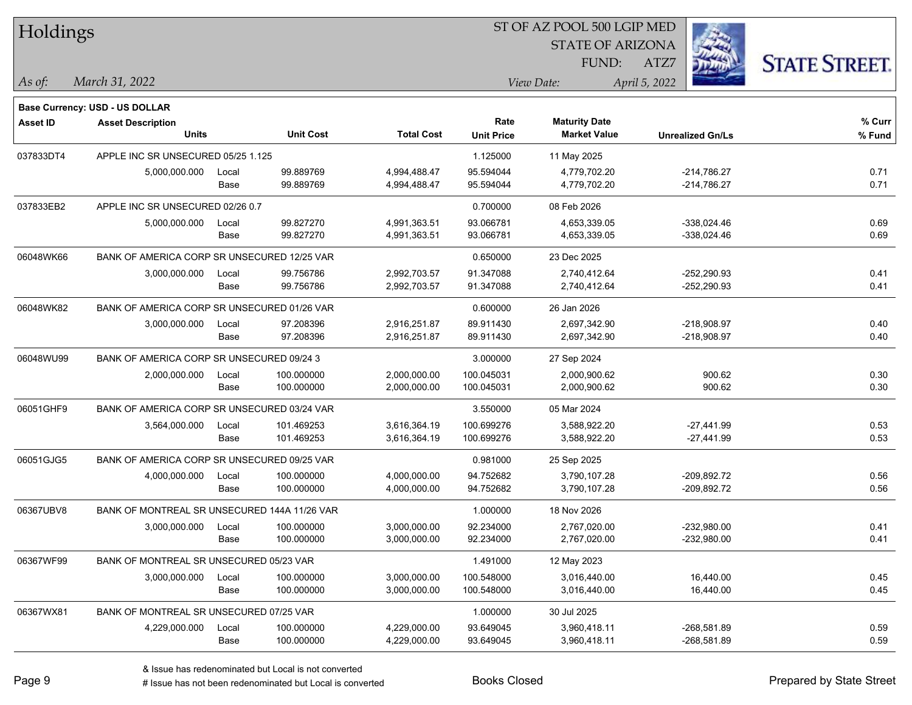# Holdings

ST OF AZ POOL 500 LGIP MED
STATE OF ARIZONA
FUND: ATZ7

*As of:* *March 31, 2022*

*View Date:* *April 5, 2022*

**Base Currency: USD - US DOLLAR**

| Asset ID | Asset Description / Units | | Unit Cost | Total Cost | Rate / Unit Price | Maturity Date / Market Value | Unrealized Gn/Ls | % Curr / % Fund |
|---|---|---|---|---|---|---|---|---|
| 037833DT4 | APPLE INC SR UNSECURED 05/25 1.125 | | | | 1.125000 | 11 May 2025 | | |
| | 5,000,000.000 | Local | 99.889769 | 4,994,488.47 | 95.594044 | 4,779,702.20 | -214,786.27 | 0.71 |
| | | Base | 99.889769 | 4,994,488.47 | 95.594044 | 4,779,702.20 | -214,786.27 | 0.71 |
| 037833EB2 | APPLE INC SR UNSECURED 02/26 0.7 | | | | 0.700000 | 08 Feb 2026 | | |
| | 5,000,000.000 | Local | 99.827270 | 4,991,363.51 | 93.066781 | 4,653,339.05 | -338,024.46 | 0.69 |
| | | Base | 99.827270 | 4,991,363.51 | 93.066781 | 4,653,339.05 | -338,024.46 | 0.69 |
| 06048WK66 | BANK OF AMERICA CORP SR UNSECURED 12/25 VAR | | | | 0.650000 | 23 Dec 2025 | | |
| | 3,000,000.000 | Local | 99.756786 | 2,992,703.57 | 91.347088 | 2,740,412.64 | -252,290.93 | 0.41 |
| | | Base | 99.756786 | 2,992,703.57 | 91.347088 | 2,740,412.64 | -252,290.93 | 0.41 |
| 06048WK82 | BANK OF AMERICA CORP SR UNSECURED 01/26 VAR | | | | 0.600000 | 26 Jan 2026 | | |
| | 3,000,000.000 | Local | 97.208396 | 2,916,251.87 | 89.911430 | 2,697,342.90 | -218,908.97 | 0.40 |
| | | Base | 97.208396 | 2,916,251.87 | 89.911430 | 2,697,342.90 | -218,908.97 | 0.40 |
| 06048WU99 | BANK OF AMERICA CORP SR UNSECURED 09/24 3 | | | | 3.000000 | 27 Sep 2024 | | |
| | 2,000,000.000 | Local | 100.000000 | 2,000,000.00 | 100.045031 | 2,000,900.62 | 900.62 | 0.30 |
| | | Base | 100.000000 | 2,000,000.00 | 100.045031 | 2,000,900.62 | 900.62 | 0.30 |
| 06051GHF9 | BANK OF AMERICA CORP SR UNSECURED 03/24 VAR | | | | 3.550000 | 05 Mar 2024 | | |
| | 3,564,000.000 | Local | 101.469253 | 3,616,364.19 | 100.699276 | 3,588,922.20 | -27,441.99 | 0.53 |
| | | Base | 101.469253 | 3,616,364.19 | 100.699276 | 3,588,922.20 | -27,441.99 | 0.53 |
| 06051GJG5 | BANK OF AMERICA CORP SR UNSECURED 09/25 VAR | | | | 0.981000 | 25 Sep 2025 | | |
| | 4,000,000.000 | Local | 100.000000 | 4,000,000.00 | 94.752682 | 3,790,107.28 | -209,892.72 | 0.56 |
| | | Base | 100.000000 | 4,000,000.00 | 94.752682 | 3,790,107.28 | -209,892.72 | 0.56 |
| 06367UBV8 | BANK OF MONTREAL SR UNSECURED 144A 11/26 VAR | | | | 1.000000 | 18 Nov 2026 | | |
| | 3,000,000.000 | Local | 100.000000 | 3,000,000.00 | 92.234000 | 2,767,020.00 | -232,980.00 | 0.41 |
| | | Base | 100.000000 | 3,000,000.00 | 92.234000 | 2,767,020.00 | -232,980.00 | 0.41 |
| 06367WF99 | BANK OF MONTREAL SR UNSECURED 05/23 VAR | | | | 1.491000 | 12 May 2023 | | |
| | 3,000,000.000 | Local | 100.000000 | 3,000,000.00 | 100.548000 | 3,016,440.00 | 16,440.00 | 0.45 |
| | | Base | 100.000000 | 3,000,000.00 | 100.548000 | 3,016,440.00 | 16,440.00 | 0.45 |
| 06367WX81 | BANK OF MONTREAL SR UNSECURED 07/25 VAR | | | | 1.000000 | 30 Jul 2025 | | |
| | 4,229,000.000 | Local | 100.000000 | 4,229,000.00 | 93.649045 | 3,960,418.11 | -268,581.89 | 0.59 |
| | | Base | 100.000000 | 4,229,000.00 | 93.649045 | 3,960,418.11 | -268,581.89 | 0.59 |

& Issue has redenominated but Local is not converted
# Issue has not been redenominated but Local is converted

Books Closed

Prepared by State Street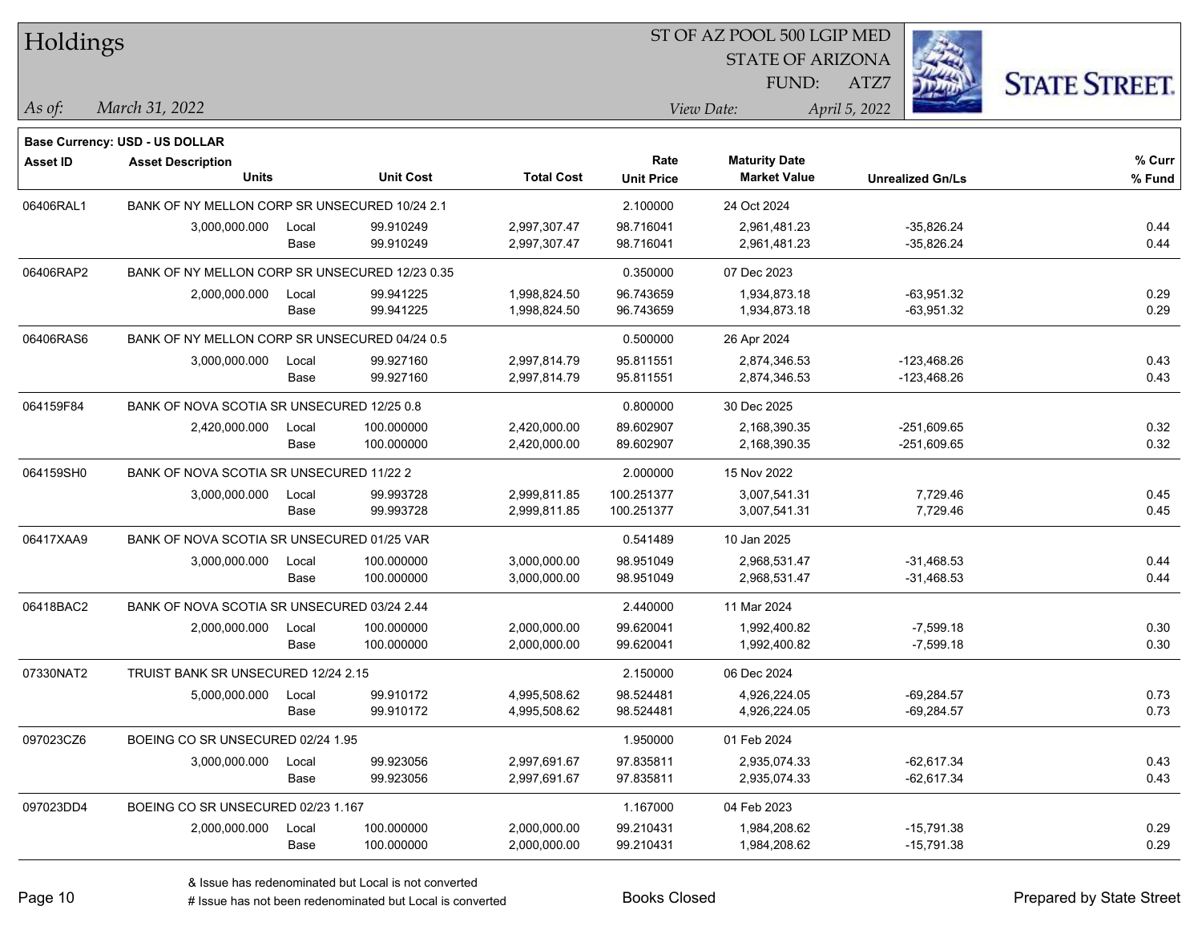# Holdings

ST OF AZ POOL 500 LGIP MED
STATE OF ARIZONA
FUND: ATZ7

*As of:* *March 31, 2022*
*View Date:* *April 5, 2022*

**Base Currency: USD - US DOLLAR**

| Asset ID | Asset Description / Units | | Unit Cost | Total Cost | Rate / Unit Price | Maturity Date / Market Value | Unrealized Gn/Ls | % Curr / % Fund |
|---|---|---|---|---|---|---|---|---|
| 06406RAL1 | BANK OF NY MELLON CORP SR UNSECURED 10/24 2.1 | | | | 2.100000 | 24 Oct 2024 | | |
| | 3,000,000.000 | Local | 99.910249 | 2,997,307.47 | 98.716041 | 2,961,481.23 | -35,826.24 | 0.44 |
| | | Base | 99.910249 | 2,997,307.47 | 98.716041 | 2,961,481.23 | -35,826.24 | 0.44 |
| 06406RAP2 | BANK OF NY MELLON CORP SR UNSECURED 12/23 0.35 | | | | 0.350000 | 07 Dec 2023 | | |
| | 2,000,000.000 | Local | 99.941225 | 1,998,824.50 | 96.743659 | 1,934,873.18 | -63,951.32 | 0.29 |
| | | Base | 99.941225 | 1,998,824.50 | 96.743659 | 1,934,873.18 | -63,951.32 | 0.29 |
| 06406RAS6 | BANK OF NY MELLON CORP SR UNSECURED 04/24 0.5 | | | | 0.500000 | 26 Apr 2024 | | |
| | 3,000,000.000 | Local | 99.927160 | 2,997,814.79 | 95.811551 | 2,874,346.53 | -123,468.26 | 0.43 |
| | | Base | 99.927160 | 2,997,814.79 | 95.811551 | 2,874,346.53 | -123,468.26 | 0.43 |
| 064159F84 | BANK OF NOVA SCOTIA SR UNSECURED 12/25 0.8 | | | | 0.800000 | 30 Dec 2025 | | |
| | 2,420,000.000 | Local | 100.000000 | 2,420,000.00 | 89.602907 | 2,168,390.35 | -251,609.65 | 0.32 |
| | | Base | 100.000000 | 2,420,000.00 | 89.602907 | 2,168,390.35 | -251,609.65 | 0.32 |
| 064159SH0 | BANK OF NOVA SCOTIA SR UNSECURED 11/22 2 | | | | 2.000000 | 15 Nov 2022 | | |
| | 3,000,000.000 | Local | 99.993728 | 2,999,811.85 | 100.251377 | 3,007,541.31 | 7,729.46 | 0.45 |
| | | Base | 99.993728 | 2,999,811.85 | 100.251377 | 3,007,541.31 | 7,729.46 | 0.45 |
| 06417XAA9 | BANK OF NOVA SCOTIA SR UNSECURED 01/25 VAR | | | | 0.541489 | 10 Jan 2025 | | |
| | 3,000,000.000 | Local | 100.000000 | 3,000,000.00 | 98.951049 | 2,968,531.47 | -31,468.53 | 0.44 |
| | | Base | 100.000000 | 3,000,000.00 | 98.951049 | 2,968,531.47 | -31,468.53 | 0.44 |
| 06418BAC2 | BANK OF NOVA SCOTIA SR UNSECURED 03/24 2.44 | | | | 2.440000 | 11 Mar 2024 | | |
| | 2,000,000.000 | Local | 100.000000 | 2,000,000.00 | 99.620041 | 1,992,400.82 | -7,599.18 | 0.30 |
| | | Base | 100.000000 | 2,000,000.00 | 99.620041 | 1,992,400.82 | -7,599.18 | 0.30 |
| 07330NAT2 | TRUIST BANK SR UNSECURED 12/24 2.15 | | | | 2.150000 | 06 Dec 2024 | | |
| | 5,000,000.000 | Local | 99.910172 | 4,995,508.62 | 98.524481 | 4,926,224.05 | -69,284.57 | 0.73 |
| | | Base | 99.910172 | 4,995,508.62 | 98.524481 | 4,926,224.05 | -69,284.57 | 0.73 |
| 097023CZ6 | BOEING CO SR UNSECURED 02/24 1.95 | | | | 1.950000 | 01 Feb 2024 | | |
| | 3,000,000.000 | Local | 99.923056 | 2,997,691.67 | 97.835811 | 2,935,074.33 | -62,617.34 | 0.43 |
| | | Base | 99.923056 | 2,997,691.67 | 97.835811 | 2,935,074.33 | -62,617.34 | 0.43 |
| 097023DD4 | BOEING CO SR UNSECURED 02/23 1.167 | | | | 1.167000 | 04 Feb 2023 | | |
| | 2,000,000.000 | Local | 100.000000 | 2,000,000.00 | 99.210431 | 1,984,208.62 | -15,791.38 | 0.29 |
| | | Base | 100.000000 | 2,000,000.00 | 99.210431 | 1,984,208.62 | -15,791.38 | 0.29 |

& Issue has redenominated but Local is not converted
# Issue has not been redenominated but Local is converted

Books Closed

Prepared by State Street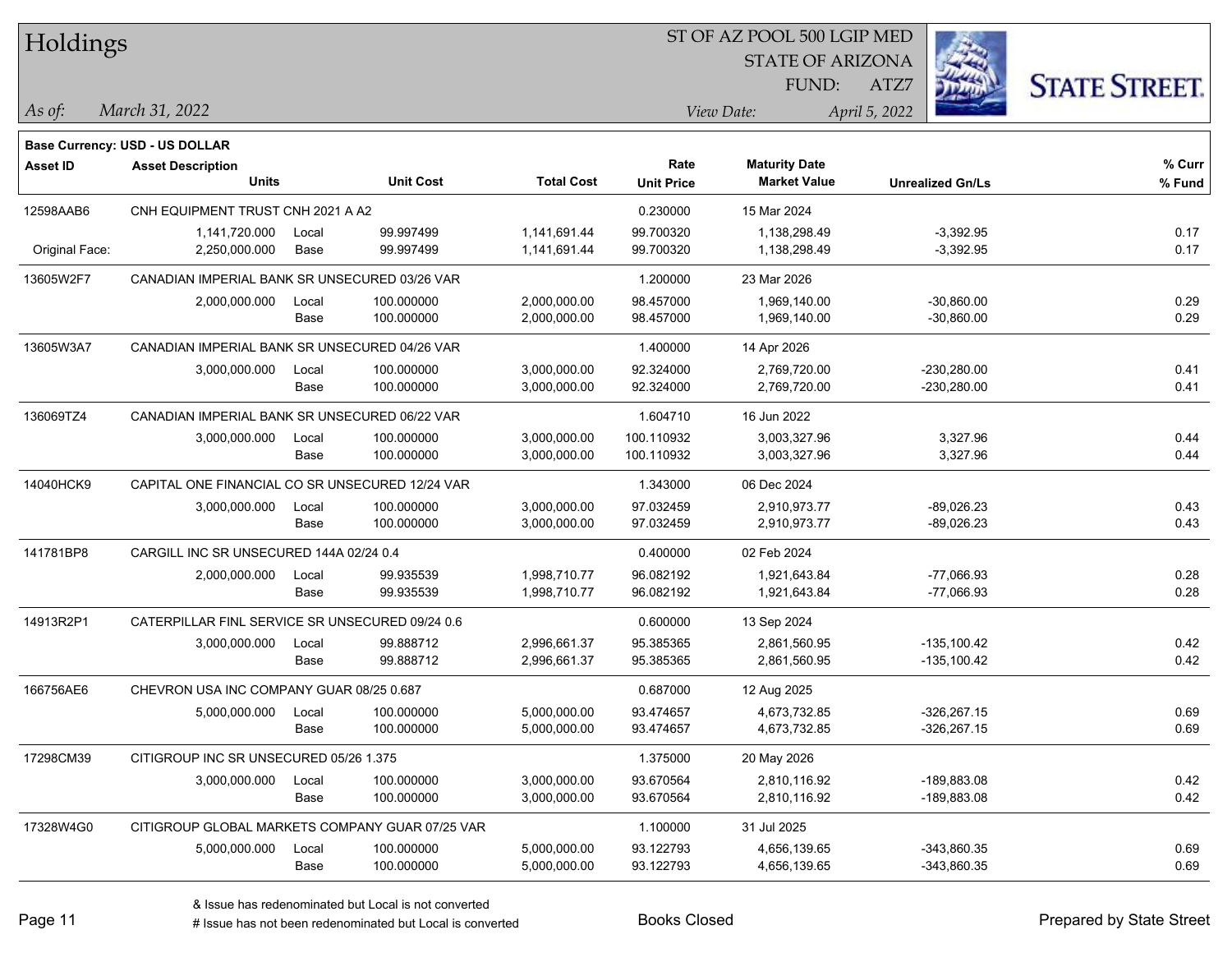# Holdings

ST OF AZ POOL 500 LGIP MED
STATE OF ARIZONA
FUND: ATZ7

*As of:* *March 31, 2022*
*View Date:* *April 5, 2022*

**Base Currency: USD - US DOLLAR**

| Asset ID | Asset Description / Units | | Unit Cost | Total Cost | Rate / Unit Price | Maturity Date / Market Value | Unrealized Gn/Ls | % Curr / % Fund |
|---|---|---|---|---|---|---|---|---|
| 12598AAB6 | CNH EQUIPMENT TRUST CNH 2021 A A2 | | | | 0.230000 | 15 Mar 2024 | | |
| | 1,141,720.000 | Local | 99.997499 | 1,141,691.44 | 99.700320 | 1,138,298.49 | -3,392.95 | 0.17 |
| Original Face: | 2,250,000.000 | Base | 99.997499 | 1,141,691.44 | 99.700320 | 1,138,298.49 | -3,392.95 | 0.17 |
| 13605W2F7 | CANADIAN IMPERIAL BANK SR UNSECURED 03/26 VAR | | | | 1.200000 | 23 Mar 2026 | | |
| | 2,000,000.000 | Local | 100.000000 | 2,000,000.00 | 98.457000 | 1,969,140.00 | -30,860.00 | 0.29 |
| | | Base | 100.000000 | 2,000,000.00 | 98.457000 | 1,969,140.00 | -30,860.00 | 0.29 |
| 13605W3A7 | CANADIAN IMPERIAL BANK SR UNSECURED 04/26 VAR | | | | 1.400000 | 14 Apr 2026 | | |
| | 3,000,000.000 | Local | 100.000000 | 3,000,000.00 | 92.324000 | 2,769,720.00 | -230,280.00 | 0.41 |
| | | Base | 100.000000 | 3,000,000.00 | 92.324000 | 2,769,720.00 | -230,280.00 | 0.41 |
| 136069TZ4 | CANADIAN IMPERIAL BANK SR UNSECURED 06/22 VAR | | | | 1.604710 | 16 Jun 2022 | | |
| | 3,000,000.000 | Local | 100.000000 | 3,000,000.00 | 100.110932 | 3,003,327.96 | 3,327.96 | 0.44 |
| | | Base | 100.000000 | 3,000,000.00 | 100.110932 | 3,003,327.96 | 3,327.96 | 0.44 |
| 14040HCK9 | CAPITAL ONE FINANCIAL CO SR UNSECURED 12/24 VAR | | | | 1.343000 | 06 Dec 2024 | | |
| | 3,000,000.000 | Local | 100.000000 | 3,000,000.00 | 97.032459 | 2,910,973.77 | -89,026.23 | 0.43 |
| | | Base | 100.000000 | 3,000,000.00 | 97.032459 | 2,910,973.77 | -89,026.23 | 0.43 |
| 141781BP8 | CARGILL INC SR UNSECURED 144A 02/24 0.4 | | | | 0.400000 | 02 Feb 2024 | | |
| | 2,000,000.000 | Local | 99.935539 | 1,998,710.77 | 96.082192 | 1,921,643.84 | -77,066.93 | 0.28 |
| | | Base | 99.935539 | 1,998,710.77 | 96.082192 | 1,921,643.84 | -77,066.93 | 0.28 |
| 14913R2P1 | CATERPILLAR FINL SERVICE SR UNSECURED 09/24 0.6 | | | | 0.600000 | 13 Sep 2024 | | |
| | 3,000,000.000 | Local | 99.888712 | 2,996,661.37 | 95.385365 | 2,861,560.95 | -135,100.42 | 0.42 |
| | | Base | 99.888712 | 2,996,661.37 | 95.385365 | 2,861,560.95 | -135,100.42 | 0.42 |
| 166756AE6 | CHEVRON USA INC COMPANY GUAR 08/25 0.687 | | | | 0.687000 | 12 Aug 2025 | | |
| | 5,000,000.000 | Local | 100.000000 | 5,000,000.00 | 93.474657 | 4,673,732.85 | -326,267.15 | 0.69 |
| | | Base | 100.000000 | 5,000,000.00 | 93.474657 | 4,673,732.85 | -326,267.15 | 0.69 |
| 17298CM39 | CITIGROUP INC SR UNSECURED 05/26 1.375 | | | | 1.375000 | 20 May 2026 | | |
| | 3,000,000.000 | Local | 100.000000 | 3,000,000.00 | 93.670564 | 2,810,116.92 | -189,883.08 | 0.42 |
| | | Base | 100.000000 | 3,000,000.00 | 93.670564 | 2,810,116.92 | -189,883.08 | 0.42 |
| 17328W4G0 | CITIGROUP GLOBAL MARKETS COMPANY GUAR 07/25 VAR | | | | 1.100000 | 31 Jul 2025 | | |
| | 5,000,000.000 | Local | 100.000000 | 5,000,000.00 | 93.122793 | 4,656,139.65 | -343,860.35 | 0.69 |
| | | Base | 100.000000 | 5,000,000.00 | 93.122793 | 4,656,139.65 | -343,860.35 | 0.69 |

& Issue has redenominated but Local is not converted
# Issue has not been redenominated but Local is converted

Books Closed

Prepared by State Street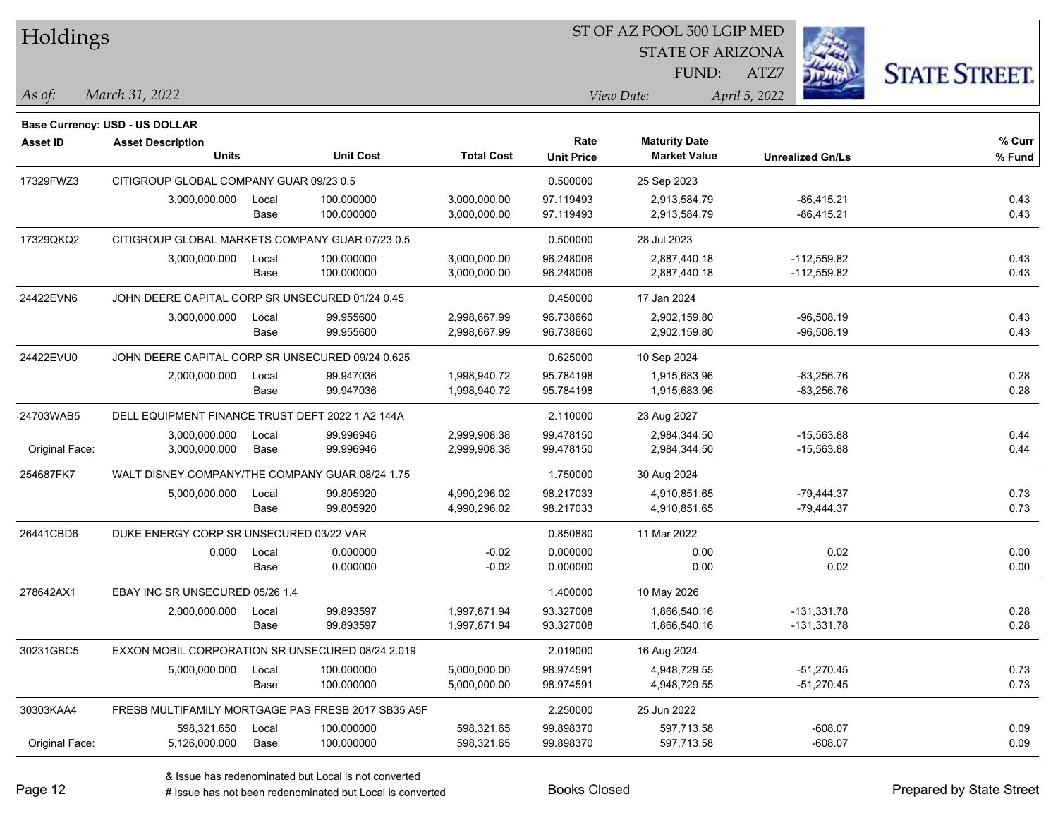# Holdings

ST OF AZ POOL 500 LGIP MED
STATE OF ARIZONA
FUND: ATZ7

*As of:* *March 31, 2022*

*View Date:* *April 5, 2022*

STATE STREET.

**Base Currency: USD - US DOLLAR**

| Asset ID | Asset Description / Units | | Unit Cost | Total Cost | Rate / Unit Price | Maturity Date / Market Value | Unrealized Gn/Ls | % Curr / % Fund |
|---|---|---|---|---|---|---|---|---|
| 17329FWZ3 | CITIGROUP GLOBAL COMPANY GUAR 09/23 0.5 | | | | 0.500000 | 25 Sep 2023 | | |
| | 3,000,000.000 | Local | 100.000000 | 3,000,000.00 | 97.119493 | 2,913,584.79 | -86,415.21 | 0.43 |
| | | Base | 100.000000 | 3,000,000.00 | 97.119493 | 2,913,584.79 | -86,415.21 | 0.43 |
| 17329QKQ2 | CITIGROUP GLOBAL MARKETS COMPANY GUAR 07/23 0.5 | | | | 0.500000 | 28 Jul 2023 | | |
| | 3,000,000.000 | Local | 100.000000 | 3,000,000.00 | 96.248006 | 2,887,440.18 | -112,559.82 | 0.43 |
| | | Base | 100.000000 | 3,000,000.00 | 96.248006 | 2,887,440.18 | -112,559.82 | 0.43 |
| 24422EVN6 | JOHN DEERE CAPITAL CORP SR UNSECURED 01/24 0.45 | | | | 0.450000 | 17 Jan 2024 | | |
| | 3,000,000.000 | Local | 99.955600 | 2,998,667.99 | 96.738660 | 2,902,159.80 | -96,508.19 | 0.43 |
| | | Base | 99.955600 | 2,998,667.99 | 96.738660 | 2,902,159.80 | -96,508.19 | 0.43 |
| 24422EVU0 | JOHN DEERE CAPITAL CORP SR UNSECURED 09/24 0.625 | | | | 0.625000 | 10 Sep 2024 | | |
| | 2,000,000.000 | Local | 99.947036 | 1,998,940.72 | 95.784198 | 1,915,683.96 | -83,256.76 | 0.28 |
| | | Base | 99.947036 | 1,998,940.72 | 95.784198 | 1,915,683.96 | -83,256.76 | 0.28 |
| 24703WAB5 | DELL EQUIPMENT FINANCE TRUST DEFT 2022 1 A2 144A | | | | 2.110000 | 23 Aug 2027 | | |
| | 3,000,000.000 | Local | 99.996946 | 2,999,908.38 | 99.478150 | 2,984,344.50 | -15,563.88 | 0.44 |
| Original Face: | 3,000,000.000 | Base | 99.996946 | 2,999,908.38 | 99.478150 | 2,984,344.50 | -15,563.88 | 0.44 |
| 254687FK7 | WALT DISNEY COMPANY/THE COMPANY GUAR 08/24 1.75 | | | | 1.750000 | 30 Aug 2024 | | |
| | 5,000,000.000 | Local | 99.805920 | 4,990,296.02 | 98.217033 | 4,910,851.65 | -79,444.37 | 0.73 |
| | | Base | 99.805920 | 4,990,296.02 | 98.217033 | 4,910,851.65 | -79,444.37 | 0.73 |
| 26441CBD6 | DUKE ENERGY CORP SR UNSECURED 03/22 VAR | | | | 0.850880 | 11 Mar 2022 | | |
| | 0.000 | Local | 0.000000 | -0.02 | 0.000000 | 0.00 | 0.02 | 0.00 |
| | | Base | 0.000000 | -0.02 | 0.000000 | 0.00 | 0.02 | 0.00 |
| 278642AX1 | EBAY INC SR UNSECURED 05/26 1.4 | | | | 1.400000 | 10 May 2026 | | |
| | 2,000,000.000 | Local | 99.893597 | 1,997,871.94 | 93.327008 | 1,866,540.16 | -131,331.78 | 0.28 |
| | | Base | 99.893597 | 1,997,871.94 | 93.327008 | 1,866,540.16 | -131,331.78 | 0.28 |
| 30231GBC5 | EXXON MOBIL CORPORATION SR UNSECURED 08/24 2.019 | | | | 2.019000 | 16 Aug 2024 | | |
| | 5,000,000.000 | Local | 100.000000 | 5,000,000.00 | 98.974591 | 4,948,729.55 | -51,270.45 | 0.73 |
| | | Base | 100.000000 | 5,000,000.00 | 98.974591 | 4,948,729.55 | -51,270.45 | 0.73 |
| 30303KAA4 | FRESB MULTIFAMILY MORTGAGE PAS FRESB 2017 SB35 A5F | | | | 2.250000 | 25 Jun 2022 | | |
| | 598,321.650 | Local | 100.000000 | 598,321.65 | 99.898370 | 597,713.58 | -608.07 | 0.09 |
| Original Face: | 5,126,000.000 | Base | 100.000000 | 598,321.65 | 99.898370 | 597,713.58 | -608.07 | 0.09 |

& Issue has redenominated but Local is not converted
# Issue has not been redenominated but Local is converted

Books Closed

Prepared by State Street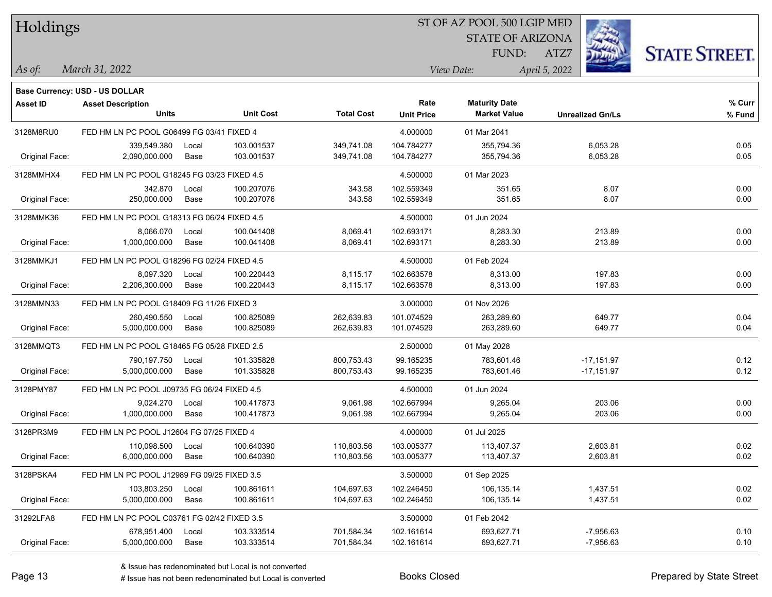# Holdings

ST OF AZ POOL 500 LGIP MED
STATE OF ARIZONA
FUND: ATZ7

*As of:* *March 31, 2022*

*View Date:* *April 5, 2022*

**Base Currency: USD - US DOLLAR**

| Asset ID | Asset Description / Units | | Unit Cost | Total Cost | Rate / Unit Price | Maturity Date / Market Value | Unrealized Gn/Ls | % Curr / % Fund |
|---|---|---|---|---|---|---|---|---|
| 3128M8RU0 | FED HM LN PC POOL G06499 FG 03/41 FIXED 4 | | | | 4.000000 | 01 Mar 2041 | | |
| | 339,549.380 | Local | 103.001537 | 349,741.08 | 104.784277 | 355,794.36 | 6,053.28 | 0.05 |
| Original Face: | 2,090,000.000 | Base | 103.001537 | 349,741.08 | 104.784277 | 355,794.36 | 6,053.28 | 0.05 |
| 3128MMHX4 | FED HM LN PC POOL G18245 FG 03/23 FIXED 4.5 | | | | 4.500000 | 01 Mar 2023 | | |
| | 342.870 | Local | 100.207076 | 343.58 | 102.559349 | 351.65 | 8.07 | 0.00 |
| Original Face: | 250,000.000 | Base | 100.207076 | 343.58 | 102.559349 | 351.65 | 8.07 | 0.00 |
| 3128MMK36 | FED HM LN PC POOL G18313 FG 06/24 FIXED 4.5 | | | | 4.500000 | 01 Jun 2024 | | |
| | 8,066.070 | Local | 100.041408 | 8,069.41 | 102.693171 | 8,283.30 | 213.89 | 0.00 |
| Original Face: | 1,000,000.000 | Base | 100.041408 | 8,069.41 | 102.693171 | 8,283.30 | 213.89 | 0.00 |
| 3128MMKJ1 | FED HM LN PC POOL G18296 FG 02/24 FIXED 4.5 | | | | 4.500000 | 01 Feb 2024 | | |
| | 8,097.320 | Local | 100.220443 | 8,115.17 | 102.663578 | 8,313.00 | 197.83 | 0.00 |
| Original Face: | 2,206,300.000 | Base | 100.220443 | 8,115.17 | 102.663578 | 8,313.00 | 197.83 | 0.00 |
| 3128MMN33 | FED HM LN PC POOL G18409 FG 11/26 FIXED 3 | | | | 3.000000 | 01 Nov 2026 | | |
| | 260,490.550 | Local | 100.825089 | 262,639.83 | 101.074529 | 263,289.60 | 649.77 | 0.04 |
| Original Face: | 5,000,000.000 | Base | 100.825089 | 262,639.83 | 101.074529 | 263,289.60 | 649.77 | 0.04 |
| 3128MMQT3 | FED HM LN PC POOL G18465 FG 05/28 FIXED 2.5 | | | | 2.500000 | 01 May 2028 | | |
| | 790,197.750 | Local | 101.335828 | 800,753.43 | 99.165235 | 783,601.46 | -17,151.97 | 0.12 |
| Original Face: | 5,000,000.000 | Base | 101.335828 | 800,753.43 | 99.165235 | 783,601.46 | -17,151.97 | 0.12 |
| 3128PMY87 | FED HM LN PC POOL J09735 FG 06/24 FIXED 4.5 | | | | 4.500000 | 01 Jun 2024 | | |
| | 9,024.270 | Local | 100.417873 | 9,061.98 | 102.667994 | 9,265.04 | 203.06 | 0.00 |
| Original Face: | 1,000,000.000 | Base | 100.417873 | 9,061.98 | 102.667994 | 9,265.04 | 203.06 | 0.00 |
| 3128PR3M9 | FED HM LN PC POOL J12604 FG 07/25 FIXED 4 | | | | 4.000000 | 01 Jul 2025 | | |
| | 110,098.500 | Local | 100.640390 | 110,803.56 | 103.005377 | 113,407.37 | 2,603.81 | 0.02 |
| Original Face: | 6,000,000.000 | Base | 100.640390 | 110,803.56 | 103.005377 | 113,407.37 | 2,603.81 | 0.02 |
| 3128PSKA4 | FED HM LN PC POOL J12989 FG 09/25 FIXED 3.5 | | | | 3.500000 | 01 Sep 2025 | | |
| | 103,803.250 | Local | 100.861611 | 104,697.63 | 102.246450 | 106,135.14 | 1,437.51 | 0.02 |
| Original Face: | 5,000,000.000 | Base | 100.861611 | 104,697.63 | 102.246450 | 106,135.14 | 1,437.51 | 0.02 |
| 31292LFA8 | FED HM LN PC POOL C03761 FG 02/42 FIXED 3.5 | | | | 3.500000 | 01 Feb 2042 | | |
| | 678,951.400 | Local | 103.333514 | 701,584.34 | 102.161614 | 693,627.71 | -7,956.63 | 0.10 |
| Original Face: | 5,000,000.000 | Base | 103.333514 | 701,584.34 | 102.161614 | 693,627.71 | -7,956.63 | 0.10 |

& Issue has redenominated but Local is not converted
# Issue has not been redenominated but Local is converted

Books Closed

Prepared by State Street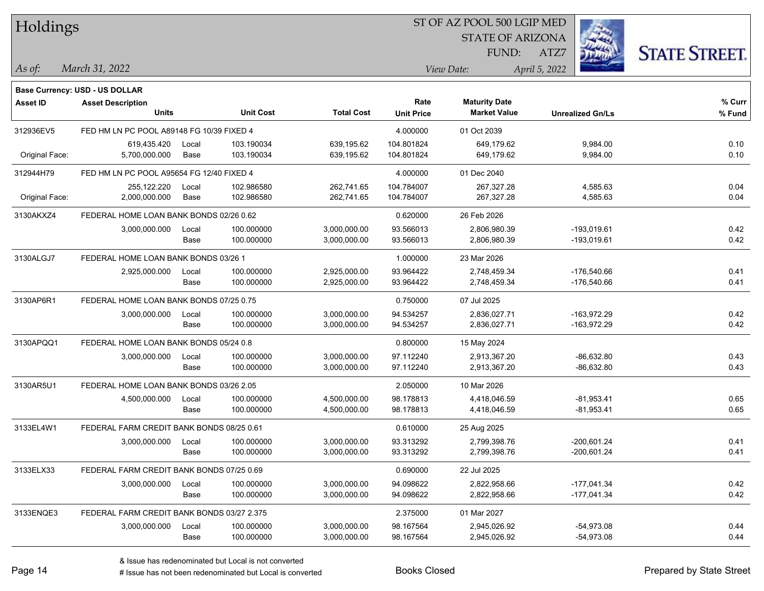# Holdings

ST OF AZ POOL 500 LGIP MED
STATE OF ARIZONA
FUND: ATZ7

*As of:* *March 31, 2022* | *View Date:* *April 5, 2022*

**Base Currency: USD - US DOLLAR**

| Asset ID | Asset Description / Units | | Unit Cost | Total Cost | Rate / Unit Price | Maturity Date / Market Value | Unrealized Gn/Ls | % Curr / % Fund |
|---|---|---|---|---|---|---|---|---|
| 312936EV5 | FED HM LN PC POOL A89148 FG 10/39 FIXED 4 | | | | 4.000000 | 01 Oct 2039 | | |
| | 619,435.420 | Local | 103.190034 | 639,195.62 | 104.801824 | 649,179.62 | 9,984.00 | 0.10 |
| Original Face: | 5,700,000.000 | Base | 103.190034 | 639,195.62 | 104.801824 | 649,179.62 | 9,984.00 | 0.10 |
| 312944H79 | FED HM LN PC POOL A95654 FG 12/40 FIXED 4 | | | | 4.000000 | 01 Dec 2040 | | |
| | 255,122.220 | Local | 102.986580 | 262,741.65 | 104.784007 | 267,327.28 | 4,585.63 | 0.04 |
| Original Face: | 2,000,000.000 | Base | 102.986580 | 262,741.65 | 104.784007 | 267,327.28 | 4,585.63 | 0.04 |
| 3130AKXZ4 | FEDERAL HOME LOAN BANK BONDS 02/26 0.62 | | | | 0.620000 | 26 Feb 2026 | | |
| | 3,000,000.000 | Local | 100.000000 | 3,000,000.00 | 93.566013 | 2,806,980.39 | -193,019.61 | 0.42 |
| | | Base | 100.000000 | 3,000,000.00 | 93.566013 | 2,806,980.39 | -193,019.61 | 0.42 |
| 3130ALGJ7 | FEDERAL HOME LOAN BANK BONDS 03/26 1 | | | | 1.000000 | 23 Mar 2026 | | |
| | 2,925,000.000 | Local | 100.000000 | 2,925,000.00 | 93.964422 | 2,748,459.34 | -176,540.66 | 0.41 |
| | | Base | 100.000000 | 2,925,000.00 | 93.964422 | 2,748,459.34 | -176,540.66 | 0.41 |
| 3130AP6R1 | FEDERAL HOME LOAN BANK BONDS 07/25 0.75 | | | | 0.750000 | 07 Jul 2025 | | |
| | 3,000,000.000 | Local | 100.000000 | 3,000,000.00 | 94.534257 | 2,836,027.71 | -163,972.29 | 0.42 |
| | | Base | 100.000000 | 3,000,000.00 | 94.534257 | 2,836,027.71 | -163,972.29 | 0.42 |
| 3130APQQ1 | FEDERAL HOME LOAN BANK BONDS 05/24 0.8 | | | | 0.800000 | 15 May 2024 | | |
| | 3,000,000.000 | Local | 100.000000 | 3,000,000.00 | 97.112240 | 2,913,367.20 | -86,632.80 | 0.43 |
| | | Base | 100.000000 | 3,000,000.00 | 97.112240 | 2,913,367.20 | -86,632.80 | 0.43 |
| 3130AR5U1 | FEDERAL HOME LOAN BANK BONDS 03/26 2.05 | | | | 2.050000 | 10 Mar 2026 | | |
| | 4,500,000.000 | Local | 100.000000 | 4,500,000.00 | 98.178813 | 4,418,046.59 | -81,953.41 | 0.65 |
| | | Base | 100.000000 | 4,500,000.00 | 98.178813 | 4,418,046.59 | -81,953.41 | 0.65 |
| 3133EL4W1 | FEDERAL FARM CREDIT BANK BONDS 08/25 0.61 | | | | 0.610000 | 25 Aug 2025 | | |
| | 3,000,000.000 | Local | 100.000000 | 3,000,000.00 | 93.313292 | 2,799,398.76 | -200,601.24 | 0.41 |
| | | Base | 100.000000 | 3,000,000.00 | 93.313292 | 2,799,398.76 | -200,601.24 | 0.41 |
| 3133ELX33 | FEDERAL FARM CREDIT BANK BONDS 07/25 0.69 | | | | 0.690000 | 22 Jul 2025 | | |
| | 3,000,000.000 | Local | 100.000000 | 3,000,000.00 | 94.098622 | 2,822,958.66 | -177,041.34 | 0.42 |
| | | Base | 100.000000 | 3,000,000.00 | 94.098622 | 2,822,958.66 | -177,041.34 | 0.42 |
| 3133ENQE3 | FEDERAL FARM CREDIT BANK BONDS 03/27 2.375 | | | | 2.375000 | 01 Mar 2027 | | |
| | 3,000,000.000 | Local | 100.000000 | 3,000,000.00 | 98.167564 | 2,945,026.92 | -54,973.08 | 0.44 |
| | | Base | 100.000000 | 3,000,000.00 | 98.167564 | 2,945,026.92 | -54,973.08 | 0.44 |

& Issue has redenominated but Local is not converted
# Issue has not been redenominated but Local is converted

Books Closed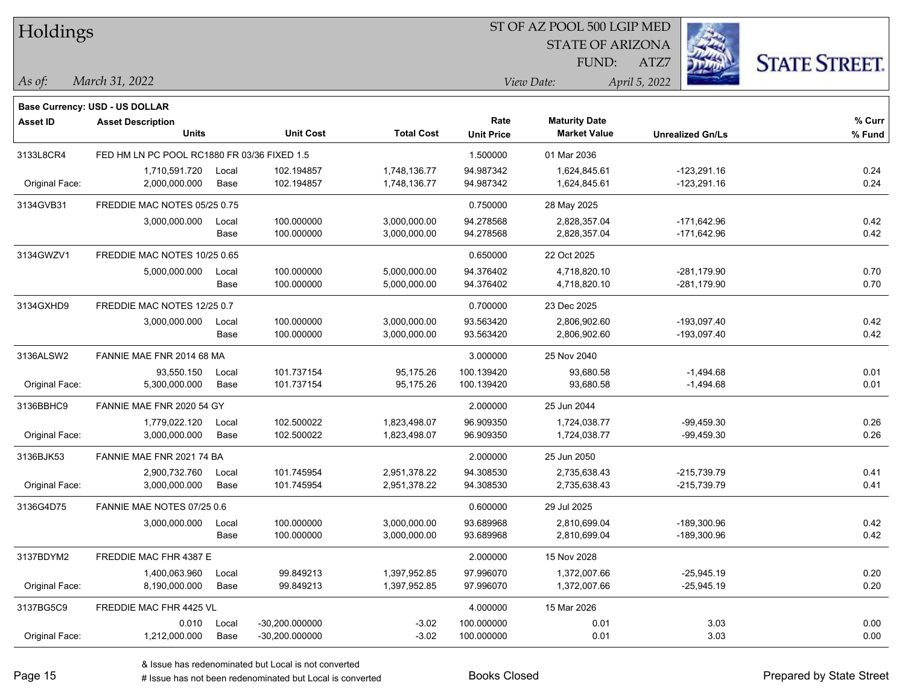# Holdings

ST OF AZ POOL 500 LGIP MED
STATE OF ARIZONA
FUND: ATZ7

*As of:* *March 31, 2022*
*View Date:* *April 5, 2022*

**Base Currency: USD - US DOLLAR**

| Asset ID | Asset Description / Units | | Unit Cost | Total Cost | Rate / Unit Price | Maturity Date / Market Value | Unrealized Gn/Ls | % Curr / % Fund |
|---|---|---|---|---|---|---|---|---|
| 3133L8CR4 | FED HM LN PC POOL RC1880 FR 03/36 FIXED 1.5 | | | | 1.500000 | 01 Mar 2036 | | |
| | 1,710,591.720 | Local | 102.194857 | 1,748,136.77 | 94.987342 | 1,624,845.61 | -123,291.16 | 0.24 |
| Original Face: | 2,000,000.000 | Base | 102.194857 | 1,748,136.77 | 94.987342 | 1,624,845.61 | -123,291.16 | 0.24 |
| 3134GVB31 | FREDDIE MAC NOTES 05/25 0.75 | | | | 0.750000 | 28 May 2025 | | |
| | 3,000,000.000 | Local | 100.000000 | 3,000,000.00 | 94.278568 | 2,828,357.04 | -171,642.96 | 0.42 |
| | | Base | 100.000000 | 3,000,000.00 | 94.278568 | 2,828,357.04 | -171,642.96 | 0.42 |
| 3134GWZV1 | FREDDIE MAC NOTES 10/25 0.65 | | | | 0.650000 | 22 Oct 2025 | | |
| | 5,000,000.000 | Local | 100.000000 | 5,000,000.00 | 94.376402 | 4,718,820.10 | -281,179.90 | 0.70 |
| | | Base | 100.000000 | 5,000,000.00 | 94.376402 | 4,718,820.10 | -281,179.90 | 0.70 |
| 3134GXHD9 | FREDDIE MAC NOTES 12/25 0.7 | | | | 0.700000 | 23 Dec 2025 | | |
| | 3,000,000.000 | Local | 100.000000 | 3,000,000.00 | 93.563420 | 2,806,902.60 | -193,097.40 | 0.42 |
| | | Base | 100.000000 | 3,000,000.00 | 93.563420 | 2,806,902.60 | -193,097.40 | 0.42 |
| 3136ALSW2 | FANNIE MAE FNR 2014 68 MA | | | | 3.000000 | 25 Nov 2040 | | |
| | 93,550.150 | Local | 101.737154 | 95,175.26 | 100.139420 | 93,680.58 | -1,494.68 | 0.01 |
| Original Face: | 5,300,000.000 | Base | 101.737154 | 95,175.26 | 100.139420 | 93,680.58 | -1,494.68 | 0.01 |
| 3136BBHC9 | FANNIE MAE FNR 2020 54 GY | | | | 2.000000 | 25 Jun 2044 | | |
| | 1,779,022.120 | Local | 102.500022 | 1,823,498.07 | 96.909350 | 1,724,038.77 | -99,459.30 | 0.26 |
| Original Face: | 3,000,000.000 | Base | 102.500022 | 1,823,498.07 | 96.909350 | 1,724,038.77 | -99,459.30 | 0.26 |
| 3136BJK53 | FANNIE MAE FNR 2021 74 BA | | | | 2.000000 | 25 Jun 2050 | | |
| | 2,900,732.760 | Local | 101.745954 | 2,951,378.22 | 94.308530 | 2,735,638.43 | -215,739.79 | 0.41 |
| Original Face: | 3,000,000.000 | Base | 101.745954 | 2,951,378.22 | 94.308530 | 2,735,638.43 | -215,739.79 | 0.41 |
| 3136G4D75 | FANNIE MAE NOTES 07/25 0.6 | | | | 0.600000 | 29 Jul 2025 | | |
| | 3,000,000.000 | Local | 100.000000 | 3,000,000.00 | 93.689968 | 2,810,699.04 | -189,300.96 | 0.42 |
| | | Base | 100.000000 | 3,000,000.00 | 93.689968 | 2,810,699.04 | -189,300.96 | 0.42 |
| 3137BDYM2 | FREDDIE MAC FHR 4387 E | | | | 2.000000 | 15 Nov 2028 | | |
| | 1,400,063.960 | Local | 99.849213 | 1,397,952.85 | 97.996070 | 1,372,007.66 | -25,945.19 | 0.20 |
| Original Face: | 8,190,000.000 | Base | 99.849213 | 1,397,952.85 | 97.996070 | 1,372,007.66 | -25,945.19 | 0.20 |
| 3137BG5C9 | FREDDIE MAC FHR 4425 VL | | | | 4.000000 | 15 Mar 2026 | | |
| | 0.010 | Local | -30,200.000000 | -3.02 | 100.000000 | 0.01 | 3.03 | 0.00 |
| Original Face: | 1,212,000.000 | Base | -30,200.000000 | -3.02 | 100.000000 | 0.01 | 3.03 | 0.00 |

& Issue has redenominated but Local is not converted
# Issue has not been redenominated but Local is converted

Books Closed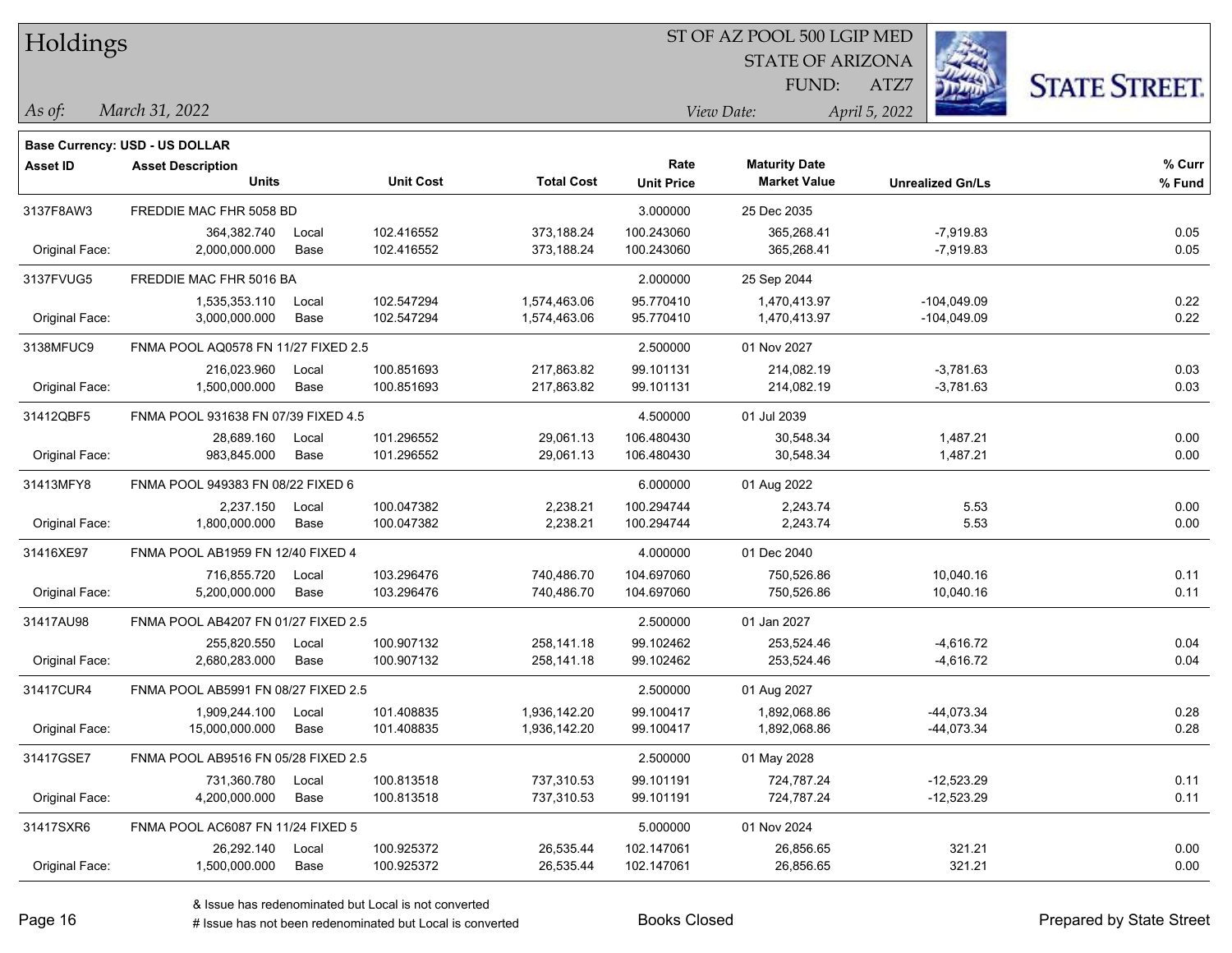# Holdings

ST OF AZ POOL 500 LGIP MED
STATE OF ARIZONA
FUND: ATZ7

*As of:* *March 31, 2022*

*View Date:* *April 5, 2022*

**Base Currency: USD - US DOLLAR**

| Asset ID | Asset Description / Units | | Unit Cost | Total Cost | Rate / Unit Price | Maturity Date / Market Value | Unrealized Gn/Ls | % Curr / % Fund |
|---|---|---|---|---|---|---|---|---|
| 3137F8AW3 | FREDDIE MAC FHR 5058 BD | | | | 3.000000 | 25 Dec 2035 | | |
| | 364,382.740 | Local | 102.416552 | 373,188.24 | 100.243060 | 365,268.41 | -7,919.83 | 0.05 |
| Original Face: | 2,000,000.000 | Base | 102.416552 | 373,188.24 | 100.243060 | 365,268.41 | -7,919.83 | 0.05 |
| 3137FVUG5 | FREDDIE MAC FHR 5016 BA | | | | 2.000000 | 25 Sep 2044 | | |
| | 1,535,353.110 | Local | 102.547294 | 1,574,463.06 | 95.770410 | 1,470,413.97 | -104,049.09 | 0.22 |
| Original Face: | 3,000,000.000 | Base | 102.547294 | 1,574,463.06 | 95.770410 | 1,470,413.97 | -104,049.09 | 0.22 |
| 3138MFUC9 | FNMA POOL AQ0578 FN 11/27 FIXED 2.5 | | | | 2.500000 | 01 Nov 2027 | | |
| | 216,023.960 | Local | 100.851693 | 217,863.82 | 99.101131 | 214,082.19 | -3,781.63 | 0.03 |
| Original Face: | 1,500,000.000 | Base | 100.851693 | 217,863.82 | 99.101131 | 214,082.19 | -3,781.63 | 0.03 |
| 31412QBF5 | FNMA POOL 931638 FN 07/39 FIXED 4.5 | | | | 4.500000 | 01 Jul 2039 | | |
| | 28,689.160 | Local | 101.296552 | 29,061.13 | 106.480430 | 30,548.34 | 1,487.21 | 0.00 |
| Original Face: | 983,845.000 | Base | 101.296552 | 29,061.13 | 106.480430 | 30,548.34 | 1,487.21 | 0.00 |
| 31413MFY8 | FNMA POOL 949383 FN 08/22 FIXED 6 | | | | 6.000000 | 01 Aug 2022 | | |
| | 2,237.150 | Local | 100.047382 | 2,238.21 | 100.294744 | 2,243.74 | 5.53 | 0.00 |
| Original Face: | 1,800,000.000 | Base | 100.047382 | 2,238.21 | 100.294744 | 2,243.74 | 5.53 | 0.00 |
| 31416XE97 | FNMA POOL AB1959 FN 12/40 FIXED 4 | | | | 4.000000 | 01 Dec 2040 | | |
| | 716,855.720 | Local | 103.296476 | 740,486.70 | 104.697060 | 750,526.86 | 10,040.16 | 0.11 |
| Original Face: | 5,200,000.000 | Base | 103.296476 | 740,486.70 | 104.697060 | 750,526.86 | 10,040.16 | 0.11 |
| 31417AU98 | FNMA POOL AB4207 FN 01/27 FIXED 2.5 | | | | 2.500000 | 01 Jan 2027 | | |
| | 255,820.550 | Local | 100.907132 | 258,141.18 | 99.102462 | 253,524.46 | -4,616.72 | 0.04 |
| Original Face: | 2,680,283.000 | Base | 100.907132 | 258,141.18 | 99.102462 | 253,524.46 | -4,616.72 | 0.04 |
| 31417CUR4 | FNMA POOL AB5991 FN 08/27 FIXED 2.5 | | | | 2.500000 | 01 Aug 2027 | | |
| | 1,909,244.100 | Local | 101.408835 | 1,936,142.20 | 99.100417 | 1,892,068.86 | -44,073.34 | 0.28 |
| Original Face: | 15,000,000.000 | Base | 101.408835 | 1,936,142.20 | 99.100417 | 1,892,068.86 | -44,073.34 | 0.28 |
| 31417GSE7 | FNMA POOL AB9516 FN 05/28 FIXED 2.5 | | | | 2.500000 | 01 May 2028 | | |
| | 731,360.780 | Local | 100.813518 | 737,310.53 | 99.101191 | 724,787.24 | -12,523.29 | 0.11 |
| Original Face: | 4,200,000.000 | Base | 100.813518 | 737,310.53 | 99.101191 | 724,787.24 | -12,523.29 | 0.11 |
| 31417SXR6 | FNMA POOL AC6087 FN 11/24 FIXED 5 | | | | 5.000000 | 01 Nov 2024 | | |
| | 26,292.140 | Local | 100.925372 | 26,535.44 | 102.147061 | 26,856.65 | 321.21 | 0.00 |
| Original Face: | 1,500,000.000 | Base | 100.925372 | 26,535.44 | 102.147061 | 26,856.65 | 321.21 | 0.00 |

& Issue has redenominated but Local is not converted
# Issue has not been redenominated but Local is converted

Books Closed

Prepared by State Street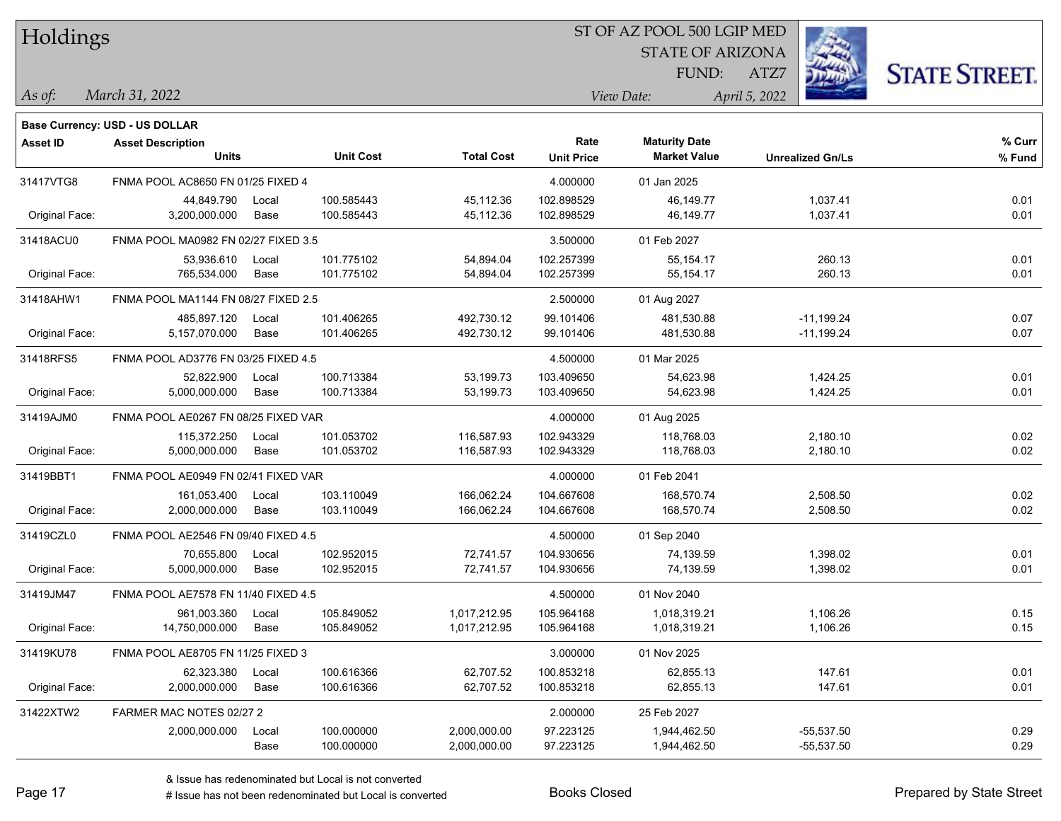# Holdings

ST OF AZ POOL 500 LGIP MED
STATE OF ARIZONA
FUND: ATZ7

*As of:* *March 31, 2022* *View Date:* *April 5, 2022*

STATE STREET.

**Base Currency: USD - US DOLLAR**

| Asset ID | Asset Description / Units | | Unit Cost | Total Cost | Rate / Unit Price | Maturity Date / Market Value | Unrealized Gn/Ls | % Curr / % Fund |
|---|---|---|---|---|---|---|---|---|
| 31417VTG8 | FNMA POOL AC8650 FN 01/25 FIXED 4 | | | | 4.000000 | 01 Jan 2025 | | |
| | 44,849.790 | Local | 100.585443 | 45,112.36 | 102.898529 | 46,149.77 | 1,037.41 | 0.01 |
| Original Face: | 3,200,000.000 | Base | 100.585443 | 45,112.36 | 102.898529 | 46,149.77 | 1,037.41 | 0.01 |
| 31418ACU0 | FNMA POOL MA0982 FN 02/27 FIXED 3.5 | | | | 3.500000 | 01 Feb 2027 | | |
| | 53,936.610 | Local | 101.775102 | 54,894.04 | 102.257399 | 55,154.17 | 260.13 | 0.01 |
| Original Face: | 765,534.000 | Base | 101.775102 | 54,894.04 | 102.257399 | 55,154.17 | 260.13 | 0.01 |
| 31418AHW1 | FNMA POOL MA1144 FN 08/27 FIXED 2.5 | | | | 2.500000 | 01 Aug 2027 | | |
| | 485,897.120 | Local | 101.406265 | 492,730.12 | 99.101406 | 481,530.88 | -11,199.24 | 0.07 |
| Original Face: | 5,157,070.000 | Base | 101.406265 | 492,730.12 | 99.101406 | 481,530.88 | -11,199.24 | 0.07 |
| 31418RFS5 | FNMA POOL AD3776 FN 03/25 FIXED 4.5 | | | | 4.500000 | 01 Mar 2025 | | |
| | 52,822.900 | Local | 100.713384 | 53,199.73 | 103.409650 | 54,623.98 | 1,424.25 | 0.01 |
| Original Face: | 5,000,000.000 | Base | 100.713384 | 53,199.73 | 103.409650 | 54,623.98 | 1,424.25 | 0.01 |
| 31419AJM0 | FNMA POOL AE0267 FN 08/25 FIXED VAR | | | | 4.000000 | 01 Aug 2025 | | |
| | 115,372.250 | Local | 101.053702 | 116,587.93 | 102.943329 | 118,768.03 | 2,180.10 | 0.02 |
| Original Face: | 5,000,000.000 | Base | 101.053702 | 116,587.93 | 102.943329 | 118,768.03 | 2,180.10 | 0.02 |
| 31419BBT1 | FNMA POOL AE0949 FN 02/41 FIXED VAR | | | | 4.000000 | 01 Feb 2041 | | |
| | 161,053.400 | Local | 103.110049 | 166,062.24 | 104.667608 | 168,570.74 | 2,508.50 | 0.02 |
| Original Face: | 2,000,000.000 | Base | 103.110049 | 166,062.24 | 104.667608 | 168,570.74 | 2,508.50 | 0.02 |
| 31419CZL0 | FNMA POOL AE2546 FN 09/40 FIXED 4.5 | | | | 4.500000 | 01 Sep 2040 | | |
| | 70,655.800 | Local | 102.952015 | 72,741.57 | 104.930656 | 74,139.59 | 1,398.02 | 0.01 |
| Original Face: | 5,000,000.000 | Base | 102.952015 | 72,741.57 | 104.930656 | 74,139.59 | 1,398.02 | 0.01 |
| 31419JM47 | FNMA POOL AE7578 FN 11/40 FIXED 4.5 | | | | 4.500000 | 01 Nov 2040 | | |
| | 961,003.360 | Local | 105.849052 | 1,017,212.95 | 105.964168 | 1,018,319.21 | 1,106.26 | 0.15 |
| Original Face: | 14,750,000.000 | Base | 105.849052 | 1,017,212.95 | 105.964168 | 1,018,319.21 | 1,106.26 | 0.15 |
| 31419KU78 | FNMA POOL AE8705 FN 11/25 FIXED 3 | | | | 3.000000 | 01 Nov 2025 | | |
| | 62,323.380 | Local | 100.616366 | 62,707.52 | 100.853218 | 62,855.13 | 147.61 | 0.01 |
| Original Face: | 2,000,000.000 | Base | 100.616366 | 62,707.52 | 100.853218 | 62,855.13 | 147.61 | 0.01 |
| 31422XTW2 | FARMER MAC NOTES 02/27 2 | | | | 2.000000 | 25 Feb 2027 | | |
| | 2,000,000.000 | Local | 100.000000 | 2,000,000.00 | 97.223125 | 1,944,462.50 | -55,537.50 | 0.29 |
| | | Base | 100.000000 | 2,000,000.00 | 97.223125 | 1,944,462.50 | -55,537.50 | 0.29 |

& Issue has redenominated but Local is not converted
# Issue has not been redenominated but Local is converted

Books Closed

Prepared by State Street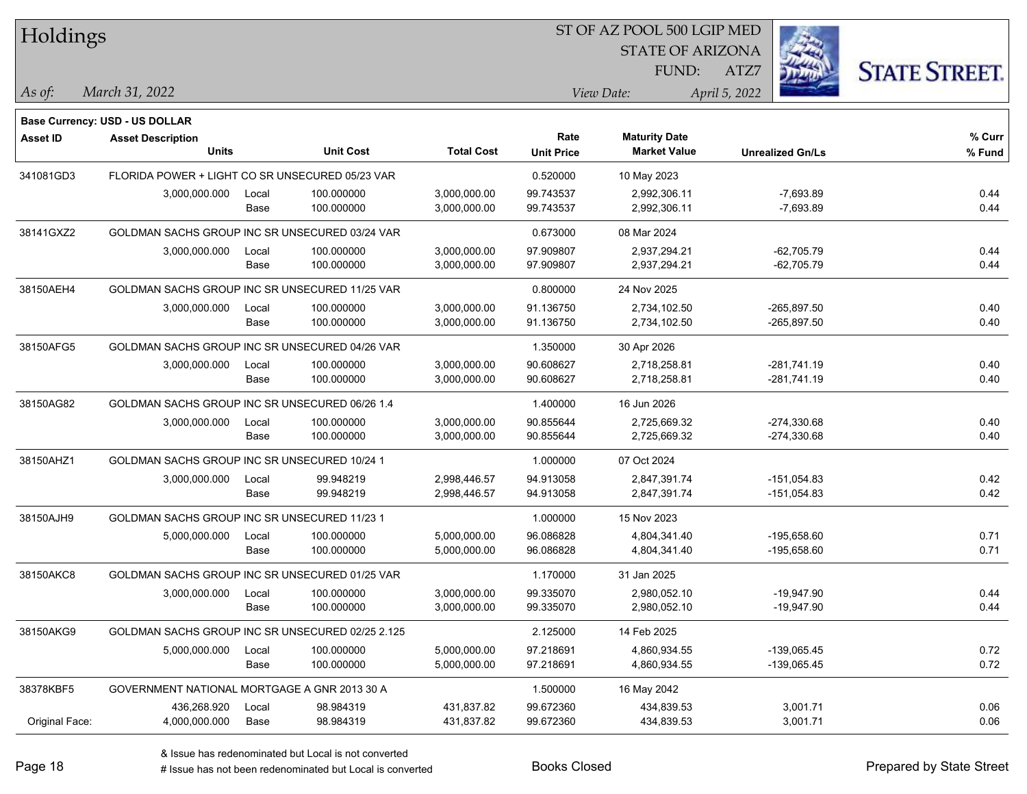# Holdings

ST OF AZ POOL 500 LGIP MED
STATE OF ARIZONA
FUND: ATZ7

*As of:* *March 31, 2022*

*View Date:* *April 5, 2022*

**Base Currency: USD - US DOLLAR**

| Asset ID | Asset Description / Units | | Unit Cost | Total Cost | Rate / Unit Price | Maturity Date / Market Value | Unrealized Gn/Ls | % Curr / % Fund |
|---|---|---|---|---|---|---|---|---|
| 341081GD3 | FLORIDA POWER + LIGHT CO SR UNSECURED 05/23 VAR | | | | 0.520000 | 10 May 2023 | | |
| | 3,000,000.000 | Local | 100.000000 | 3,000,000.00 | 99.743537 | 2,992,306.11 | -7,693.89 | 0.44 |
| | | Base | 100.000000 | 3,000,000.00 | 99.743537 | 2,992,306.11 | -7,693.89 | 0.44 |
| 38141GXZ2 | GOLDMAN SACHS GROUP INC SR UNSECURED 03/24 VAR | | | | 0.673000 | 08 Mar 2024 | | |
| | 3,000,000.000 | Local | 100.000000 | 3,000,000.00 | 97.909807 | 2,937,294.21 | -62,705.79 | 0.44 |
| | | Base | 100.000000 | 3,000,000.00 | 97.909807 | 2,937,294.21 | -62,705.79 | 0.44 |
| 38150AEH4 | GOLDMAN SACHS GROUP INC SR UNSECURED 11/25 VAR | | | | 0.800000 | 24 Nov 2025 | | |
| | 3,000,000.000 | Local | 100.000000 | 3,000,000.00 | 91.136750 | 2,734,102.50 | -265,897.50 | 0.40 |
| | | Base | 100.000000 | 3,000,000.00 | 91.136750 | 2,734,102.50 | -265,897.50 | 0.40 |
| 38150AFG5 | GOLDMAN SACHS GROUP INC SR UNSECURED 04/26 VAR | | | | 1.350000 | 30 Apr 2026 | | |
| | 3,000,000.000 | Local | 100.000000 | 3,000,000.00 | 90.608627 | 2,718,258.81 | -281,741.19 | 0.40 |
| | | Base | 100.000000 | 3,000,000.00 | 90.608627 | 2,718,258.81 | -281,741.19 | 0.40 |
| 38150AG82 | GOLDMAN SACHS GROUP INC SR UNSECURED 06/26 1.4 | | | | 1.400000 | 16 Jun 2026 | | |
| | 3,000,000.000 | Local | 100.000000 | 3,000,000.00 | 90.855644 | 2,725,669.32 | -274,330.68 | 0.40 |
| | | Base | 100.000000 | 3,000,000.00 | 90.855644 | 2,725,669.32 | -274,330.68 | 0.40 |
| 38150AHZ1 | GOLDMAN SACHS GROUP INC SR UNSECURED 10/24 1 | | | | 1.000000 | 07 Oct 2024 | | |
| | 3,000,000.000 | Local | 99.948219 | 2,998,446.57 | 94.913058 | 2,847,391.74 | -151,054.83 | 0.42 |
| | | Base | 99.948219 | 2,998,446.57 | 94.913058 | 2,847,391.74 | -151,054.83 | 0.42 |
| 38150AJH9 | GOLDMAN SACHS GROUP INC SR UNSECURED 11/23 1 | | | | 1.000000 | 15 Nov 2023 | | |
| | 5,000,000.000 | Local | 100.000000 | 5,000,000.00 | 96.086828 | 4,804,341.40 | -195,658.60 | 0.71 |
| | | Base | 100.000000 | 5,000,000.00 | 96.086828 | 4,804,341.40 | -195,658.60 | 0.71 |
| 38150AKC8 | GOLDMAN SACHS GROUP INC SR UNSECURED 01/25 VAR | | | | 1.170000 | 31 Jan 2025 | | |
| | 3,000,000.000 | Local | 100.000000 | 3,000,000.00 | 99.335070 | 2,980,052.10 | -19,947.90 | 0.44 |
| | | Base | 100.000000 | 3,000,000.00 | 99.335070 | 2,980,052.10 | -19,947.90 | 0.44 |
| 38150AKG9 | GOLDMAN SACHS GROUP INC SR UNSECURED 02/25 2.125 | | | | 2.125000 | 14 Feb 2025 | | |
| | 5,000,000.000 | Local | 100.000000 | 5,000,000.00 | 97.218691 | 4,860,934.55 | -139,065.45 | 0.72 |
| | | Base | 100.000000 | 5,000,000.00 | 97.218691 | 4,860,934.55 | -139,065.45 | 0.72 |
| 38378KBF5 | GOVERNMENT NATIONAL MORTGAGE A GNR 2013 30 A | | | | 1.500000 | 16 May 2042 | | |
| | 436,268.920 | Local | 98.984319 | 431,837.82 | 99.672360 | 434,839.53 | 3,001.71 | 0.06 |
| Original Face: | 4,000,000.000 | Base | 98.984319 | 431,837.82 | 99.672360 | 434,839.53 | 3,001.71 | 0.06 |

& Issue has redenominated but Local is not converted
# Issue has not been redenominated but Local is converted

Books Closed

Prepared by State Street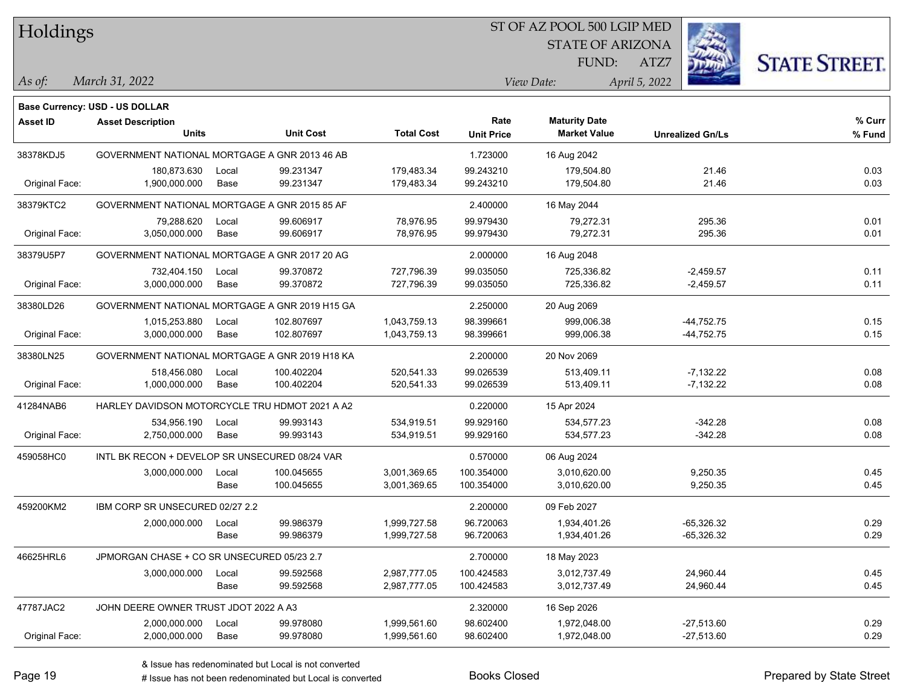# Holdings

ST OF AZ POOL 500 LGIP MED
STATE OF ARIZONA
FUND: ATZ7

*As of:* *March 31, 2022*
*View Date:* *April 5, 2022*

**Base Currency: USD - US DOLLAR**

| Asset ID | Asset Description / Units | | Unit Cost | Total Cost | Rate / Unit Price | Maturity Date / Market Value | Unrealized Gn/Ls | % Curr / % Fund |
|---|---|---|---|---|---|---|---|---|
| 38378KDJ5 | GOVERNMENT NATIONAL MORTGAGE A GNR 2013 46 AB | | | | 1.723000 | 16 Aug 2042 | | |
| | 180,873.630 | Local | 99.231347 | 179,483.34 | 99.243210 | 179,504.80 | 21.46 | 0.03 |
| Original Face: | 1,900,000.000 | Base | 99.231347 | 179,483.34 | 99.243210 | 179,504.80 | 21.46 | 0.03 |
| 38379KTC2 | GOVERNMENT NATIONAL MORTGAGE A GNR 2015 85 AF | | | | 2.400000 | 16 May 2044 | | |
| | 79,288.620 | Local | 99.606917 | 78,976.95 | 99.979430 | 79,272.31 | 295.36 | 0.01 |
| Original Face: | 3,050,000.000 | Base | 99.606917 | 78,976.95 | 99.979430 | 79,272.31 | 295.36 | 0.01 |
| 38379U5P7 | GOVERNMENT NATIONAL MORTGAGE A GNR 2017 20 AG | | | | 2.000000 | 16 Aug 2048 | | |
| | 732,404.150 | Local | 99.370872 | 727,796.39 | 99.035050 | 725,336.82 | -2,459.57 | 0.11 |
| Original Face: | 3,000,000.000 | Base | 99.370872 | 727,796.39 | 99.035050 | 725,336.82 | -2,459.57 | 0.11 |
| 38380LD26 | GOVERNMENT NATIONAL MORTGAGE A GNR 2019 H15 GA | | | | 2.250000 | 20 Aug 2069 | | |
| | 1,015,253.880 | Local | 102.807697 | 1,043,759.13 | 98.399661 | 999,006.38 | -44,752.75 | 0.15 |
| Original Face: | 3,000,000.000 | Base | 102.807697 | 1,043,759.13 | 98.399661 | 999,006.38 | -44,752.75 | 0.15 |
| 38380LN25 | GOVERNMENT NATIONAL MORTGAGE A GNR 2019 H18 KA | | | | 2.200000 | 20 Nov 2069 | | |
| | 518,456.080 | Local | 100.402204 | 520,541.33 | 99.026539 | 513,409.11 | -7,132.22 | 0.08 |
| Original Face: | 1,000,000.000 | Base | 100.402204 | 520,541.33 | 99.026539 | 513,409.11 | -7,132.22 | 0.08 |
| 41284NAB6 | HARLEY DAVIDSON MOTORCYCLE TRU HDMOT 2021 A A2 | | | | 0.220000 | 15 Apr 2024 | | |
| | 534,956.190 | Local | 99.993143 | 534,919.51 | 99.929160 | 534,577.23 | -342.28 | 0.08 |
| Original Face: | 2,750,000.000 | Base | 99.993143 | 534,919.51 | 99.929160 | 534,577.23 | -342.28 | 0.08 |
| 459058HC0 | INTL BK RECON + DEVELOP SR UNSECURED 08/24 VAR | | | | 0.570000 | 06 Aug 2024 | | |
| | 3,000,000.000 | Local | 100.045655 | 3,001,369.65 | 100.354000 | 3,010,620.00 | 9,250.35 | 0.45 |
| | | Base | 100.045655 | 3,001,369.65 | 100.354000 | 3,010,620.00 | 9,250.35 | 0.45 |
| 459200KM2 | IBM CORP SR UNSECURED 02/27 2.2 | | | | 2.200000 | 09 Feb 2027 | | |
| | 2,000,000.000 | Local | 99.986379 | 1,999,727.58 | 96.720063 | 1,934,401.26 | -65,326.32 | 0.29 |
| | | Base | 99.986379 | 1,999,727.58 | 96.720063 | 1,934,401.26 | -65,326.32 | 0.29 |
| 46625HRL6 | JPMORGAN CHASE + CO SR UNSECURED 05/23 2.7 | | | | 2.700000 | 18 May 2023 | | |
| | 3,000,000.000 | Local | 99.592568 | 2,987,777.05 | 100.424583 | 3,012,737.49 | 24,960.44 | 0.45 |
| | | Base | 99.592568 | 2,987,777.05 | 100.424583 | 3,012,737.49 | 24,960.44 | 0.45 |
| 47787JAC2 | JOHN DEERE OWNER TRUST JDOT 2022 A A3 | | | | 2.320000 | 16 Sep 2026 | | |
| | 2,000,000.000 | Local | 99.978080 | 1,999,561.60 | 98.602400 | 1,972,048.00 | -27,513.60 | 0.29 |
| Original Face: | 2,000,000.000 | Base | 99.978080 | 1,999,561.60 | 98.602400 | 1,972,048.00 | -27,513.60 | 0.29 |

& Issue has redenominated but Local is not converted
# Issue has not been redenominated but Local is converted

Books Closed

Prepared by State Street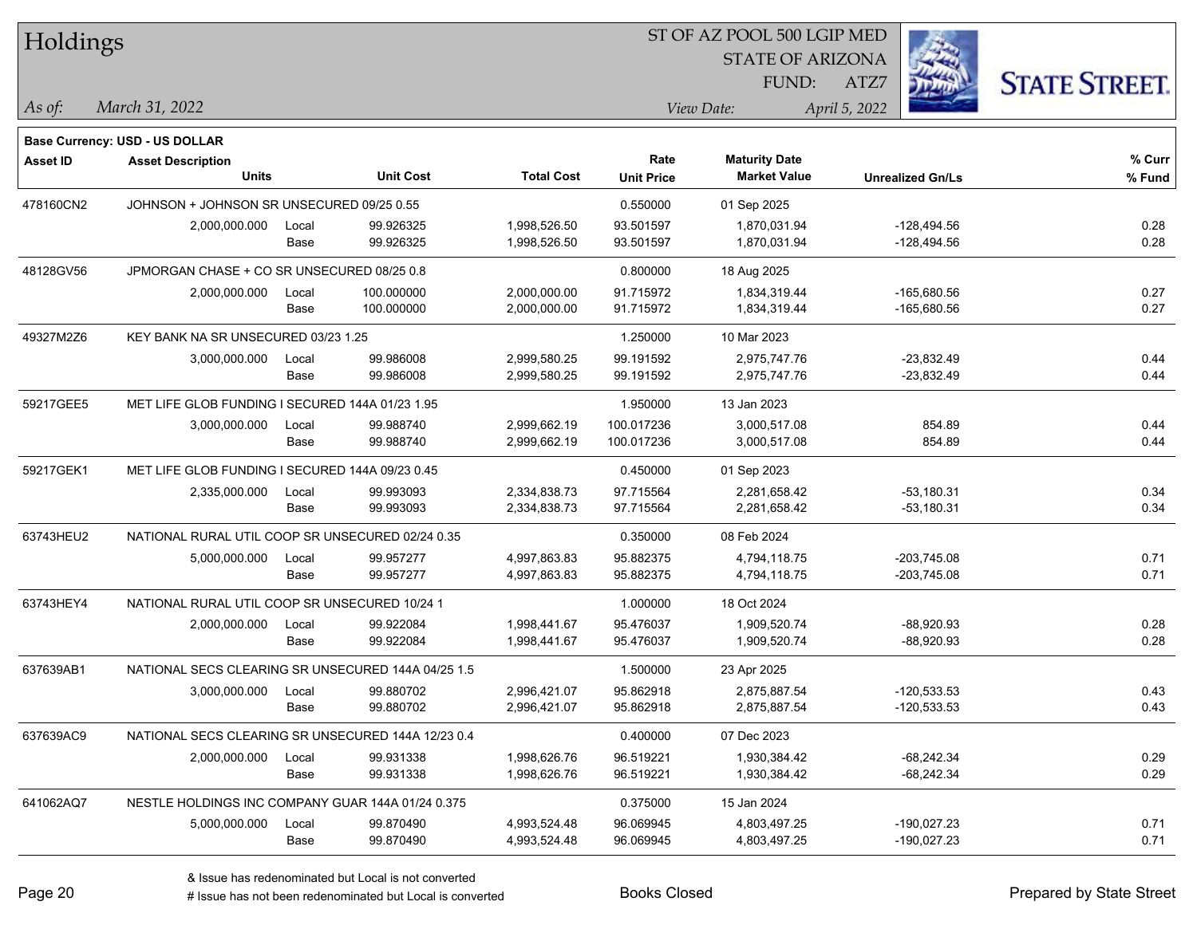# Holdings

ST OF AZ POOL 500 LGIP MED
STATE OF ARIZONA
FUND: ATZ7

*As of:* *March 31, 2022*

*View Date:* *April 5, 2022*

**Base Currency: USD - US DOLLAR**

| Asset ID | Asset Description / Units | | Unit Cost | Total Cost | Rate / Unit Price | Maturity Date / Market Value | Unrealized Gn/Ls | % Curr / % Fund |
|---|---|---|---|---|---|---|---|---|
| 478160CN2 | JOHNSON + JOHNSON SR UNSECURED 09/25 0.55 | | | | 0.550000 | 01 Sep 2025 | | |
| | 2,000,000.000 | Local | 99.926325 | 1,998,526.50 | 93.501597 | 1,870,031.94 | -128,494.56 | 0.28 |
| | | Base | 99.926325 | 1,998,526.50 | 93.501597 | 1,870,031.94 | -128,494.56 | 0.28 |
| 48128GV56 | JPMORGAN CHASE + CO SR UNSECURED 08/25 0.8 | | | | 0.800000 | 18 Aug 2025 | | |
| | 2,000,000.000 | Local | 100.000000 | 2,000,000.00 | 91.715972 | 1,834,319.44 | -165,680.56 | 0.27 |
| | | Base | 100.000000 | 2,000,000.00 | 91.715972 | 1,834,319.44 | -165,680.56 | 0.27 |
| 49327M2Z6 | KEY BANK NA SR UNSECURED 03/23 1.25 | | | | 1.250000 | 10 Mar 2023 | | |
| | 3,000,000.000 | Local | 99.986008 | 2,999,580.25 | 99.191592 | 2,975,747.76 | -23,832.49 | 0.44 |
| | | Base | 99.986008 | 2,999,580.25 | 99.191592 | 2,975,747.76 | -23,832.49 | 0.44 |
| 59217GEE5 | MET LIFE GLOB FUNDING I SECURED 144A 01/23 1.95 | | | | 1.950000 | 13 Jan 2023 | | |
| | 3,000,000.000 | Local | 99.988740 | 2,999,662.19 | 100.017236 | 3,000,517.08 | 854.89 | 0.44 |
| | | Base | 99.988740 | 2,999,662.19 | 100.017236 | 3,000,517.08 | 854.89 | 0.44 |
| 59217GEK1 | MET LIFE GLOB FUNDING I SECURED 144A 09/23 0.45 | | | | 0.450000 | 01 Sep 2023 | | |
| | 2,335,000.000 | Local | 99.993093 | 2,334,838.73 | 97.715564 | 2,281,658.42 | -53,180.31 | 0.34 |
| | | Base | 99.993093 | 2,334,838.73 | 97.715564 | 2,281,658.42 | -53,180.31 | 0.34 |
| 63743HEU2 | NATIONAL RURAL UTIL COOP SR UNSECURED 02/24 0.35 | | | | 0.350000 | 08 Feb 2024 | | |
| | 5,000,000.000 | Local | 99.957277 | 4,997,863.83 | 95.882375 | 4,794,118.75 | -203,745.08 | 0.71 |
| | | Base | 99.957277 | 4,997,863.83 | 95.882375 | 4,794,118.75 | -203,745.08 | 0.71 |
| 63743HEY4 | NATIONAL RURAL UTIL COOP SR UNSECURED 10/24 1 | | | | 1.000000 | 18 Oct 2024 | | |
| | 2,000,000.000 | Local | 99.922084 | 1,998,441.67 | 95.476037 | 1,909,520.74 | -88,920.93 | 0.28 |
| | | Base | 99.922084 | 1,998,441.67 | 95.476037 | 1,909,520.74 | -88,920.93 | 0.28 |
| 637639AB1 | NATIONAL SECS CLEARING SR UNSECURED 144A 04/25 1.5 | | | | 1.500000 | 23 Apr 2025 | | |
| | 3,000,000.000 | Local | 99.880702 | 2,996,421.07 | 95.862918 | 2,875,887.54 | -120,533.53 | 0.43 |
| | | Base | 99.880702 | 2,996,421.07 | 95.862918 | 2,875,887.54 | -120,533.53 | 0.43 |
| 637639AC9 | NATIONAL SECS CLEARING SR UNSECURED 144A 12/23 0.4 | | | | 0.400000 | 07 Dec 2023 | | |
| | 2,000,000.000 | Local | 99.931338 | 1,998,626.76 | 96.519221 | 1,930,384.42 | -68,242.34 | 0.29 |
| | | Base | 99.931338 | 1,998,626.76 | 96.519221 | 1,930,384.42 | -68,242.34 | 0.29 |
| 641062AQ7 | NESTLE HOLDINGS INC COMPANY GUAR 144A 01/24 0.375 | | | | 0.375000 | 15 Jan 2024 | | |
| | 5,000,000.000 | Local | 99.870490 | 4,993,524.48 | 96.069945 | 4,803,497.25 | -190,027.23 | 0.71 |
| | | Base | 99.870490 | 4,993,524.48 | 96.069945 | 4,803,497.25 | -190,027.23 | 0.71 |

& Issue has redenominated but Local is not converted
# Issue has not been redenominated but Local is converted

Books Closed

Prepared by State Street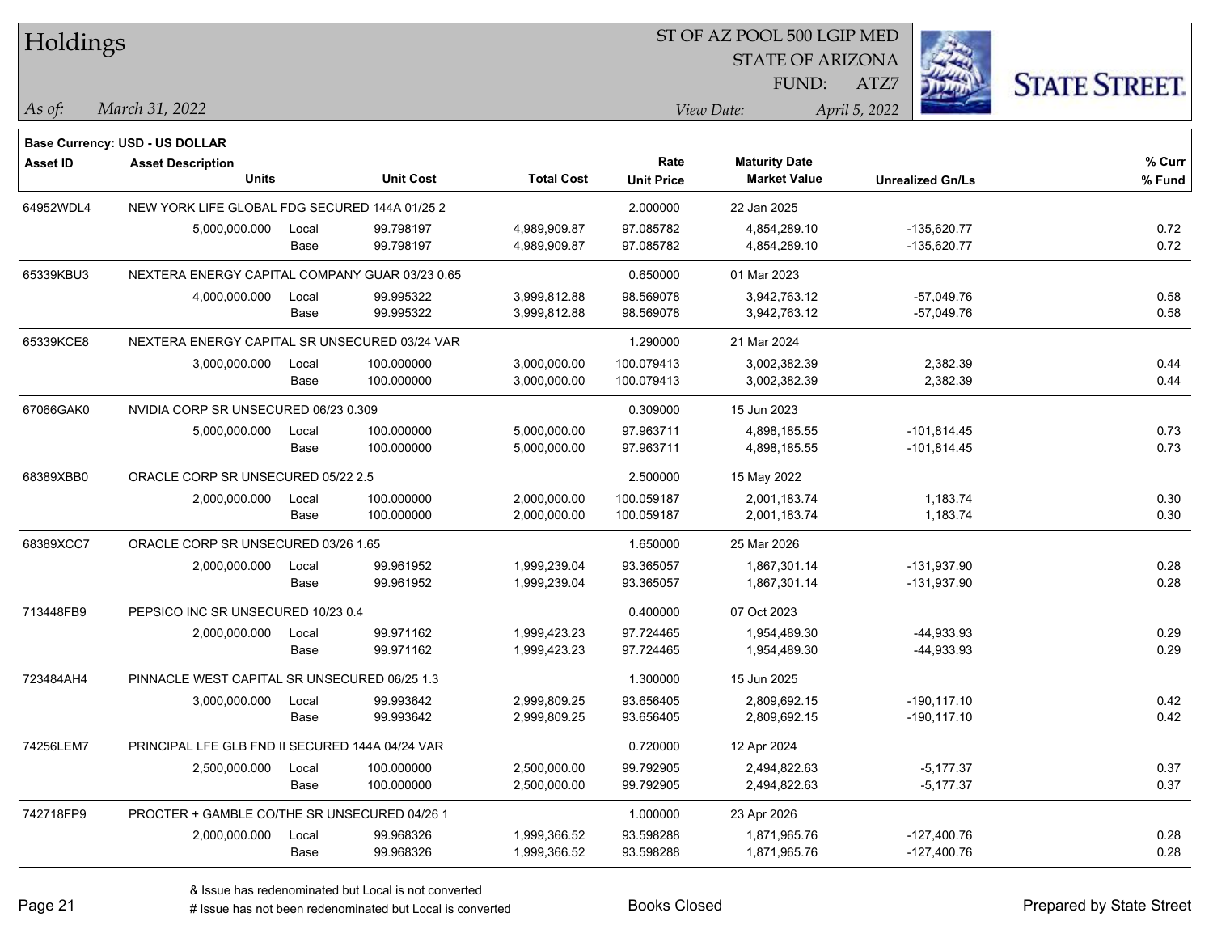# Holdings

ST OF AZ POOL 500 LGIP MED
STATE OF ARIZONA
FUND: ATZ7

*As of:* *March 31, 2022*
*View Date:* *April 5, 2022*

**Base Currency: USD - US DOLLAR**

| Asset ID | Asset Description / Units | | Unit Cost | Total Cost | Rate / Unit Price | Maturity Date / Market Value | Unrealized Gn/Ls | % Curr / % Fund |
|---|---|---|---|---|---|---|---|---|
| 64952WDL4 | NEW YORK LIFE GLOBAL FDG SECURED 144A 01/25 2 | | | | 2.000000 | 22 Jan 2025 | | |
| | 5,000,000.000 | Local | 99.798197 | 4,989,909.87 | 97.085782 | 4,854,289.10 | -135,620.77 | 0.72 |
| | | Base | 99.798197 | 4,989,909.87 | 97.085782 | 4,854,289.10 | -135,620.77 | 0.72 |
| 65339KBU3 | NEXTERA ENERGY CAPITAL COMPANY GUAR 03/23 0.65 | | | | 0.650000 | 01 Mar 2023 | | |
| | 4,000,000.000 | Local | 99.995322 | 3,999,812.88 | 98.569078 | 3,942,763.12 | -57,049.76 | 0.58 |
| | | Base | 99.995322 | 3,999,812.88 | 98.569078 | 3,942,763.12 | -57,049.76 | 0.58 |
| 65339KCE8 | NEXTERA ENERGY CAPITAL SR UNSECURED 03/24 VAR | | | | 1.290000 | 21 Mar 2024 | | |
| | 3,000,000.000 | Local | 100.000000 | 3,000,000.00 | 100.079413 | 3,002,382.39 | 2,382.39 | 0.44 |
| | | Base | 100.000000 | 3,000,000.00 | 100.079413 | 3,002,382.39 | 2,382.39 | 0.44 |
| 67066GAK0 | NVIDIA CORP SR UNSECURED 06/23 0.309 | | | | 0.309000 | 15 Jun 2023 | | |
| | 5,000,000.000 | Local | 100.000000 | 5,000,000.00 | 97.963711 | 4,898,185.55 | -101,814.45 | 0.73 |
| | | Base | 100.000000 | 5,000,000.00 | 97.963711 | 4,898,185.55 | -101,814.45 | 0.73 |
| 68389XBB0 | ORACLE CORP SR UNSECURED 05/22 2.5 | | | | 2.500000 | 15 May 2022 | | |
| | 2,000,000.000 | Local | 100.000000 | 2,000,000.00 | 100.059187 | 2,001,183.74 | 1,183.74 | 0.30 |
| | | Base | 100.000000 | 2,000,000.00 | 100.059187 | 2,001,183.74 | 1,183.74 | 0.30 |
| 68389XCC7 | ORACLE CORP SR UNSECURED 03/26 1.65 | | | | 1.650000 | 25 Mar 2026 | | |
| | 2,000,000.000 | Local | 99.961952 | 1,999,239.04 | 93.365057 | 1,867,301.14 | -131,937.90 | 0.28 |
| | | Base | 99.961952 | 1,999,239.04 | 93.365057 | 1,867,301.14 | -131,937.90 | 0.28 |
| 713448FB9 | PEPSICO INC SR UNSECURED 10/23 0.4 | | | | 0.400000 | 07 Oct 2023 | | |
| | 2,000,000.000 | Local | 99.971162 | 1,999,423.23 | 97.724465 | 1,954,489.30 | -44,933.93 | 0.29 |
| | | Base | 99.971162 | 1,999,423.23 | 97.724465 | 1,954,489.30 | -44,933.93 | 0.29 |
| 723484AH4 | PINNACLE WEST CAPITAL SR UNSECURED 06/25 1.3 | | | | 1.300000 | 15 Jun 2025 | | |
| | 3,000,000.000 | Local | 99.993642 | 2,999,809.25 | 93.656405 | 2,809,692.15 | -190,117.10 | 0.42 |
| | | Base | 99.993642 | 2,999,809.25 | 93.656405 | 2,809,692.15 | -190,117.10 | 0.42 |
| 74256LEM7 | PRINCIPAL LFE GLB FND II SECURED 144A 04/24 VAR | | | | 0.720000 | 12 Apr 2024 | | |
| | 2,500,000.000 | Local | 100.000000 | 2,500,000.00 | 99.792905 | 2,494,822.63 | -5,177.37 | 0.37 |
| | | Base | 100.000000 | 2,500,000.00 | 99.792905 | 2,494,822.63 | -5,177.37 | 0.37 |
| 742718FP9 | PROCTER + GAMBLE CO/THE SR UNSECURED 04/26 1 | | | | 1.000000 | 23 Apr 2026 | | |
| | 2,000,000.000 | Local | 99.968326 | 1,999,366.52 | 93.598288 | 1,871,965.76 | -127,400.76 | 0.28 |
| | | Base | 99.968326 | 1,999,366.52 | 93.598288 | 1,871,965.76 | -127,400.76 | 0.28 |

& Issue has redenominated but Local is not converted
# Issue has not been redenominated but Local is converted

Books Closed

Prepared by State Street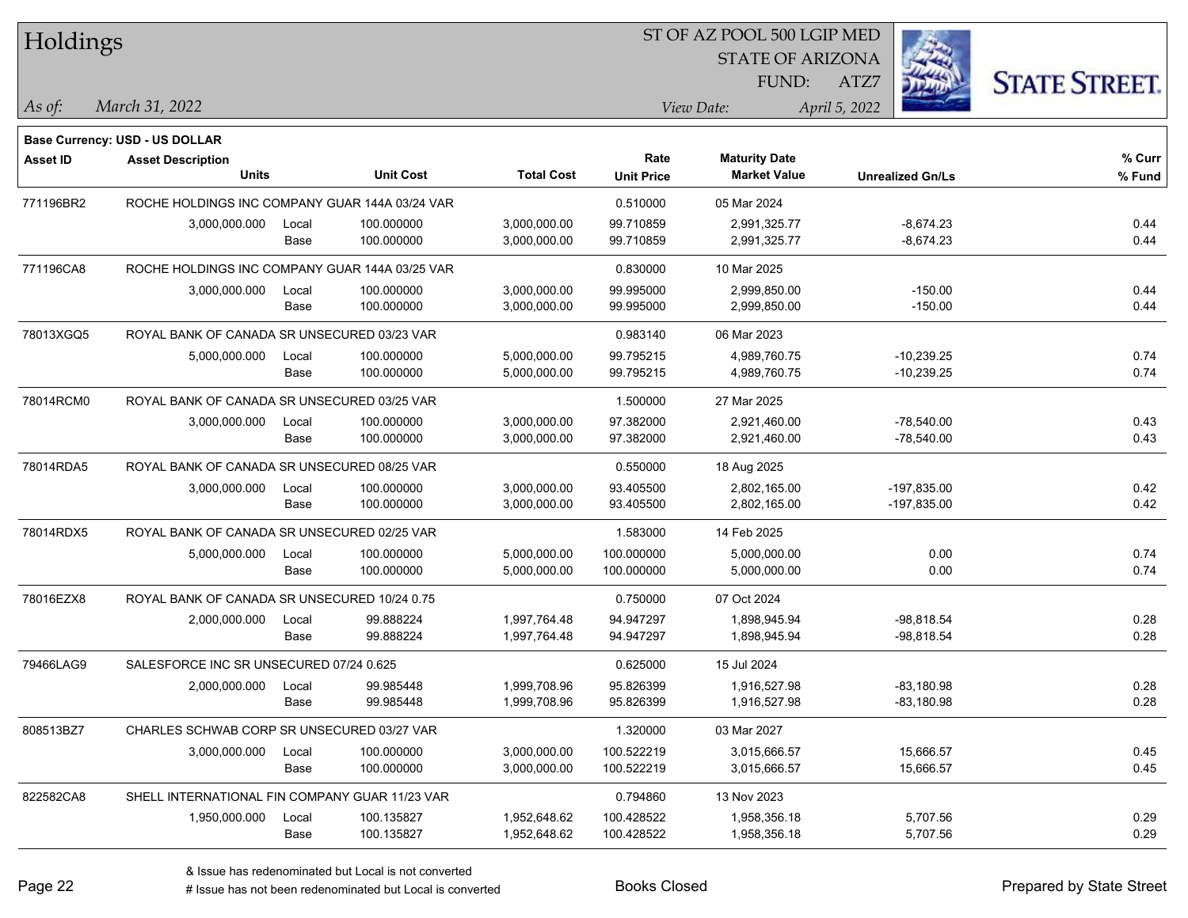# Holdings

ST OF AZ POOL 500 LGIP MED
STATE OF ARIZONA
FUND: ATZ7

*As of:* *March 31, 2022*
*View Date:* *April 5, 2022*

**Base Currency: USD - US DOLLAR**

| Asset ID | Asset Description / Units | | Unit Cost | Total Cost | Rate / Unit Price | Maturity Date / Market Value | Unrealized Gn/Ls | % Curr / % Fund |
|---|---|---|---|---|---|---|---|---|
| 771196BR2 | ROCHE HOLDINGS INC COMPANY GUAR 144A 03/24 VAR | | | | 0.510000 | 05 Mar 2024 | | |
| | 3,000,000.000 | Local | 100.000000 | 3,000,000.00 | 99.710859 | 2,991,325.77 | -8,674.23 | 0.44 |
| | | Base | 100.000000 | 3,000,000.00 | 99.710859 | 2,991,325.77 | -8,674.23 | 0.44 |
| 771196CA8 | ROCHE HOLDINGS INC COMPANY GUAR 144A 03/25 VAR | | | | 0.830000 | 10 Mar 2025 | | |
| | 3,000,000.000 | Local | 100.000000 | 3,000,000.00 | 99.995000 | 2,999,850.00 | -150.00 | 0.44 |
| | | Base | 100.000000 | 3,000,000.00 | 99.995000 | 2,999,850.00 | -150.00 | 0.44 |
| 78013XGQ5 | ROYAL BANK OF CANADA SR UNSECURED 03/23 VAR | | | | 0.983140 | 06 Mar 2023 | | |
| | 5,000,000.000 | Local | 100.000000 | 5,000,000.00 | 99.795215 | 4,989,760.75 | -10,239.25 | 0.74 |
| | | Base | 100.000000 | 5,000,000.00 | 99.795215 | 4,989,760.75 | -10,239.25 | 0.74 |
| 78014RCM0 | ROYAL BANK OF CANADA SR UNSECURED 03/25 VAR | | | | 1.500000 | 27 Mar 2025 | | |
| | 3,000,000.000 | Local | 100.000000 | 3,000,000.00 | 97.382000 | 2,921,460.00 | -78,540.00 | 0.43 |
| | | Base | 100.000000 | 3,000,000.00 | 97.382000 | 2,921,460.00 | -78,540.00 | 0.43 |
| 78014RDA5 | ROYAL BANK OF CANADA SR UNSECURED 08/25 VAR | | | | 0.550000 | 18 Aug 2025 | | |
| | 3,000,000.000 | Local | 100.000000 | 3,000,000.00 | 93.405500 | 2,802,165.00 | -197,835.00 | 0.42 |
| | | Base | 100.000000 | 3,000,000.00 | 93.405500 | 2,802,165.00 | -197,835.00 | 0.42 |
| 78014RDX5 | ROYAL BANK OF CANADA SR UNSECURED 02/25 VAR | | | | 1.583000 | 14 Feb 2025 | | |
| | 5,000,000.000 | Local | 100.000000 | 5,000,000.00 | 100.000000 | 5,000,000.00 | 0.00 | 0.74 |
| | | Base | 100.000000 | 5,000,000.00 | 100.000000 | 5,000,000.00 | 0.00 | 0.74 |
| 78016EZX8 | ROYAL BANK OF CANADA SR UNSECURED 10/24 0.75 | | | | 0.750000 | 07 Oct 2024 | | |
| | 2,000,000.000 | Local | 99.888224 | 1,997,764.48 | 94.947297 | 1,898,945.94 | -98,818.54 | 0.28 |
| | | Base | 99.888224 | 1,997,764.48 | 94.947297 | 1,898,945.94 | -98,818.54 | 0.28 |
| 79466LAG9 | SALESFORCE INC SR UNSECURED 07/24 0.625 | | | | 0.625000 | 15 Jul 2024 | | |
| | 2,000,000.000 | Local | 99.985448 | 1,999,708.96 | 95.826399 | 1,916,527.98 | -83,180.98 | 0.28 |
| | | Base | 99.985448 | 1,999,708.96 | 95.826399 | 1,916,527.98 | -83,180.98 | 0.28 |
| 808513BZ7 | CHARLES SCHWAB CORP SR UNSECURED 03/27 VAR | | | | 1.320000 | 03 Mar 2027 | | |
| | 3,000,000.000 | Local | 100.000000 | 3,000,000.00 | 100.522219 | 3,015,666.57 | 15,666.57 | 0.45 |
| | | Base | 100.000000 | 3,000,000.00 | 100.522219 | 3,015,666.57 | 15,666.57 | 0.45 |
| 822582CA8 | SHELL INTERNATIONAL FIN COMPANY GUAR 11/23 VAR | | | | 0.794860 | 13 Nov 2023 | | |
| | 1,950,000.000 | Local | 100.135827 | 1,952,648.62 | 100.428522 | 1,958,356.18 | 5,707.56 | 0.29 |
| | | Base | 100.135827 | 1,952,648.62 | 100.428522 | 1,958,356.18 | 5,707.56 | 0.29 |

& Issue has redenominated but Local is not converted
# Issue has not been redenominated but Local is converted

Books Closed

Prepared by State Street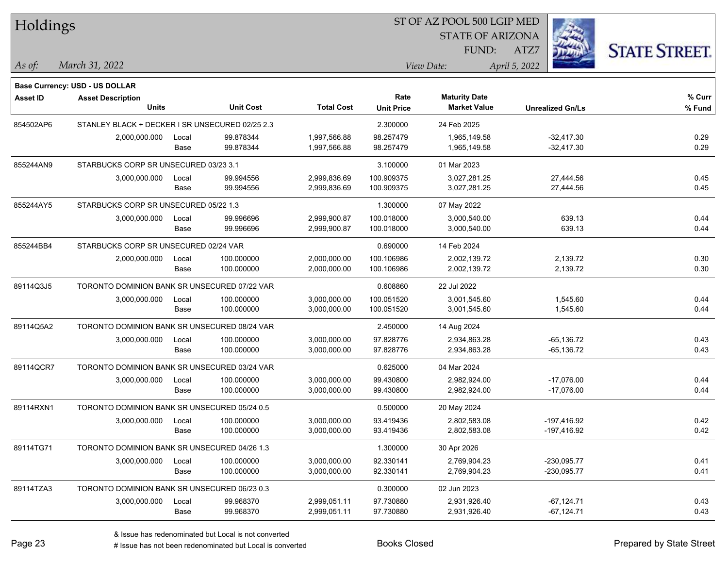# Holdings

ST OF AZ POOL 500 LGIP MED
STATE OF ARIZONA
FUND: ATZ7

*As of:* *March 31, 2022*

*View Date:* *April 5, 2022*

**Base Currency: USD - US DOLLAR**

| Asset ID | Asset Description Units | | Unit Cost | Total Cost | Rate Unit Price | Maturity Date Market Value | Unrealized Gn/Ls | % Curr % Fund |
|---|---|---|---|---|---|---|---|---|
| 854502AP6 | STANLEY BLACK + DECKER I SR UNSECURED 02/25 2.3 | | | | 2.300000 | 24 Feb 2025 | | |
| | 2,000,000.000 | Local | 99.878344 | 1,997,566.88 | 98.257479 | 1,965,149.58 | -32,417.30 | 0.29 |
| | | Base | 99.878344 | 1,997,566.88 | 98.257479 | 1,965,149.58 | -32,417.30 | 0.29 |
| 855244AN9 | STARBUCKS CORP SR UNSECURED 03/23 3.1 | | | | 3.100000 | 01 Mar 2023 | | |
| | 3,000,000.000 | Local | 99.994556 | 2,999,836.69 | 100.909375 | 3,027,281.25 | 27,444.56 | 0.45 |
| | | Base | 99.994556 | 2,999,836.69 | 100.909375 | 3,027,281.25 | 27,444.56 | 0.45 |
| 855244AY5 | STARBUCKS CORP SR UNSECURED 05/22 1.3 | | | | 1.300000 | 07 May 2022 | | |
| | 3,000,000.000 | Local | 99.996696 | 2,999,900.87 | 100.018000 | 3,000,540.00 | 639.13 | 0.44 |
| | | Base | 99.996696 | 2,999,900.87 | 100.018000 | 3,000,540.00 | 639.13 | 0.44 |
| 855244BB4 | STARBUCKS CORP SR UNSECURED 02/24 VAR | | | | 0.690000 | 14 Feb 2024 | | |
| | 2,000,000.000 | Local | 100.000000 | 2,000,000.00 | 100.106986 | 2,002,139.72 | 2,139.72 | 0.30 |
| | | Base | 100.000000 | 2,000,000.00 | 100.106986 | 2,002,139.72 | 2,139.72 | 0.30 |
| 89114Q3J5 | TORONTO DOMINION BANK SR UNSECURED 07/22 VAR | | | | 0.608860 | 22 Jul 2022 | | |
| | 3,000,000.000 | Local | 100.000000 | 3,000,000.00 | 100.051520 | 3,001,545.60 | 1,545.60 | 0.44 |
| | | Base | 100.000000 | 3,000,000.00 | 100.051520 | 3,001,545.60 | 1,545.60 | 0.44 |
| 89114Q5A2 | TORONTO DOMINION BANK SR UNSECURED 08/24 VAR | | | | 2.450000 | 14 Aug 2024 | | |
| | 3,000,000.000 | Local | 100.000000 | 3,000,000.00 | 97.828776 | 2,934,863.28 | -65,136.72 | 0.43 |
| | | Base | 100.000000 | 3,000,000.00 | 97.828776 | 2,934,863.28 | -65,136.72 | 0.43 |
| 89114QCR7 | TORONTO DOMINION BANK SR UNSECURED 03/24 VAR | | | | 0.625000 | 04 Mar 2024 | | |
| | 3,000,000.000 | Local | 100.000000 | 3,000,000.00 | 99.430800 | 2,982,924.00 | -17,076.00 | 0.44 |
| | | Base | 100.000000 | 3,000,000.00 | 99.430800 | 2,982,924.00 | -17,076.00 | 0.44 |
| 89114RXN1 | TORONTO DOMINION BANK SR UNSECURED 05/24 0.5 | | | | 0.500000 | 20 May 2024 | | |
| | 3,000,000.000 | Local | 100.000000 | 3,000,000.00 | 93.419436 | 2,802,583.08 | -197,416.92 | 0.42 |
| | | Base | 100.000000 | 3,000,000.00 | 93.419436 | 2,802,583.08 | -197,416.92 | 0.42 |
| 89114TG71 | TORONTO DOMINION BANK SR UNSECURED 04/26 1.3 | | | | 1.300000 | 30 Apr 2026 | | |
| | 3,000,000.000 | Local | 100.000000 | 3,000,000.00 | 92.330141 | 2,769,904.23 | -230,095.77 | 0.41 |
| | | Base | 100.000000 | 3,000,000.00 | 92.330141 | 2,769,904.23 | -230,095.77 | 0.41 |
| 89114TZA3 | TORONTO DOMINION BANK SR UNSECURED 06/23 0.3 | | | | 0.300000 | 02 Jun 2023 | | |
| | 3,000,000.000 | Local | 99.968370 | 2,999,051.11 | 97.730880 | 2,931,926.40 | -67,124.71 | 0.43 |
| | | Base | 99.968370 | 2,999,051.11 | 97.730880 | 2,931,926.40 | -67,124.71 | 0.43 |

& Issue has redenominated but Local is not converted
# Issue has not been redenominated but Local is converted

Books Closed

Prepared by State Street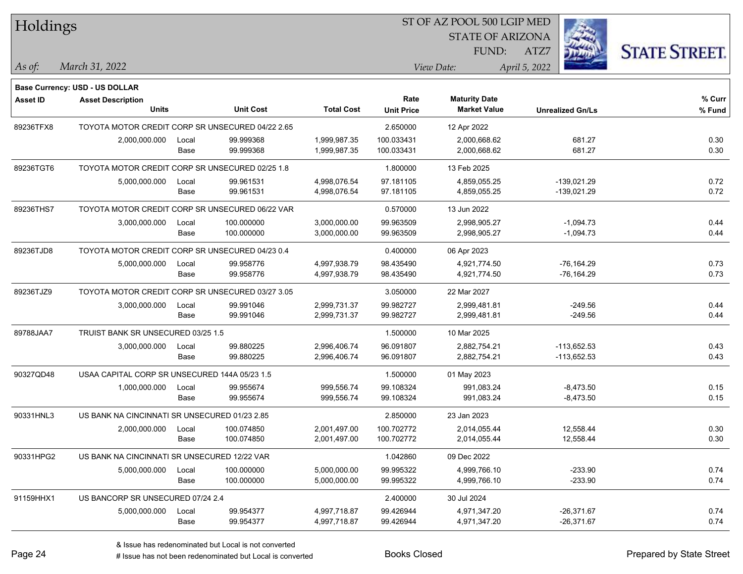# Holdings

ST OF AZ POOL 500 LGIP MED
STATE OF ARIZONA
FUND: ATZ7

*As of:* *March 31, 2022*

*View Date:* *April 5, 2022*

**Base Currency: USD - US DOLLAR**

| Asset ID | Asset Description / Units | | Unit Cost | Total Cost | Rate / Unit Price | Maturity Date / Market Value | Unrealized Gn/Ls | % Curr / % Fund |
|---|---|---|---|---|---|---|---|---|
| 89236TFX8 | TOYOTA MOTOR CREDIT CORP SR UNSECURED 04/22 2.65 | | | | 2.650000 | 12 Apr 2022 | | |
| | 2,000,000.000 | Local | 99.999368 | 1,999,987.35 | 100.033431 | 2,000,668.62 | 681.27 | 0.30 |
| | | Base | 99.999368 | 1,999,987.35 | 100.033431 | 2,000,668.62 | 681.27 | 0.30 |
| 89236TGT6 | TOYOTA MOTOR CREDIT CORP SR UNSECURED 02/25 1.8 | | | | 1.800000 | 13 Feb 2025 | | |
| | 5,000,000.000 | Local | 99.961531 | 4,998,076.54 | 97.181105 | 4,859,055.25 | -139,021.29 | 0.72 |
| | | Base | 99.961531 | 4,998,076.54 | 97.181105 | 4,859,055.25 | -139,021.29 | 0.72 |
| 89236THS7 | TOYOTA MOTOR CREDIT CORP SR UNSECURED 06/22 VAR | | | | 0.570000 | 13 Jun 2022 | | |
| | 3,000,000.000 | Local | 100.000000 | 3,000,000.00 | 99.963509 | 2,998,905.27 | -1,094.73 | 0.44 |
| | | Base | 100.000000 | 3,000,000.00 | 99.963509 | 2,998,905.27 | -1,094.73 | 0.44 |
| 89236TJD8 | TOYOTA MOTOR CREDIT CORP SR UNSECURED 04/23 0.4 | | | | 0.400000 | 06 Apr 2023 | | |
| | 5,000,000.000 | Local | 99.958776 | 4,997,938.79 | 98.435490 | 4,921,774.50 | -76,164.29 | 0.73 |
| | | Base | 99.958776 | 4,997,938.79 | 98.435490 | 4,921,774.50 | -76,164.29 | 0.73 |
| 89236TJZ9 | TOYOTA MOTOR CREDIT CORP SR UNSECURED 03/27 3.05 | | | | 3.050000 | 22 Mar 2027 | | |
| | 3,000,000.000 | Local | 99.991046 | 2,999,731.37 | 99.982727 | 2,999,481.81 | -249.56 | 0.44 |
| | | Base | 99.991046 | 2,999,731.37 | 99.982727 | 2,999,481.81 | -249.56 | 0.44 |
| 89788JAA7 | TRUIST BANK SR UNSECURED 03/25 1.5 | | | | 1.500000 | 10 Mar 2025 | | |
| | 3,000,000.000 | Local | 99.880225 | 2,996,406.74 | 96.091807 | 2,882,754.21 | -113,652.53 | 0.43 |
| | | Base | 99.880225 | 2,996,406.74 | 96.091807 | 2,882,754.21 | -113,652.53 | 0.43 |
| 90327QD48 | USAA CAPITAL CORP SR UNSECURED 144A 05/23 1.5 | | | | 1.500000 | 01 May 2023 | | |
| | 1,000,000.000 | Local | 99.955674 | 999,556.74 | 99.108324 | 991,083.24 | -8,473.50 | 0.15 |
| | | Base | 99.955674 | 999,556.74 | 99.108324 | 991,083.24 | -8,473.50 | 0.15 |
| 90331HNL3 | US BANK NA CINCINNATI SR UNSECURED 01/23 2.85 | | | | 2.850000 | 23 Jan 2023 | | |
| | 2,000,000.000 | Local | 100.074850 | 2,001,497.00 | 100.702772 | 2,014,055.44 | 12,558.44 | 0.30 |
| | | Base | 100.074850 | 2,001,497.00 | 100.702772 | 2,014,055.44 | 12,558.44 | 0.30 |
| 90331HPG2 | US BANK NA CINCINNATI SR UNSECURED 12/22 VAR | | | | 1.042860 | 09 Dec 2022 | | |
| | 5,000,000.000 | Local | 100.000000 | 5,000,000.00 | 99.995322 | 4,999,766.10 | -233.90 | 0.74 |
| | | Base | 100.000000 | 5,000,000.00 | 99.995322 | 4,999,766.10 | -233.90 | 0.74 |
| 91159HHX1 | US BANCORP SR UNSECURED 07/24 2.4 | | | | 2.400000 | 30 Jul 2024 | | |
| | 5,000,000.000 | Local | 99.954377 | 4,997,718.87 | 99.426944 | 4,971,347.20 | -26,371.67 | 0.74 |
| | | Base | 99.954377 | 4,997,718.87 | 99.426944 | 4,971,347.20 | -26,371.67 | 0.74 |

& Issue has redenominated but Local is not converted
# Issue has not been redenominated but Local is converted

Books Closed

Prepared by State Street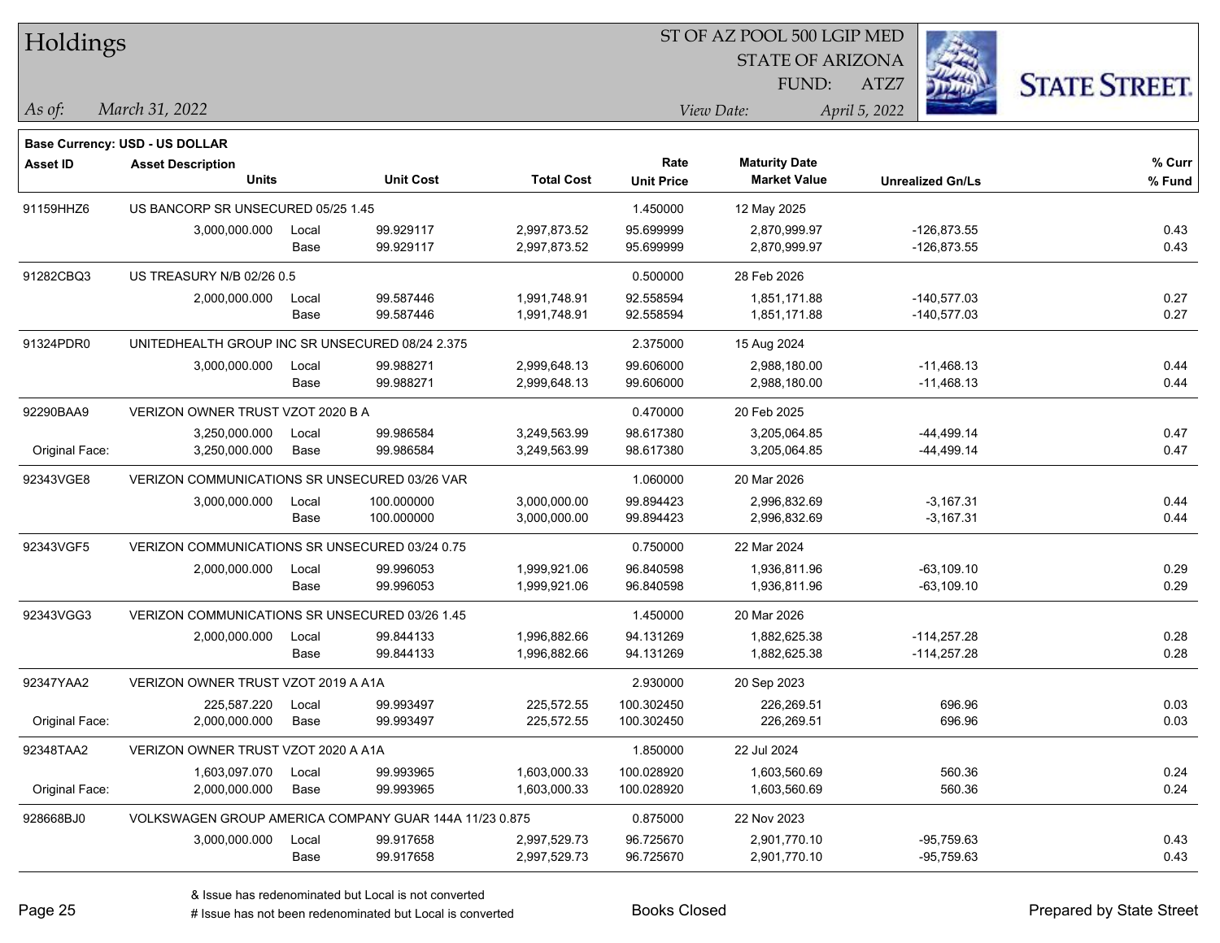# Holdings

ST OF AZ POOL 500 LGIP MED
STATE OF ARIZONA
FUND: ATZ7

*As of:* *March 31, 2022*
*View Date:* *April 5, 2022*

**Base Currency: USD - US DOLLAR**

| Asset ID | Asset Description / Units | | Unit Cost | Total Cost | Rate / Unit Price | Maturity Date / Market Value | Unrealized Gn/Ls | % Curr / % Fund |
|---|---|---|---|---|---|---|---|---|
| 91159HHZ6 | US BANCORP SR UNSECURED 05/25 1.45 | | | | 1.450000 | 12 May 2025 | | |
| | 3,000,000.000 | Local | 99.929117 | 2,997,873.52 | 95.699999 | 2,870,999.97 | -126,873.55 | 0.43 |
| | | Base | 99.929117 | 2,997,873.52 | 95.699999 | 2,870,999.97 | -126,873.55 | 0.43 |
| 91282CBQ3 | US TREASURY N/B 02/26 0.5 | | | | 0.500000 | 28 Feb 2026 | | |
| | 2,000,000.000 | Local | 99.587446 | 1,991,748.91 | 92.558594 | 1,851,171.88 | -140,577.03 | 0.27 |
| | | Base | 99.587446 | 1,991,748.91 | 92.558594 | 1,851,171.88 | -140,577.03 | 0.27 |
| 91324PDR0 | UNITEDHEALTH GROUP INC SR UNSECURED 08/24 2.375 | | | | 2.375000 | 15 Aug 2024 | | |
| | 3,000,000.000 | Local | 99.988271 | 2,999,648.13 | 99.606000 | 2,988,180.00 | -11,468.13 | 0.44 |
| | | Base | 99.988271 | 2,999,648.13 | 99.606000 | 2,988,180.00 | -11,468.13 | 0.44 |
| 92290BAA9 | VERIZON OWNER TRUST VZOT 2020 B A | | | | 0.470000 | 20 Feb 2025 | | |
| | 3,250,000.000 | Local | 99.986584 | 3,249,563.99 | 98.617380 | 3,205,064.85 | -44,499.14 | 0.47 |
| Original Face: | 3,250,000.000 | Base | 99.986584 | 3,249,563.99 | 98.617380 | 3,205,064.85 | -44,499.14 | 0.47 |
| 92343VGE8 | VERIZON COMMUNICATIONS SR UNSECURED 03/26 VAR | | | | 1.060000 | 20 Mar 2026 | | |
| | 3,000,000.000 | Local | 100.000000 | 3,000,000.00 | 99.894423 | 2,996,832.69 | -3,167.31 | 0.44 |
| | | Base | 100.000000 | 3,000,000.00 | 99.894423 | 2,996,832.69 | -3,167.31 | 0.44 |
| 92343VGF5 | VERIZON COMMUNICATIONS SR UNSECURED 03/24 0.75 | | | | 0.750000 | 22 Mar 2024 | | |
| | 2,000,000.000 | Local | 99.996053 | 1,999,921.06 | 96.840598 | 1,936,811.96 | -63,109.10 | 0.29 |
| | | Base | 99.996053 | 1,999,921.06 | 96.840598 | 1,936,811.96 | -63,109.10 | 0.29 |
| 92343VGG3 | VERIZON COMMUNICATIONS SR UNSECURED 03/26 1.45 | | | | 1.450000 | 20 Mar 2026 | | |
| | 2,000,000.000 | Local | 99.844133 | 1,996,882.66 | 94.131269 | 1,882,625.38 | -114,257.28 | 0.28 |
| | | Base | 99.844133 | 1,996,882.66 | 94.131269 | 1,882,625.38 | -114,257.28 | 0.28 |
| 92347YAA2 | VERIZON OWNER TRUST VZOT 2019 A A1A | | | | 2.930000 | 20 Sep 2023 | | |
| | 225,587.220 | Local | 99.993497 | 225,572.55 | 100.302450 | 226,269.51 | 696.96 | 0.03 |
| Original Face: | 2,000,000.000 | Base | 99.993497 | 225,572.55 | 100.302450 | 226,269.51 | 696.96 | 0.03 |
| 92348TAA2 | VERIZON OWNER TRUST VZOT 2020 A A1A | | | | 1.850000 | 22 Jul 2024 | | |
| | 1,603,097.070 | Local | 99.993965 | 1,603,000.33 | 100.028920 | 1,603,560.69 | 560.36 | 0.24 |
| Original Face: | 2,000,000.000 | Base | 99.993965 | 1,603,000.33 | 100.028920 | 1,603,560.69 | 560.36 | 0.24 |
| 928668BJ0 | VOLKSWAGEN GROUP AMERICA COMPANY GUAR 144A 11/23 0.875 | | | | 0.875000 | 22 Nov 2023 | | |
| | 3,000,000.000 | Local | 99.917658 | 2,997,529.73 | 96.725670 | 2,901,770.10 | -95,759.63 | 0.43 |
| | | Base | 99.917658 | 2,997,529.73 | 96.725670 | 2,901,770.10 | -95,759.63 | 0.43 |

& Issue has redenominated but Local is not converted
# Issue has not been redenominated but Local is converted

Books Closed

Prepared by State Street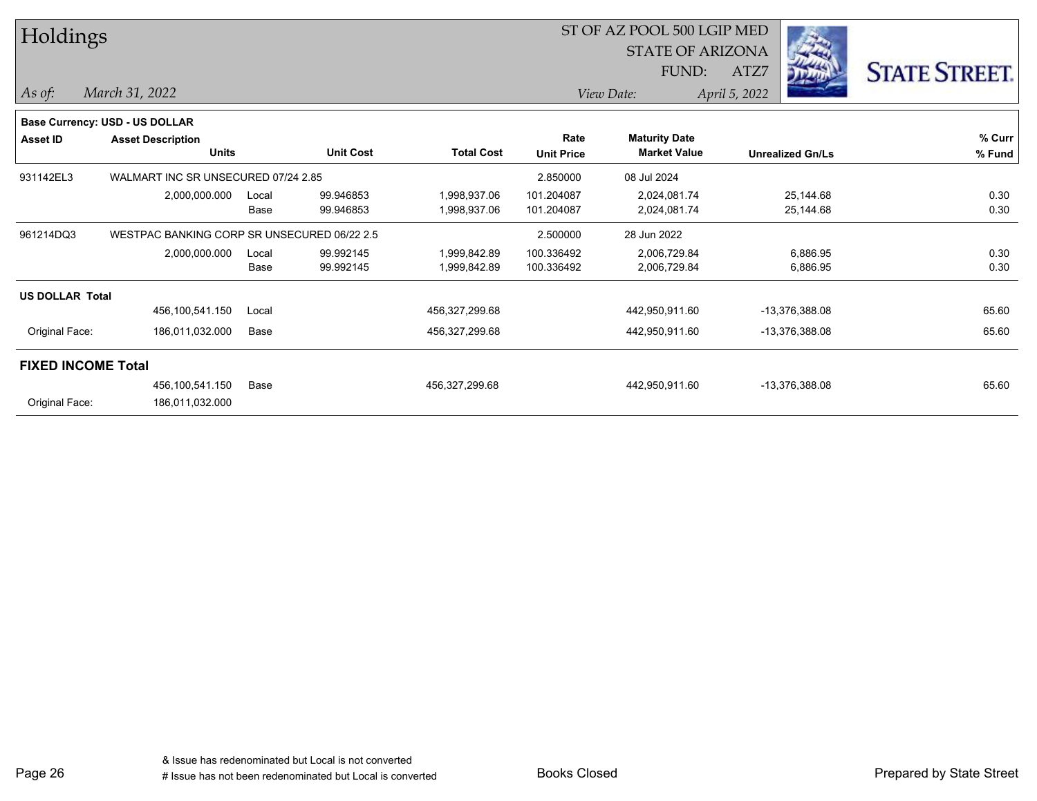# Holdings

ST OF AZ POOL 500 LGIP MED
STATE OF ARIZONA
FUND: ATZ7

*As of:* *March 31, 2022*

*View Date:* *April 5, 2022*

**Base Currency: USD - US DOLLAR**

| Asset ID | Asset Description / Units | | Unit Cost | Total Cost | Rate / Unit Price | Maturity Date / Market Value | Unrealized Gn/Ls | % Curr / % Fund |
|---|---|---|---|---|---|---|---|---|
| 931142EL3 | WALMART INC SR UNSECURED 07/24 2.85 | | | | 2.850000 | 08 Jul 2024 | | |
| | 2,000,000.000 | Local | 99.946853 | 1,998,937.06 | 101.204087 | 2,024,081.74 | 25,144.68 | 0.30 |
| | | Base | 99.946853 | 1,998,937.06 | 101.204087 | 2,024,081.74 | 25,144.68 | 0.30 |
| 961214DQ3 | WESTPAC BANKING CORP SR UNSECURED 06/22 2.5 | | | | 2.500000 | 28 Jun 2022 | | |
| | 2,000,000.000 | Local | 99.992145 | 1,999,842.89 | 100.336492 | 2,006,729.84 | 6,886.95 | 0.30 |
| | | Base | 99.992145 | 1,999,842.89 | 100.336492 | 2,006,729.84 | 6,886.95 | 0.30 |
| **US DOLLAR Total** | | | | | | | | |
| | 456,100,541.150 | Local | | 456,327,299.68 | | 442,950,911.60 | -13,376,388.08 | 65.60 |
| Original Face: | 186,011,032.000 | Base | | 456,327,299.68 | | 442,950,911.60 | -13,376,388.08 | 65.60 |
| **FIXED INCOME Total** | | | | | | | | |
| | 456,100,541.150 | Base | | 456,327,299.68 | | 442,950,911.60 | -13,376,388.08 | 65.60 |
| Original Face: | 186,011,032.000 | | | | | | | |

& Issue has redenominated but Local is not converted
# Issue has not been redenominated but Local is converted

Books Closed

Prepared by State Street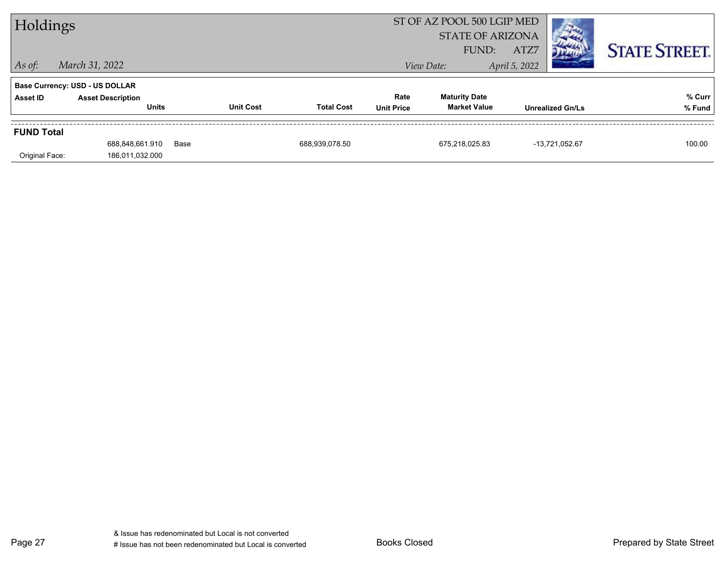# Holdings

ST OF AZ POOL 500 LGIP MED
STATE OF ARIZONA
FUND: ATZ7

*As of:* *March 31, 2022*  *View Date:* *April 5, 2022*

**Base Currency: USD - US DOLLAR**

| Asset ID | Asset Description / Units | | Unit Cost | Total Cost | Rate / Unit Price | Maturity Date / Market Value | Unrealized Gn/Ls | % Curr / % Fund |
|---|---|---|---|---|---|---|---|---|
| **FUND Total** | | | | | | | | |
| | 688,848,661.910 | Base | | 688,939,078.50 | | 675,218,025.83 | -13,721,052.67 | 100.00 |
| Original Face: | 186,011,032.000 | | | | | | | |

& Issue has redenominated but Local is not converted
# Issue has not been redenominated but Local is converted

Books Closed

Prepared by State Street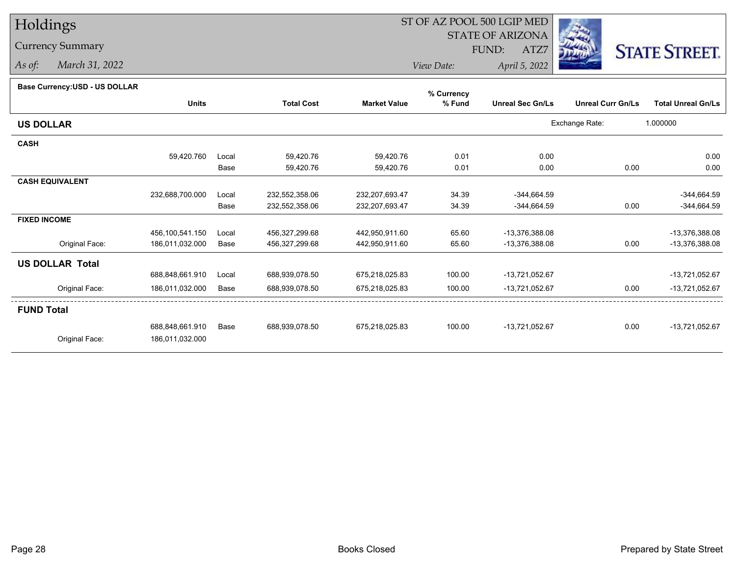# Holdings

## Currency Summary

*As of:* March 31, 2022

ST OF AZ POOL 500 LGIP MED
STATE OF ARIZONA
FUND: ATZ7

*View Date:* April 5, 2022

STATE STREET.

**Base Currency:USD - US DOLLAR**

| | Units | | Total Cost | Market Value | % Currency % Fund | Unreal Sec Gn/Ls | Unreal Curr Gn/Ls | Total Unreal Gn/Ls |
|---|---|---|---|---|---|---|---|---|
| **US DOLLAR** | | | | | | Exchange Rate: | 1.000000 | |
| **CASH** | | | | | | | | |
| | 59,420.760 | Local | 59,420.76 | 59,420.76 | 0.01 | 0.00 | | 0.00 |
| | | Base | 59,420.76 | 59,420.76 | 0.01 | 0.00 | 0.00 | 0.00 |
| **CASH EQUIVALENT** | | | | | | | | |
| | 232,688,700.000 | Local | 232,552,358.06 | 232,207,693.47 | 34.39 | -344,664.59 | | -344,664.59 |
| | | Base | 232,552,358.06 | 232,207,693.47 | 34.39 | -344,664.59 | 0.00 | -344,664.59 |
| **FIXED INCOME** | | | | | | | | |
| | 456,100,541.150 | Local | 456,327,299.68 | 442,950,911.60 | 65.60 | -13,376,388.08 | | -13,376,388.08 |
| Original Face: | 186,011,032.000 | Base | 456,327,299.68 | 442,950,911.60 | 65.60 | -13,376,388.08 | 0.00 | -13,376,388.08 |
| **US DOLLAR Total** | | | | | | | | |
| | 688,848,661.910 | Local | 688,939,078.50 | 675,218,025.83 | 100.00 | -13,721,052.67 | | -13,721,052.67 |
| Original Face: | 186,011,032.000 | Base | 688,939,078.50 | 675,218,025.83 | 100.00 | -13,721,052.67 | 0.00 | -13,721,052.67 |
| **FUND Total** | | | | | | | | |
| | 688,848,661.910 | Base | 688,939,078.50 | 675,218,025.83 | 100.00 | -13,721,052.67 | 0.00 | -13,721,052.67 |
| Original Face: | 186,011,032.000 | | | | | | | |

Books Closed

Prepared by State Street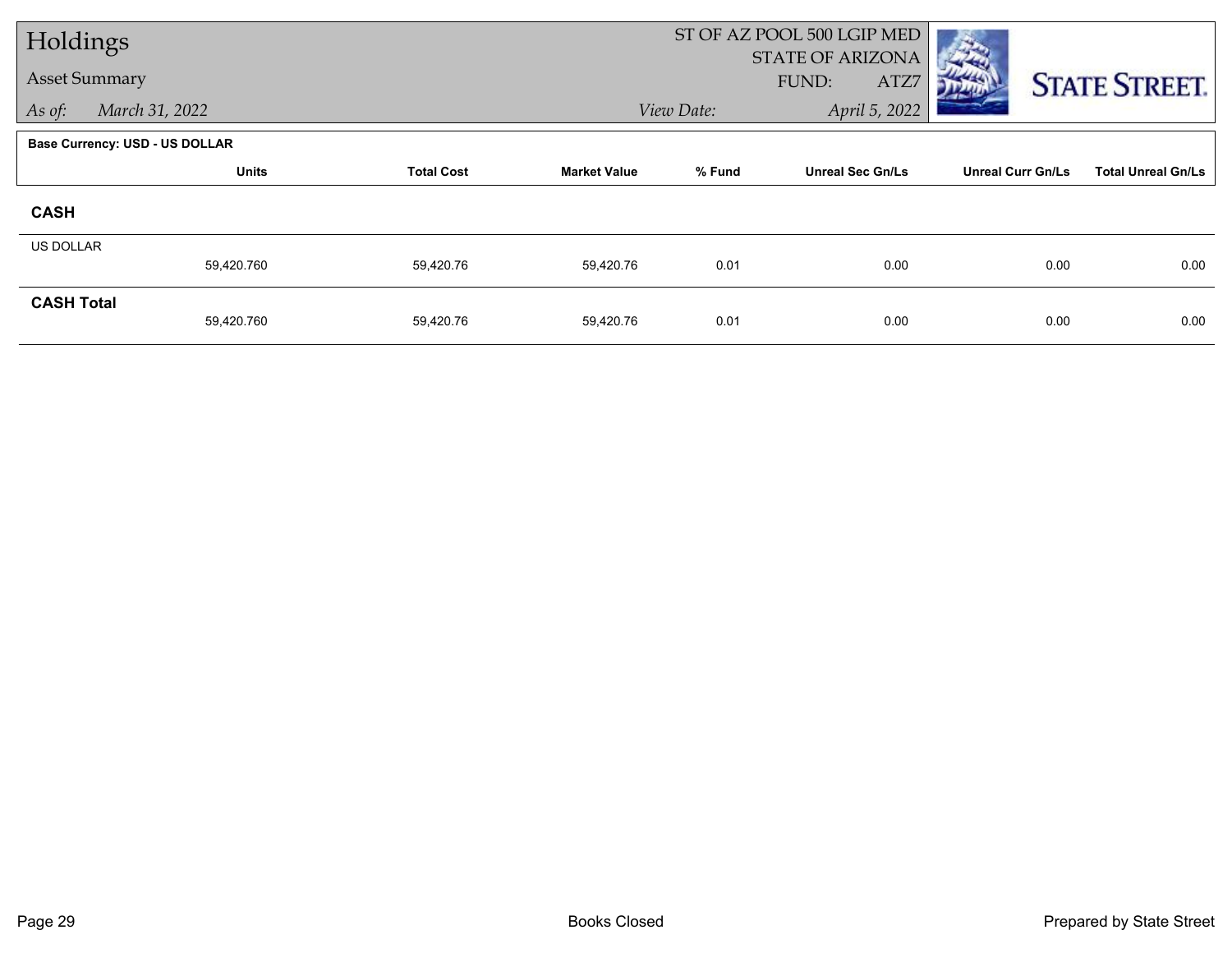# Holdings

**Asset Summary**

*As of:* March 31, 2022

ST OF AZ POOL 500 LGIP MED
STATE OF ARIZONA
FUND: ATZ7

*View Date:* April 5, 2022

**Base Currency: USD - US DOLLAR**

| | Units | Total Cost | Market Value | % Fund | Unreal Sec Gn/Ls | Unreal Curr Gn/Ls | Total Unreal Gn/Ls |
|---|---|---|---|---|---|---|---|
| **CASH** | | | | | | | |
| US DOLLAR | 59,420.760 | 59,420.76 | 59,420.76 | 0.01 | 0.00 | 0.00 | 0.00 |
| **CASH Total** | 59,420.760 | 59,420.76 | 59,420.76 | 0.01 | 0.00 | 0.00 | 0.00 |

Books Closed

Prepared by State Street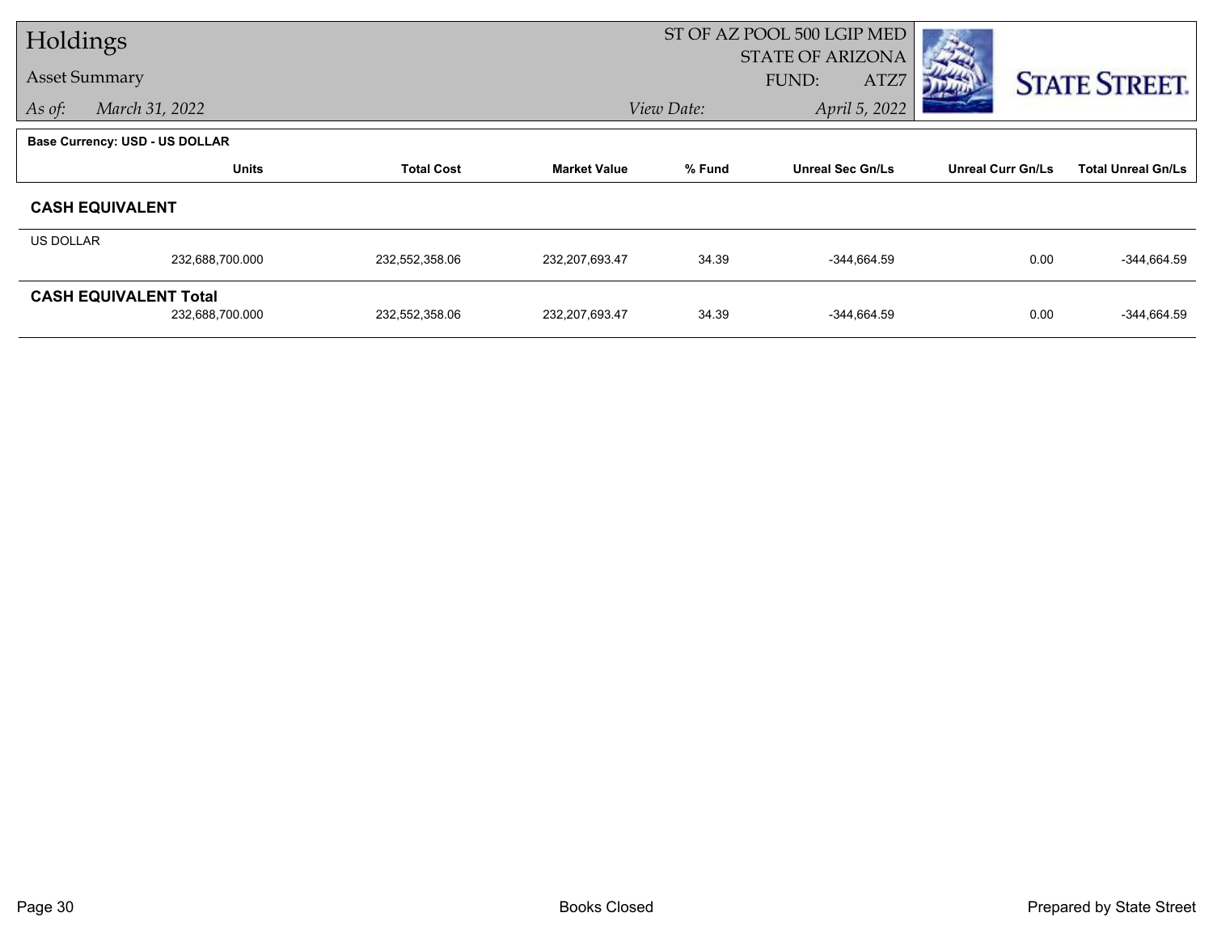# Holdings

## Asset Summary

*As of:* *March 31, 2022*

ST OF AZ POOL 500 LGIP MED
STATE OF ARIZONA
FUND: ATZ7

*View Date:* *April 5, 2022*

**Base Currency: USD - US DOLLAR**

| | Units | Total Cost | Market Value | % Fund | Unreal Sec Gn/Ls | Unreal Curr Gn/Ls | Total Unreal Gn/Ls |
|---|---|---|---|---|---|---|---|
| **CASH EQUIVALENT** | | | | | | | |
| US DOLLAR | 232,688,700.000 | 232,552,358.06 | 232,207,693.47 | 34.39 | -344,664.59 | 0.00 | -344,664.59 |
| **CASH EQUIVALENT Total** | 232,688,700.000 | 232,552,358.06 | 232,207,693.47 | 34.39 | -344,664.59 | 0.00 | -344,664.59 |

Books Closed

Prepared by State Street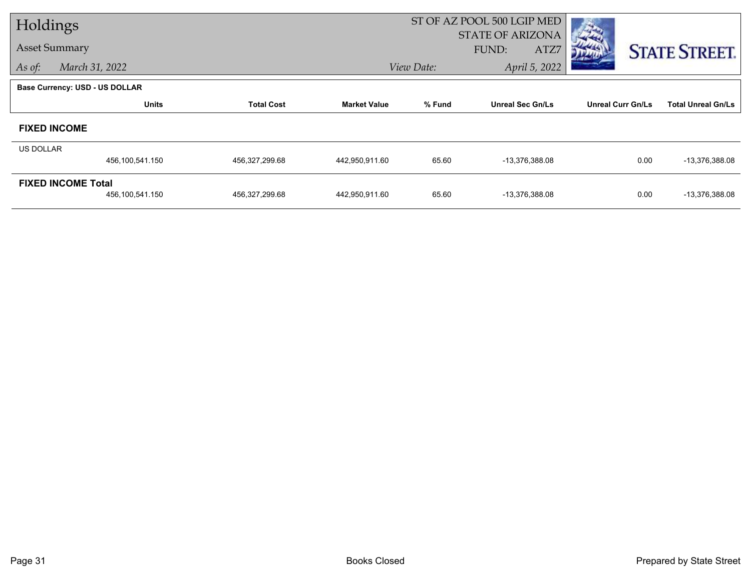# Holdings

Asset Summary

*As of:* *March 31, 2022*

ST OF AZ POOL 500 LGIP MED
STATE OF ARIZONA
FUND: ATZ7

*View Date:* *April 5, 2022*

STATE STREET.

**Base Currency: USD - US DOLLAR**

| | Units | Total Cost | Market Value | % Fund | Unreal Sec Gn/Ls | Unreal Curr Gn/Ls | Total Unreal Gn/Ls |
|---|---|---|---|---|---|---|---|
| **FIXED INCOME** | | | | | | | |
| US DOLLAR | 456,100,541.150 | 456,327,299.68 | 442,950,911.60 | 65.60 | -13,376,388.08 | 0.00 | -13,376,388.08 |
| **FIXED INCOME Total** | 456,100,541.150 | 456,327,299.68 | 442,950,911.60 | 65.60 | -13,376,388.08 | 0.00 | -13,376,388.08 |

Books Closed

Prepared by State Street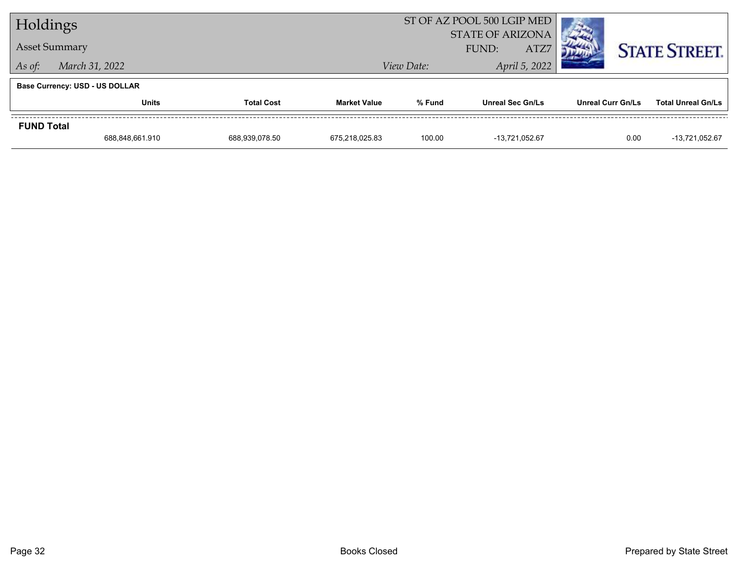# Holdings

**Asset Summary**

*As of:* March 31, 2022

ST OF AZ POOL 500 LGIP MED
STATE OF ARIZONA
FUND: ATZ7

*View Date:* April 5, 2022

STATE STREET.

**Base Currency: USD - US DOLLAR**

| | Units | Total Cost | Market Value | % Fund | Unreal Sec Gn/Ls | Unreal Curr Gn/Ls | Total Unreal Gn/Ls |
|---|---|---|---|---|---|---|---|
| **FUND Total** | | | | | | | |
| | 688,848,661.910 | 688,939,078.50 | 675,218,025.83 | 100.00 | -13,721,052.67 | 0.00 | -13,721,052.67 |

Books Closed

Prepared by State Street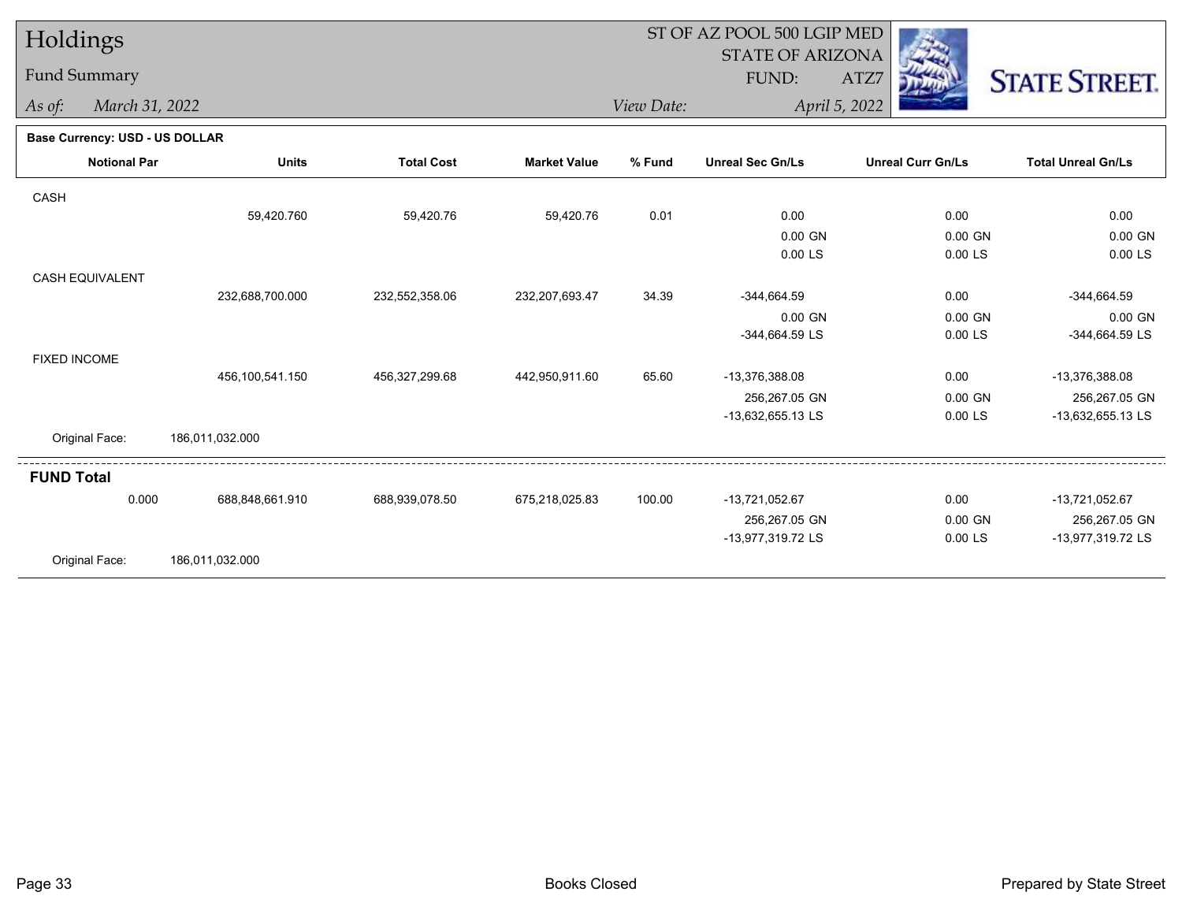# Holdings

Fund Summary

*As of:* *March 31, 2022*

ST OF AZ POOL 500 LGIP MED
STATE OF ARIZONA
FUND: ATZ7
*View Date:* *April 5, 2022*

**Base Currency: USD - US DOLLAR**

| Notional Par | Units | Total Cost | Market Value | % Fund | Unreal Sec Gn/Ls | Unreal Curr Gn/Ls | Total Unreal Gn/Ls |
|---|---|---|---|---|---|---|---|
| CASH | | | | | | | |
| | 59,420.760 | 59,420.76 | 59,420.76 | 0.01 | 0.00 | 0.00 | 0.00 |
| | | | | | 0.00 GN | 0.00 GN | 0.00 GN |
| | | | | | 0.00 LS | 0.00 LS | 0.00 LS |
| CASH EQUIVALENT | | | | | | | |
| | 232,688,700.000 | 232,552,358.06 | 232,207,693.47 | 34.39 | -344,664.59 | 0.00 | -344,664.59 |
| | | | | | 0.00 GN | 0.00 GN | 0.00 GN |
| | | | | | -344,664.59 LS | 0.00 LS | -344,664.59 LS |
| FIXED INCOME | | | | | | | |
| | 456,100,541.150 | 456,327,299.68 | 442,950,911.60 | 65.60 | -13,376,388.08 | 0.00 | -13,376,388.08 |
| | | | | | 256,267.05 GN | 0.00 GN | 256,267.05 GN |
| | | | | | -13,632,655.13 LS | 0.00 LS | -13,632,655.13 LS |
| Original Face: 186,011,032.000 | | | | | | | |
| **FUND Total** | | | | | | | |
| 0.000 | 688,848,661.910 | 688,939,078.50 | 675,218,025.83 | 100.00 | -13,721,052.67 | 0.00 | -13,721,052.67 |
| | | | | | 256,267.05 GN | 0.00 GN | 256,267.05 GN |
| | | | | | -13,977,319.72 LS | 0.00 LS | -13,977,319.72 LS |
| Original Face: 186,011,032.000 | | | | | | | |

Books Closed

Prepared by State Street